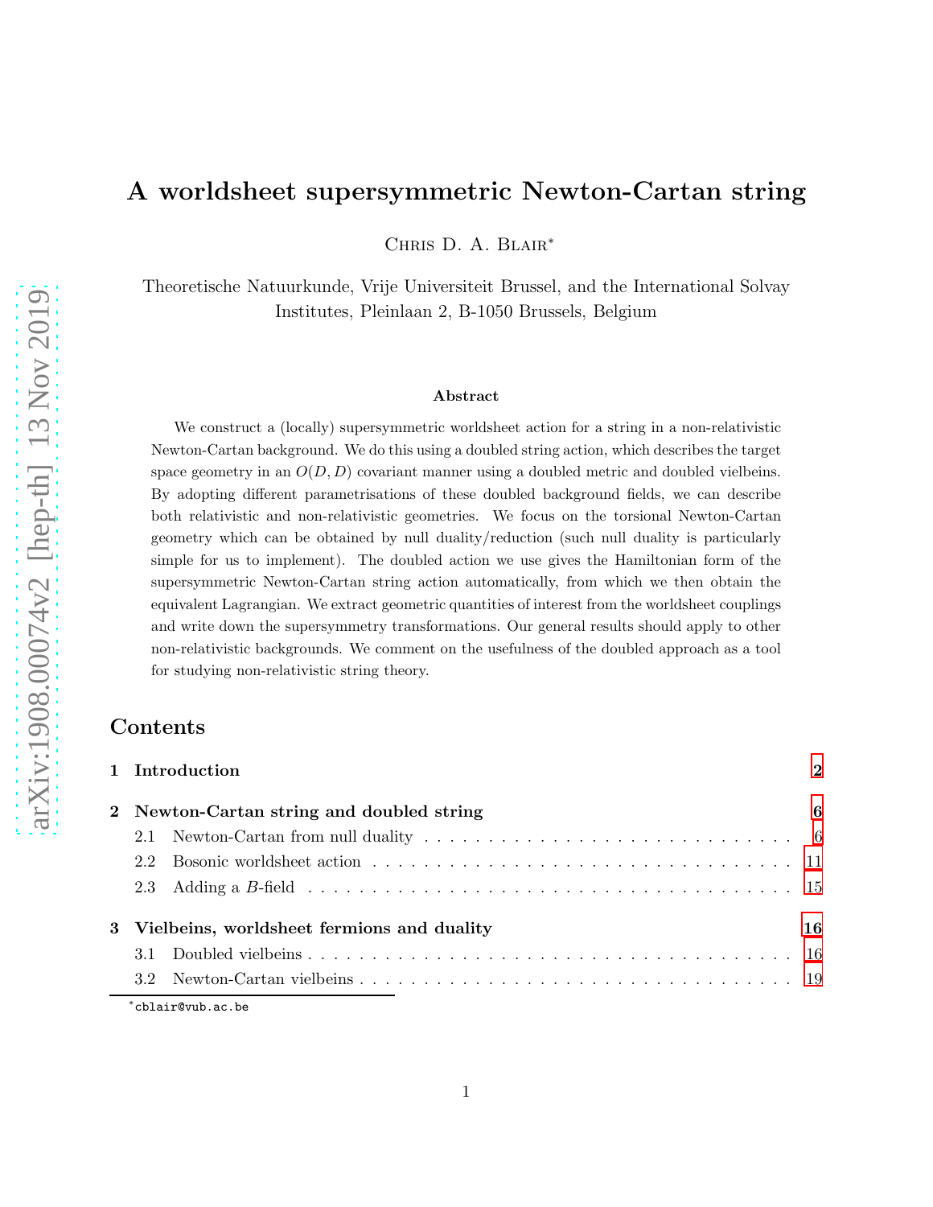# A worldsheet supersymmetric Newton-Cartan string

Chris D. A. Blair[*]

Theoretische Natuurkunde, Vrije Universiteit Brussel, and the International Solvay Institutes, Pleinlaan 2, B-1050 Brussels, Belgium

### Abstract

We construct a (locally) supersymmetric worldsheet action for a string in a non-relativistic Newton-Cartan background. We do this using a doubled string action, which describes the target space geometry in an $O(D,D)$ covariant manner using a doubled metric and doubled vielbeins. By adopting different parametrisations of these doubled background fields, we can describe both relativistic and non-relativistic geometries. We focus on the torsional Newton-Cartan geometry which can be obtained by null duality/reduction (such null duality is particularly simple for us to implement). The doubled action we use gives the Hamiltonian form of the supersymmetric Newton-Cartan string action automatically, from which we then obtain the equivalent Lagrangian. We extract geometric quantities of interest from the worldsheet couplings and write down the supersymmetry transformations. Our general results should apply to other non-relativistic backgrounds. We comment on the usefulness of the doubled approach as a tool for studying non-relativistic string theory.

## Contents

- **1 Introduction** — 2
- **2 Newton-Cartan string and doubled string** — 6
  - 2.1 Newton-Cartan from null duality — 6
  - 2.2 Bosonic worldsheet action — 11
  - 2.3 Adding a $B$-field — 15
- **3 Vielbeins, worldsheet fermions and duality** — 16
  - 3.1 Doubled vielbeins — 16
  - 3.2 Newton-Cartan vielbeins — 19

[*] cblair@vub.ac.be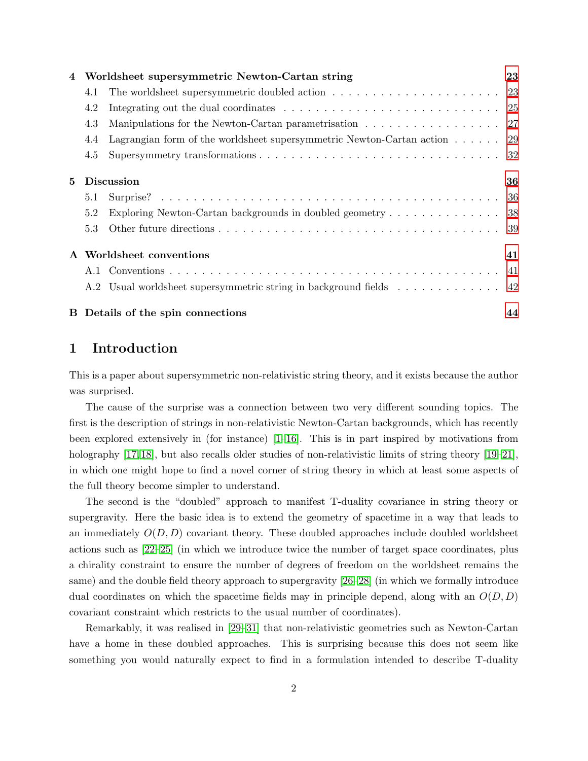| | | |
|---|---|---|
| **4** | **Worldsheet supersymmetric Newton-Cartan string** | **23** |
| 4.1 | The worldsheet supersymmetric doubled action | 23 |
| 4.2 | Integrating out the dual coordinates | 25 |
| 4.3 | Manipulations for the Newton-Cartan parametrisation | 27 |
| 4.4 | Lagrangian form of the worldsheet supersymmetric Newton-Cartan action | 29 |
| 4.5 | Supersymmetry transformations | 32 |
| **5** | **Discussion** | **36** |
| 5.1 | Surprise? | 36 |
| 5.2 | Exploring Newton-Cartan backgrounds in doubled geometry | 38 |
| 5.3 | Other future directions | 39 |
| **A** | **Worldsheet conventions** | **41** |
| A.1 | Conventions | 41 |
| A.2 | Usual worldsheet supersymmetric string in background fields | 42 |
| **B** | **Details of the spin connections** | **44** |

# 1 Introduction

This is a paper about supersymmetric non-relativistic string theory, and it exists because the author was surprised.

The cause of the surprise was a connection between two very different sounding topics. The first is the description of strings in non-relativistic Newton-Cartan backgrounds, which has recently been explored extensively in (for instance) [1–16]. This is in part inspired by motivations from holography [17, 18], but also recalls older studies of non-relativistic limits of string theory [19–21], in which one might hope to find a novel corner of string theory in which at least some aspects of the full theory become simpler to understand.

The second is the "doubled" approach to manifest T-duality covariance in string theory or supergravity. Here the basic idea is to extend the geometry of spacetime in a way that leads to an immediately $O(D, D)$ covariant theory. These doubled approaches include doubled worldsheet actions such as [22–25] (in which we introduce twice the number of target space coordinates, plus a chirality constraint to ensure the number of degrees of freedom on the worldsheet remains the same) and the double field theory approach to supergravity [26–28] (in which we formally introduce dual coordinates on which the spacetime fields may in principle depend, along with an $O(D, D)$ covariant constraint which restricts to the usual number of coordinates).

Remarkably, it was realised in [29–31] that non-relativistic geometries such as Newton-Cartan have a home in these doubled approaches. This is surprising because this does not seem like something you would naturally expect to find in a formulation intended to describe T-duality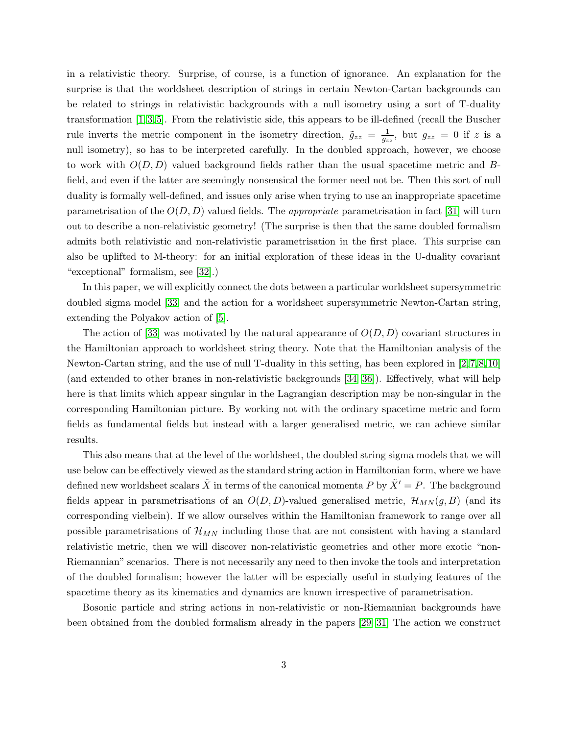in a relativistic theory. Surprise, of course, is a function of ignorance. An explanation for the surprise is that the worldsheet description of strings in certain Newton-Cartan backgrounds can be related to strings in relativistic backgrounds with a null isometry using a sort of T-duality transformation [1,3,5]. From the relativistic side, this appears to be ill-defined (recall the Buscher rule inverts the metric component in the isometry direction, $\tilde{g}_{zz} = \frac{1}{g_{zz}}$, but $g_{zz} = 0$ if $z$ is a null isometry), so has to be interpreted carefully. In the doubled approach, however, we choose to work with $O(D,D)$ valued background fields rather than the usual spacetime metric and $B$-field, and even if the latter are seemingly nonsensical the former need not be. Then this sort of null duality is formally well-defined, and issues only arise when trying to use an inappropriate spacetime parametrisation of the $O(D,D)$ valued fields. The *appropriate* parametrisation in fact [31] will turn out to describe a non-relativistic geometry! (The surprise is then that the same doubled formalism admits both relativistic and non-relativistic parametrisation in the first place. This surprise can also be uplifted to M-theory: for an initial exploration of these ideas in the U-duality covariant "exceptional" formalism, see [32].)

In this paper, we will explicitly connect the dots between a particular worldsheet supersymmetric doubled sigma model [33] and the action for a worldsheet supersymmetric Newton-Cartan string, extending the Polyakov action of [5].

The action of [33] was motivated by the natural appearance of $O(D,D)$ covariant structures in the Hamiltonian approach to worldsheet string theory. Note that the Hamiltonian analysis of the Newton-Cartan string, and the use of null T-duality in this setting, has been explored in [2,7,8,10] (and extended to other branes in non-relativistic backgrounds [34–36]). Effectively, what will help here is that limits which appear singular in the Lagrangian description may be non-singular in the corresponding Hamiltonian picture. By working not with the ordinary spacetime metric and form fields as fundamental fields but instead with a larger generalised metric, we can achieve similar results.

This also means that at the level of the worldsheet, the doubled string sigma models that we will use below can be effectively viewed as the standard string action in Hamiltonian form, where we have defined new worldsheet scalars $\tilde{X}$ in terms of the canonical momenta $P$ by $\tilde{X}' = P$. The background fields appear in parametrisations of an $O(D,D)$-valued generalised metric, $\mathcal{H}_{MN}(g,B)$ (and its corresponding vielbein). If we allow ourselves within the Hamiltonian framework to range over all possible parametrisations of $\mathcal{H}_{MN}$ including those that are not consistent with having a standard relativistic metric, then we will discover non-relativistic geometries and other more exotic "non-Riemannian" scenarios. There is not necessarily any need to then invoke the tools and interpretation of the doubled formalism; however the latter will be especially useful in studying features of the spacetime theory as its kinematics and dynamics are known irrespective of parametrisation.

Bosonic particle and string actions in non-relativistic or non-Riemannian backgrounds have been obtained from the doubled formalism already in the papers [29–31] The action we construct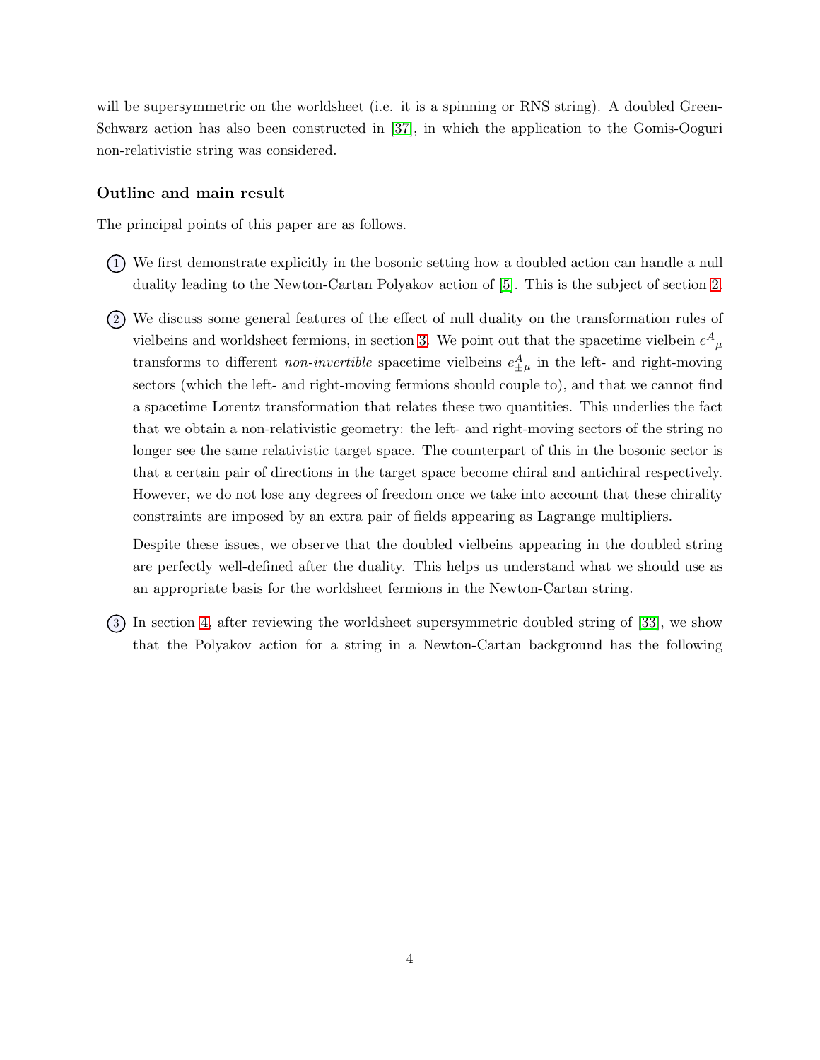will be supersymmetric on the worldsheet (i.e. it is a spinning or RNS string). A doubled Green-Schwarz action has also been constructed in [37], in which the application to the Gomis-Ooguri non-relativistic string was considered.

### Outline and main result

The principal points of this paper are as follows.

1. We first demonstrate explicitly in the bosonic setting how a doubled action can handle a null duality leading to the Newton-Cartan Polyakov action of [5]. This is the subject of section 2.

2. We discuss some general features of the effect of null duality on the transformation rules of vielbeins and worldsheet fermions, in section 3. We point out that the spacetime vielbein $e^A{}_\mu$ transforms to different *non-invertible* spacetime vielbeins $e^A_{\pm\mu}$ in the left- and right-moving sectors (which the left- and right-moving fermions should couple to), and that we cannot find a spacetime Lorentz transformation that relates these two quantities. This underlies the fact that we obtain a non-relativistic geometry: the left- and right-moving sectors of the string no longer see the same relativistic target space. The counterpart of this in the bosonic sector is that a certain pair of directions in the target space become chiral and antichiral respectively. However, we do not lose any degrees of freedom once we take into account that these chirality constraints are imposed by an extra pair of fields appearing as Lagrange multipliers.

   Despite these issues, we observe that the doubled vielbeins appearing in the doubled string are perfectly well-defined after the duality. This helps us understand what we should use as an appropriate basis for the worldsheet fermions in the Newton-Cartan string.

3. In section 4, after reviewing the worldsheet supersymmetric doubled string of [33], we show that the Polyakov action for a string in a Newton-Cartan background has the following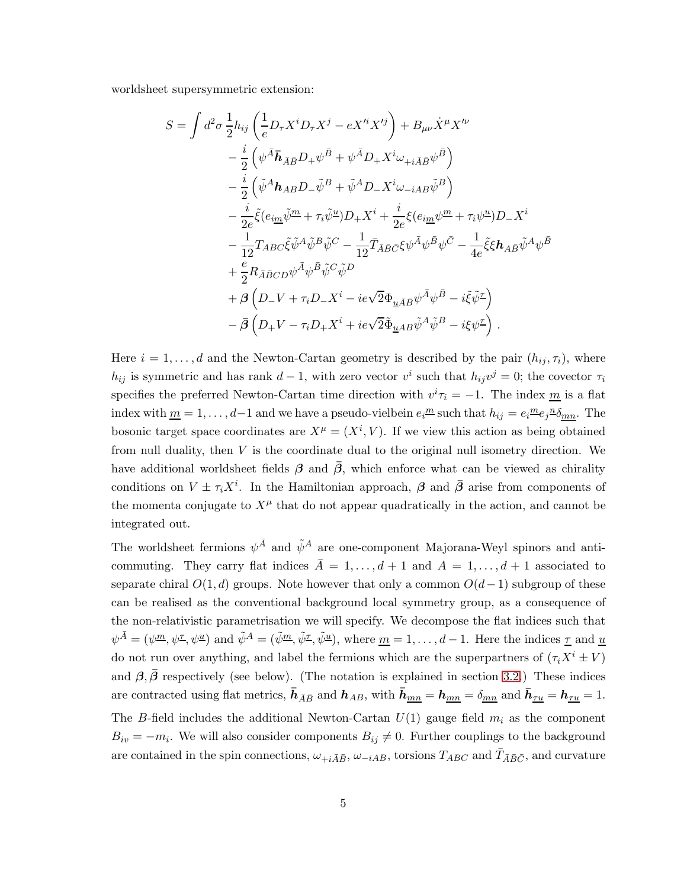worldsheet supersymmetric extension:

$$
\begin{aligned}
S = \int d^2\sigma \, \frac{1}{2} h_{ij} &\left( \frac{1}{e} D_\tau X^i D_\tau X^j - e X'^i X'^j \right) + B_{\mu\nu} \dot{X}^\mu X'^\nu \\
&- \frac{i}{2} \left( \psi^{\bar{A}} \bar{\boldsymbol{h}}_{\bar{A}\bar{B}} D_+ \psi^{\bar{B}} + \psi^{\bar{A}} D_+ X^i \omega_{+i\bar{A}\bar{B}} \psi^{\bar{B}} \right) \\
&- \frac{i}{2} \left( \tilde{\psi}^A \boldsymbol{h}_{AB} D_- \tilde{\psi}^B + \tilde{\psi}^A D_- X^i \omega_{-iAB} \tilde{\psi}^B \right) \\
&- \frac{i}{2e} \tilde{\xi} ( e_{i\underline{m}} \tilde{\psi}^{\underline{m}} + \tau_i \tilde{\psi}^{\underline{u}} ) D_+ X^i + \frac{i}{2e} \xi ( e_{i\underline{m}} \psi^{\underline{m}} + \tau_i \psi^{\underline{u}} ) D_- X^i \\
&- \frac{1}{12} T_{ABC} \tilde{\xi} \tilde{\psi}^A \tilde{\psi}^B \tilde{\psi}^C - \frac{1}{12} \bar{T}_{\bar{A}\bar{B}\bar{C}} \xi \psi^{\bar{A}} \psi^{\bar{B}} \psi^{\bar{C}} - \frac{1}{4e} \tilde{\xi} \xi \boldsymbol{h}_{A\bar{B}} \tilde{\psi}^A \psi^{\bar{B}} \\
&+ \frac{e}{2} R_{\bar{A}\bar{B}CD} \psi^{\bar{A}} \psi^{\bar{B}} \tilde{\psi}^C \tilde{\psi}^D \\
&+ \boldsymbol{\beta} \left( D_- V + \tau_i D_- X^i - i e \sqrt{2} \Phi_{\underline{u}\bar{A}\bar{B}} \psi^{\bar{A}} \psi^{\bar{B}} - i \tilde{\xi} \tilde{\psi}^{\underline{\tau}} \right) \\
&- \bar{\boldsymbol{\beta}} \left( D_+ V - \tau_i D_+ X^i + i e \sqrt{2} \tilde{\Phi}_{\underline{u}AB} \tilde{\psi}^A \tilde{\psi}^B - i \xi \psi^{\underline{\tau}} \right) .
\end{aligned}
$$

Here $i = 1, \ldots, d$ and the Newton-Cartan geometry is described by the pair $(h_{ij}, \tau_i)$, where $h_{ij}$ is symmetric and has rank $d-1$, with zero vector $v^i$ such that $h_{ij} v^j = 0$; the covector $\tau_i$ specifies the preferred Newton-Cartan time direction with $v^i \tau_i = -1$. The index $\underline{m}$ is a flat index with $\underline{m} = 1, \ldots, d-1$ and we have a pseudo-vielbein $e_i{}^{\underline{m}}$ such that $h_{ij} = e_i{}^{\underline{m}} e_j{}^{\underline{n}} \delta_{\underline{mn}}$. The bosonic target space coordinates are $X^\mu = (X^i, V)$. If we view this action as being obtained from null duality, then $V$ is the coordinate dual to the original null isometry direction. We have additional worldsheet fields $\boldsymbol{\beta}$ and $\bar{\boldsymbol{\beta}}$, which enforce what can be viewed as chirality conditions on $V \pm \tau_i X^i$. In the Hamiltonian approach, $\boldsymbol{\beta}$ and $\bar{\boldsymbol{\beta}}$ arise from components of the momenta conjugate to $X^\mu$ that do not appear quadratically in the action, and cannot be integrated out.

The worldsheet fermions $\psi^{\bar{A}}$ and $\tilde{\psi}^A$ are one-component Majorana-Weyl spinors and anti-commuting. They carry flat indices $\bar{A} = 1, \ldots, d+1$ and $A = 1, \ldots, d+1$ associated to separate chiral $O(1,d)$ groups. Note however that only a common $O(d-1)$ subgroup of these can be realised as the conventional background local symmetry group, as a consequence of the non-relativistic parametrisation we will specify. We decompose the flat indices such that $\psi^{\bar{A}} = (\psi^{\underline{m}}, \psi^{\underline{\tau}}, \psi^{\underline{u}})$ and $\tilde{\psi}^A = (\tilde{\psi}^{\underline{m}}, \tilde{\psi}^{\underline{\tau}}, \tilde{\psi}^{\underline{u}})$, where $\underline{m} = 1, \ldots, d-1$. Here the indices $\underline{\tau}$ and $\underline{u}$ do not run over anything, and label the fermions which are the superpartners of $(\tau_i X^i \pm V)$ and $\boldsymbol{\beta}, \bar{\boldsymbol{\beta}}$ respectively (see below). (The notation is explained in section 3.2.) These indices are contracted using flat metrics, $\bar{\boldsymbol{h}}_{\bar{A}\bar{B}}$ and $\boldsymbol{h}_{AB}$, with $\bar{\boldsymbol{h}}_{\underline{mn}} = \boldsymbol{h}_{\underline{mn}} = \delta_{\underline{mn}}$ and $\bar{\boldsymbol{h}}_{\underline{\tau u}} = \boldsymbol{h}_{\underline{\tau u}} = 1$.

The $B$-field includes the additional Newton-Cartan $U(1)$ gauge field $m_i$ as the component $B_{iv} = -m_i$. We will also consider components $B_{ij} \neq 0$. Further couplings to the background are contained in the spin connections, $\omega_{+i\bar{A}\bar{B}}$, $\omega_{-iAB}$, torsions $T_{ABC}$ and $\bar{T}_{\bar{A}\bar{B}\bar{C}}$, and curvature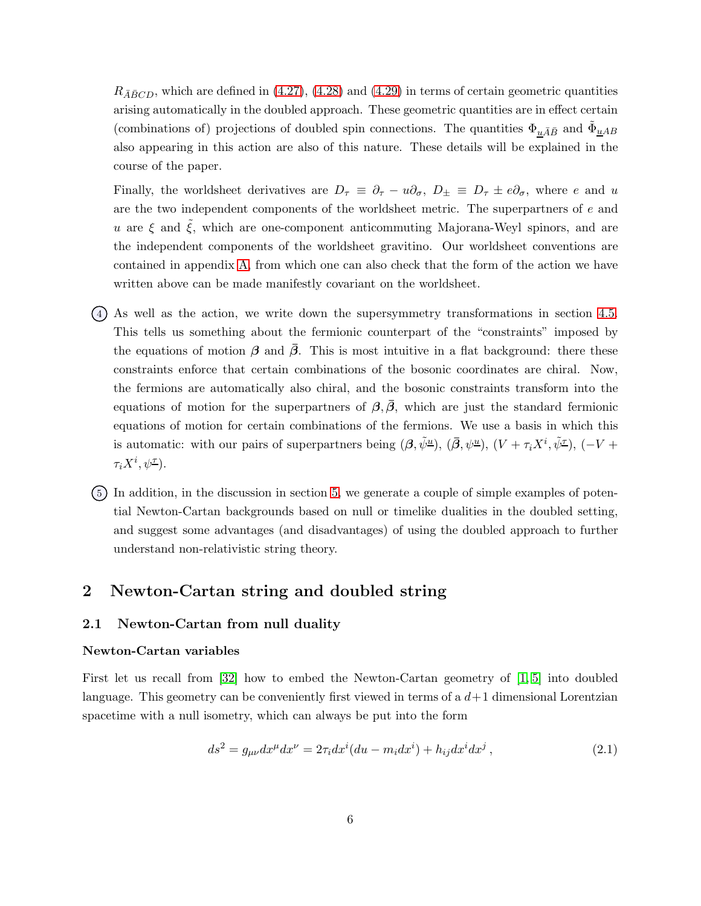$R_{\bar{A}\bar{B}CD}$, which are defined in (4.27), (4.28) and (4.29) in terms of certain geometric quantities arising automatically in the doubled approach. These geometric quantities are in effect certain (combinations of) projections of doubled spin connections. The quantities $\Phi_{\underline{u}\bar{A}\bar{B}}$ and $\tilde{\Phi}_{\underline{u}AB}$ also appearing in this action are also of this nature. These details will be explained in the course of the paper.

Finally, the worldsheet derivatives are $D_\tau \equiv \partial_\tau - u\partial_\sigma$, $D_\pm \equiv D_\tau \pm e\partial_\sigma$, where $e$ and $u$ are the two independent components of the worldsheet metric. The superpartners of $e$ and $u$ are $\xi$ and $\tilde{\xi}$, which are one-component anticommuting Majorana-Weyl spinors, and are the independent components of the worldsheet gravitino. Our worldsheet conventions are contained in appendix A, from which one can also check that the form of the action we have written above can be made manifestly covariant on the worldsheet.

4. As well as the action, we write down the supersymmetry transformations in section 4.5. This tells us something about the fermionic counterpart of the "constraints" imposed by the equations of motion $\boldsymbol{\beta}$ and $\bar{\boldsymbol{\beta}}$. This is most intuitive in a flat background: there these constraints enforce that certain combinations of the bosonic coordinates are chiral. Now, the fermions are automatically also chiral, and the bosonic constraints transform into the equations of motion for the superpartners of $\boldsymbol{\beta}, \bar{\boldsymbol{\beta}}$, which are just the standard fermionic equations of motion for certain combinations of the fermions. We use a basis in which this is automatic: with our pairs of superpartners being $(\boldsymbol{\beta}, \tilde{\psi}^{\underline{u}})$, $(\bar{\boldsymbol{\beta}}, \psi^{\underline{u}})$, $(V + \tau_i X^i, \tilde{\psi}^{\underline{\tau}})$, $(-V + \tau_i X^i, \psi^{\underline{\tau}})$.

5. In addition, in the discussion in section 5, we generate a couple of simple examples of potential Newton-Cartan backgrounds based on null or timelike dualities in the doubled setting, and suggest some advantages (and disadvantages) of using the doubled approach to further understand non-relativistic string theory.

## 2 Newton-Cartan string and doubled string

### 2.1 Newton-Cartan from null duality

#### Newton-Cartan variables

First let us recall from [32] how to embed the Newton-Cartan geometry of [1, 5] into doubled language. This geometry can be conveniently first viewed in terms of a $d+1$ dimensional Lorentzian spacetime with a null isometry, which can always be put into the form

$$ds^2 = g_{\mu\nu} dx^\mu dx^\nu = 2\tau_i dx^i (du - m_i dx^i) + h_{ij} dx^i dx^j \,, \tag{2.1}$$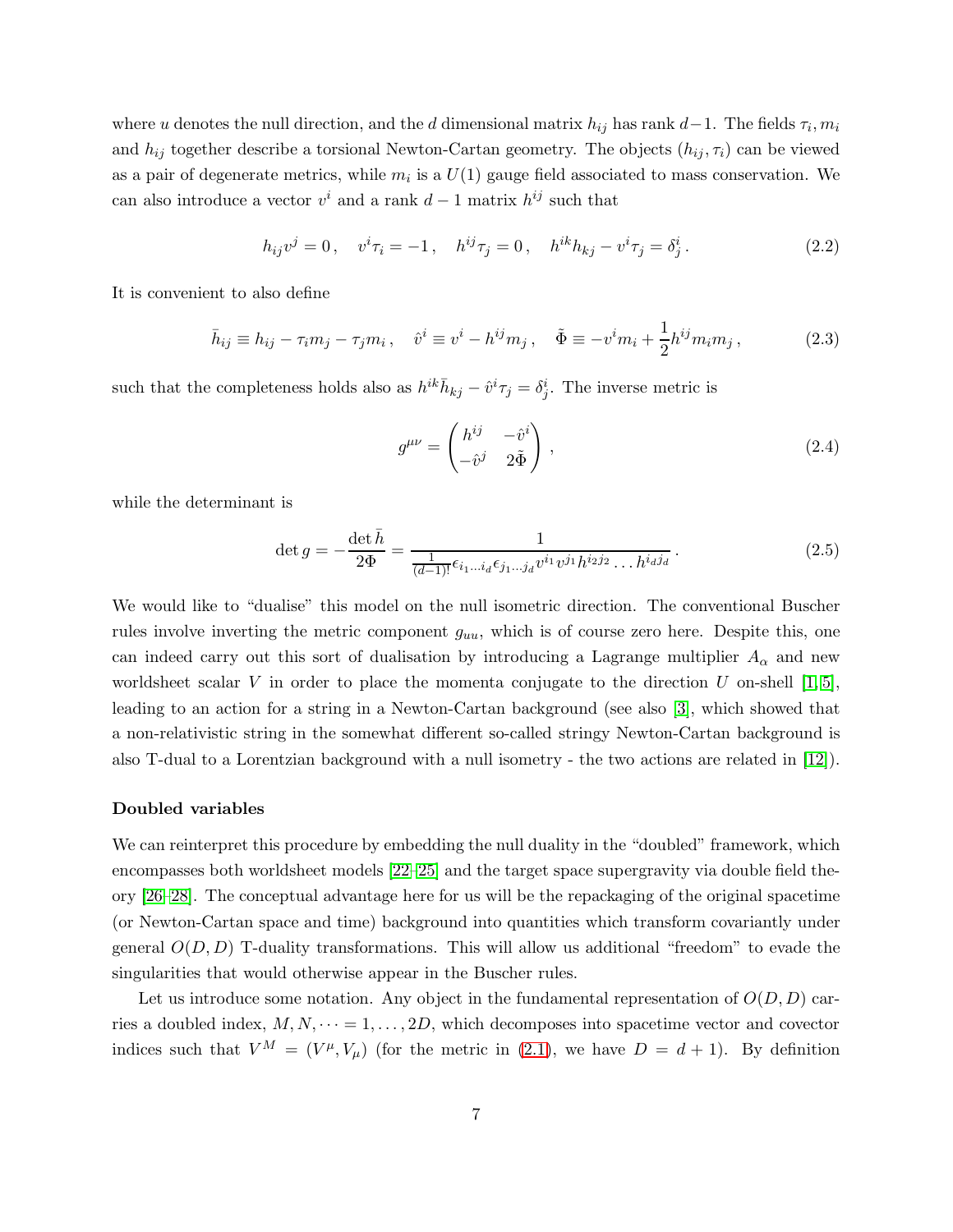where $u$ denotes the null direction, and the $d$ dimensional matrix $h_{ij}$ has rank $d-1$. The fields $\tau_i, m_i$ and $h_{ij}$ together describe a torsional Newton-Cartan geometry. The objects $(h_{ij}, \tau_i)$ can be viewed as a pair of degenerate metrics, while $m_i$ is a $U(1)$ gauge field associated to mass conservation. We can also introduce a vector $v^i$ and a rank $d-1$ matrix $h^{ij}$ such that

$$h_{ij} v^j = 0 \,, \quad v^i \tau_i = -1 \,, \quad h^{ij} \tau_j = 0 \,, \quad h^{ik} h_{kj} - v^i \tau_j = \delta^i_j \,. \tag{2.2}$$

It is convenient to also define

$$\bar{h}_{ij} \equiv h_{ij} - \tau_i m_j - \tau_j m_i \,, \quad \hat{v}^i \equiv v^i - h^{ij} m_j \,, \quad \tilde{\Phi} \equiv -v^i m_i + \frac{1}{2} h^{ij} m_i m_j \,, \tag{2.3}$$

such that the completeness holds also as $h^{ik} \bar{h}_{kj} - \hat{v}^i \tau_j = \delta^i_j$. The inverse metric is

$$g^{\mu\nu} = \begin{pmatrix} h^{ij} & -\hat{v}^i \\ -\hat{v}^j & 2\tilde{\Phi} \end{pmatrix} \,, \tag{2.4}$$

while the determinant is

$$\det g = -\frac{\det \bar{h}}{2\Phi} = \frac{1}{\frac{1}{(d-1)!} \epsilon_{i_1 \dots i_d} \epsilon_{j_1 \dots j_d} v^{i_1} v^{j_1} h^{i_2 j_2} \dots h^{i_d j_d}} \,. \tag{2.5}$$

We would like to "dualise" this model on the null isometric direction. The conventional Buscher rules involve inverting the metric component $g_{uu}$, which is of course zero here. Despite this, one can indeed carry out this sort of dualisation by introducing a Lagrange multiplier $A_\alpha$ and new worldsheet scalar $V$ in order to place the momenta conjugate to the direction $U$ on-shell [1, 5], leading to an action for a string in a Newton-Cartan background (see also [3], which showed that a non-relativistic string in the somewhat different so-called stringy Newton-Cartan background is also T-dual to a Lorentzian background with a null isometry - the two actions are related in [12]).

**Doubled variables**

We can reinterpret this procedure by embedding the null duality in the "doubled" framework, which encompasses both worldsheet models [22–25] and the target space supergravity via double field theory [26–28]. The conceptual advantage here for us will be the repackaging of the original spacetime (or Newton-Cartan space and time) background into quantities which transform covariantly under general $O(D, D)$ T-duality transformations. This will allow us additional "freedom" to evade the singularities that would otherwise appear in the Buscher rules.

Let us introduce some notation. Any object in the fundamental representation of $O(D, D)$ carries a doubled index, $M, N, \dots = 1, \dots, 2D$, which decomposes into spacetime vector and covector indices such that $V^M = (V^\mu, V_\mu)$ (for the metric in (2.1), we have $D = d + 1$). By definition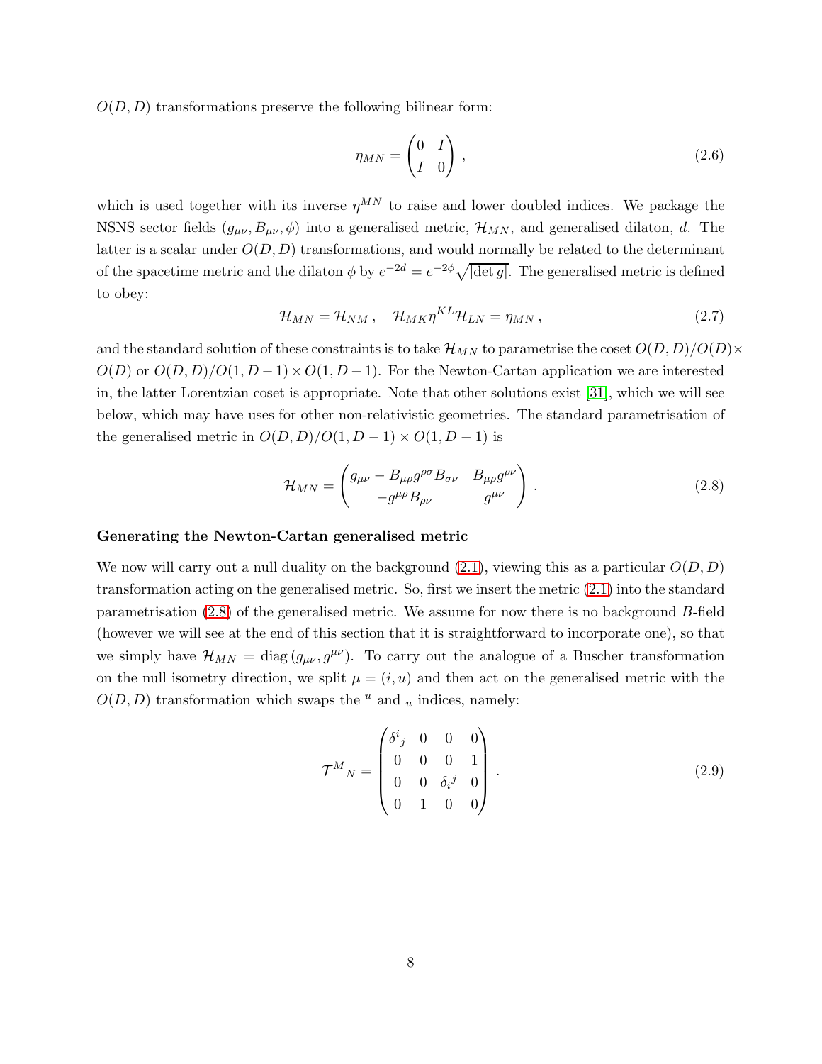$O(D,D)$ transformations preserve the following bilinear form:

$$
\eta_{MN} = \begin{pmatrix} 0 & I \\ I & 0 \end{pmatrix} , \tag{2.6}
$$

which is used together with its inverse $\eta^{MN}$ to raise and lower doubled indices. We package the NSNS sector fields $(g_{\mu\nu}, B_{\mu\nu}, \phi)$ into a generalised metric, $\mathcal{H}_{MN}$, and generalised dilaton, $d$. The latter is a scalar under $O(D,D)$ transformations, and would normally be related to the determinant of the spacetime metric and the dilaton $\phi$ by $e^{-2d} = e^{-2\phi}\sqrt{|\det g|}$. The generalised metric is defined to obey:

$$
\mathcal{H}_{MN} = \mathcal{H}_{NM} \, , \quad \mathcal{H}_{MK}\eta^{KL}\mathcal{H}_{LN} = \eta_{MN} \, , \tag{2.7}
$$

and the standard solution of these constraints is to take $\mathcal{H}_{MN}$ to parametrise the coset $O(D,D)/O(D)\times O(D)$ or $O(D,D)/O(1,D-1)\times O(1,D-1)$. For the Newton-Cartan application we are interested in, the latter Lorentzian coset is appropriate. Note that other solutions exist [31], which we will see below, which may have uses for other non-relativistic geometries. The standard parametrisation of the generalised metric in $O(D,D)/O(1,D-1)\times O(1,D-1)$ is

$$
\mathcal{H}_{MN} = \begin{pmatrix} g_{\mu\nu} - B_{\mu\rho}g^{\rho\sigma}B_{\sigma\nu} & B_{\mu\rho}g^{\rho\nu} \\ -g^{\mu\rho}B_{\rho\nu} & g^{\mu\nu} \end{pmatrix} . \tag{2.8}
$$

**Generating the Newton-Cartan generalised metric**

We now will carry out a null duality on the background (2.1), viewing this as a particular $O(D,D)$ transformation acting on the generalised metric. So, first we insert the metric (2.1) into the standard parametrisation (2.8) of the generalised metric. We assume for now there is no background $B$-field (however we will see at the end of this section that it is straightforward to incorporate one), so that we simply have $\mathcal{H}_{MN} = \mathrm{diag}\,(g_{\mu\nu}, g^{\mu\nu})$. To carry out the analogue of a Buscher transformation on the null isometry direction, we split $\mu = (i,u)$ and then act on the generalised metric with the $O(D,D)$ transformation which swaps the ${}^u$ and ${}_u$ indices, namely:

$$
\mathcal{T}^M{}_N = \begin{pmatrix} \delta^i{}_j & 0 & 0 & 0 \\ 0 & 0 & 0 & 1 \\ 0 & 0 & \delta_i{}^j & 0 \\ 0 & 1 & 0 & 0 \end{pmatrix} . \tag{2.9}
$$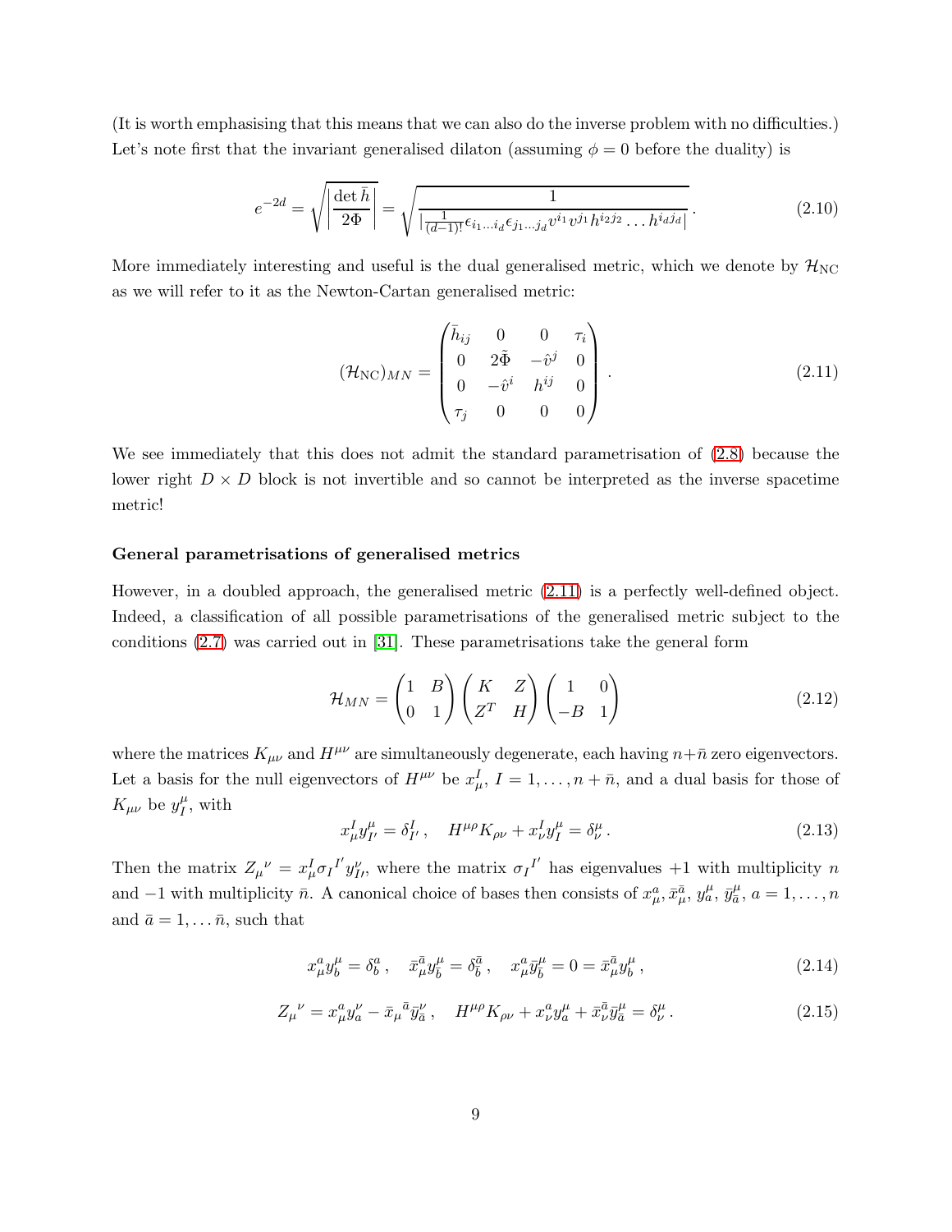(It is worth emphasising that this means that we can also do the inverse problem with no difficulties.) Let's note first that the invariant generalised dilaton (assuming $\phi = 0$ before the duality) is

$$e^{-2d} = \sqrt{\left|\frac{\det \bar{h}}{2\Phi}\right|} = \sqrt{\frac{1}{|\frac{1}{(d-1)!}\epsilon_{i_1\ldots i_d}\epsilon_{j_1\ldots j_d}v^{i_1}v^{j_1}h^{i_2j_2}\ldots h^{i_dj_d}|}}\,. \tag{2.10}$$

More immediately interesting and useful is the dual generalised metric, which we denote by $\mathcal{H}_{\text{NC}}$ as we will refer to it as the Newton-Cartan generalised metric:

$$(\mathcal{H}_{\text{NC}})_{MN} = \begin{pmatrix} \bar{h}_{ij} & 0 & 0 & \tau_i \\ 0 & 2\tilde{\Phi} & -\hat{v}^j & 0 \\ 0 & -\hat{v}^i & h^{ij} & 0 \\ \tau_j & 0 & 0 & 0 \end{pmatrix}\,. \tag{2.11}$$

We see immediately that this does not admit the standard parametrisation of (2.8) because the lower right $D \times D$ block is not invertible and so cannot be interpreted as the inverse spacetime metric!

**General parametrisations of generalised metrics**

However, in a doubled approach, the generalised metric (2.11) is a perfectly well-defined object. Indeed, a classification of all possible parametrisations of the generalised metric subject to the conditions (2.7) was carried out in [31]. These parametrisations take the general form

$$\mathcal{H}_{MN} = \begin{pmatrix} 1 & B \\ 0 & 1 \end{pmatrix}\begin{pmatrix} K & Z \\ Z^T & H \end{pmatrix}\begin{pmatrix} 1 & 0 \\ -B & 1 \end{pmatrix} \tag{2.12}$$

where the matrices $K_{\mu\nu}$ and $H^{\mu\nu}$ are simultaneously degenerate, each having $n+\bar{n}$ zero eigenvectors. Let a basis for the null eigenvectors of $H^{\mu\nu}$ be $x^I_\mu$, $I = 1, \ldots, n+\bar{n}$, and a dual basis for those of $K_{\mu\nu}$ be $y^\mu_I$, with

$$x^I_\mu y^\mu_{I'} = \delta^I_{I'}\,, \quad H^{\mu\rho}K_{\rho\nu} + x^I_\nu y^\mu_I = \delta^\mu_\nu\,. \tag{2.13}$$

Then the matrix $Z_\mu{}^\nu = x^I_\mu \sigma_I{}^{I'} y^\nu_{I'}$, where the matrix $\sigma_I{}^{I'}$ has eigenvalues $+1$ with multiplicity $n$ and $-1$ with multiplicity $\bar{n}$. A canonical choice of bases then consists of $x^a_\mu, \bar{x}^{\bar{a}}_\mu, y^\mu_a, \bar{y}^\mu_{\bar{a}}$, $a = 1, \ldots, n$ and $\bar{a} = 1, \ldots \bar{n}$, such that

$$x^a_\mu y^\mu_b = \delta^a_b\,, \quad \bar{x}^{\bar{a}}_\mu \bar{y}^\mu_{\bar{b}} = \delta^{\bar{a}}_{\bar{b}}\,, \quad x^a_\mu \bar{y}^\mu_{\bar{b}} = 0 = \bar{x}^{\bar{a}}_\mu y^\mu_b\,, \tag{2.14}$$

$$Z_\mu{}^\nu = x^a_\mu y^\nu_a - \bar{x}_\mu{}^{\bar{a}} \bar{y}^\nu_{\bar{a}}\,, \quad H^{\mu\rho}K_{\rho\nu} + x^a_\nu y^\mu_a + \bar{x}^{\bar{a}}_\nu \bar{y}^\mu_{\bar{a}} = \delta^\mu_\nu\,. \tag{2.15}$$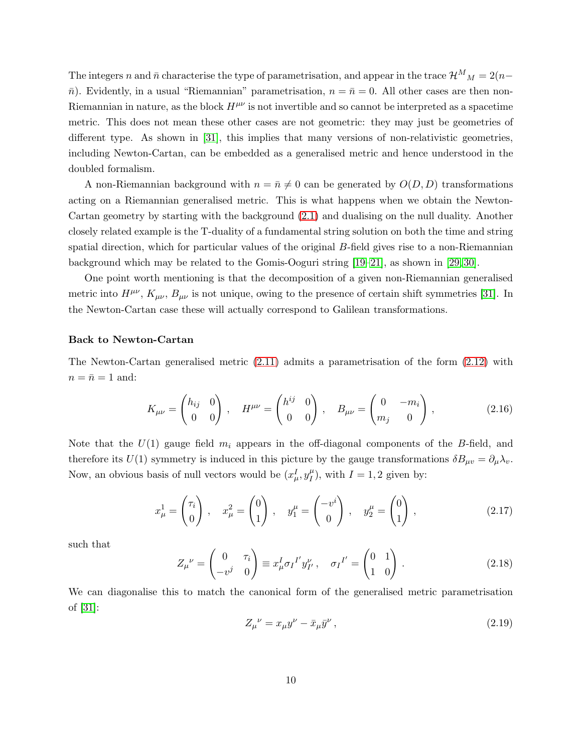The integers $n$ and $\bar{n}$ characterise the type of parametrisation, and appear in the trace $\mathcal{H}^M{}_M = 2(n-\bar{n})$. Evidently, in a usual "Riemannian" parametrisation, $n = \bar{n} = 0$. All other cases are then non-Riemannian in nature, as the block $H^{\mu\nu}$ is not invertible and so cannot be interpreted as a spacetime metric. This does not mean these other cases are not geometric: they may just be geometries of different type. As shown in [31], this implies that many versions of non-relativistic geometries, including Newton-Cartan, can be embedded as a generalised metric and hence understood in the doubled formalism.

A non-Riemannian background with $n = \bar{n} \neq 0$ can be generated by $O(D, D)$ transformations acting on a Riemannian generalised metric. This is what happens when we obtain the Newton-Cartan geometry by starting with the background (2.1) and dualising on the null duality. Another closely related example is the T-duality of a fundamental string solution on both the time and string spatial direction, which for particular values of the original $B$-field gives rise to a non-Riemannian background which may be related to the Gomis-Ooguri string [19–21], as shown in [29, 30].

One point worth mentioning is that the decomposition of a given non-Riemannian generalised metric into $H^{\mu\nu}$, $K_{\mu\nu}$, $B_{\mu\nu}$ is not unique, owing to the presence of certain shift symmetries [31]. In the Newton-Cartan case these will actually correspond to Galilean transformations.

**Back to Newton-Cartan**

The Newton-Cartan generalised metric (2.11) admits a parametrisation of the form (2.12) with $n = \bar{n} = 1$ and:

$$
K_{\mu\nu} = \begin{pmatrix} h_{ij} & 0 \\ 0 & 0 \end{pmatrix} , \quad H^{\mu\nu} = \begin{pmatrix} h^{ij} & 0 \\ 0 & 0 \end{pmatrix} , \quad B_{\mu\nu} = \begin{pmatrix} 0 & -m_i \\ m_j & 0 \end{pmatrix} , \tag{2.16}
$$

Note that the $U(1)$ gauge field $m_i$ appears in the off-diagonal components of the $B$-field, and therefore its $U(1)$ symmetry is induced in this picture by the gauge transformations $\delta B_{\mu v} = \partial_\mu \lambda_v$. Now, an obvious basis of null vectors would be $(x^I_\mu, y^\mu_I)$, with $I = 1, 2$ given by:

$$
x^1_\mu = \begin{pmatrix} \tau_i \\ 0 \end{pmatrix} , \quad x^2_\mu = \begin{pmatrix} 0 \\ 1 \end{pmatrix} , \quad y^\mu_1 = \begin{pmatrix} -v^i \\ 0 \end{pmatrix} , \quad y^\mu_2 = \begin{pmatrix} 0 \\ 1 \end{pmatrix} , \tag{2.17}
$$

such that

$$
Z_\mu{}^\nu = \begin{pmatrix} 0 & \tau_i \\ -v^j & 0 \end{pmatrix} \equiv x^I_\mu \sigma_I{}^{I'} y^\nu_{I'} , \quad \sigma_I{}^{I'} = \begin{pmatrix} 0 & 1 \\ 1 & 0 \end{pmatrix} . \tag{2.18}
$$

We can diagonalise this to match the canonical form of the generalised metric parametrisation of [31]:

$$
Z_\mu{}^\nu = x_\mu y^\nu - \bar{x}_\mu \bar{y}^\nu , \tag{2.19}
$$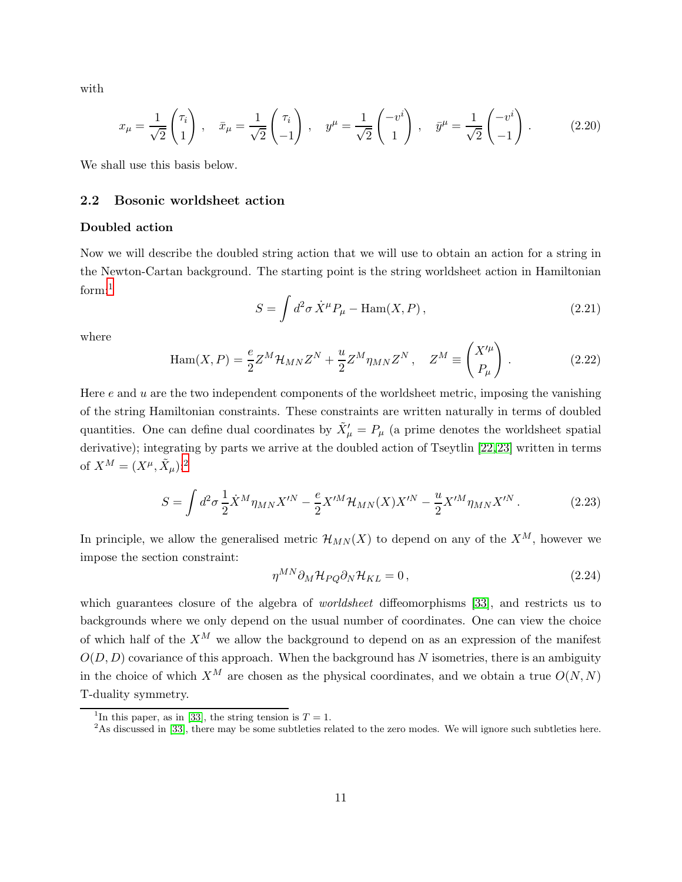with

$$x_\mu = \frac{1}{\sqrt{2}}\begin{pmatrix} \tau_i \\ 1 \end{pmatrix}, \quad \bar{x}_\mu = \frac{1}{\sqrt{2}}\begin{pmatrix} \tau_i \\ -1 \end{pmatrix}, \quad y^\mu = \frac{1}{\sqrt{2}}\begin{pmatrix} -v^i \\ 1 \end{pmatrix}, \quad \bar{y}^\mu = \frac{1}{\sqrt{2}}\begin{pmatrix} -v^i \\ -1 \end{pmatrix}. \tag{2.20}$$

We shall use this basis below.

## 2.2 Bosonic worldsheet action

### Doubled action

Now we will describe the doubled string action that we will use to obtain an action for a string in the Newton-Cartan background. The starting point is the string worldsheet action in Hamiltonian form:[1]

$$S = \int d^2\sigma\, \dot{X}^\mu P_\mu - \mathrm{Ham}(X,P)\,, \tag{2.21}$$

where

$$\mathrm{Ham}(X,P) = \frac{e}{2} Z^M \mathcal{H}_{MN} Z^N + \frac{u}{2} Z^M \eta_{MN} Z^N\,, \quad Z^M \equiv \begin{pmatrix} X'^\mu \\ P_\mu \end{pmatrix}. \tag{2.22}$$

Here $e$ and $u$ are the two independent components of the worldsheet metric, imposing the vanishing of the string Hamiltonian constraints. These constraints are written naturally in terms of doubled quantities. One can define dual coordinates by $\tilde{X}'_\mu = P_\mu$ (a prime denotes the worldsheet spatial derivative); integrating by parts we arrive at the doubled action of Tseytlin [22,23] written in terms of $X^M = (X^\mu, \tilde{X}_\mu)$:[2]

$$S = \int d^2\sigma\, \frac{1}{2}\dot{X}^M \eta_{MN} X'^N - \frac{e}{2} X'^M \mathcal{H}_{MN}(X) X'^N - \frac{u}{2} X'^M \eta_{MN} X'^N\,. \tag{2.23}$$

In principle, we allow the generalised metric $\mathcal{H}_{MN}(X)$ to depend on any of the $X^M$, however we impose the section constraint:

$$\eta^{MN}\partial_M \mathcal{H}_{PQ} \partial_N \mathcal{H}_{KL} = 0\,, \tag{2.24}$$

which guarantees closure of the algebra of *worldsheet* diffeomorphisms [33], and restricts us to backgrounds where we only depend on the usual number of coordinates. One can view the choice of which half of the $X^M$ we allow the background to depend on as an expression of the manifest $O(D,D)$ covariance of this approach. When the background has $N$ isometries, there is an ambiguity in the choice of which $X^M$ are chosen as the physical coordinates, and we obtain a true $O(N,N)$ T-duality symmetry.

[1] In this paper, as in [33], the string tension is $T = 1$.

[2] As discussed in [33], there may be some subtleties related to the zero modes. We will ignore such subtleties here.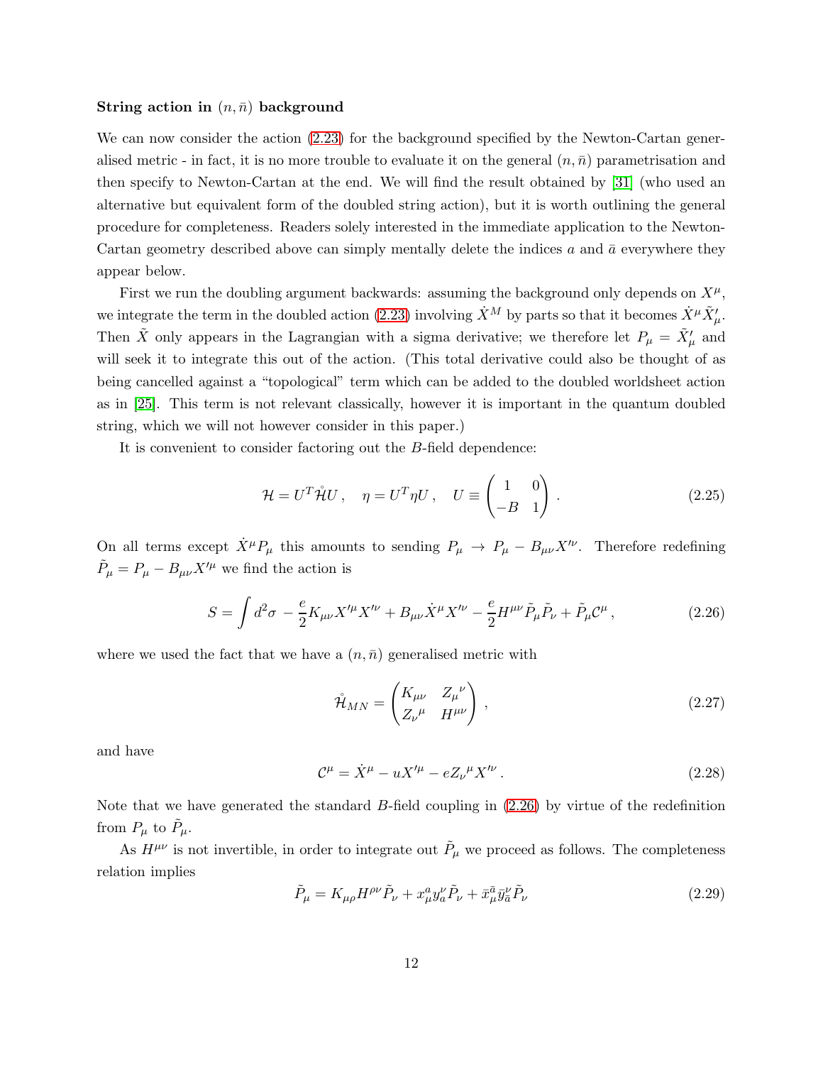**String action in $(n, \bar{n})$ background**

We can now consider the action (2.23) for the background specified by the Newton-Cartan generalised metric - in fact, it is no more trouble to evaluate it on the general $(n, \bar{n})$ parametrisation and then specify to Newton-Cartan at the end. We will find the result obtained by [31] (who used an alternative but equivalent form of the doubled string action), but it is worth outlining the general procedure for completeness. Readers solely interested in the immediate application to the Newton-Cartan geometry described above can simply mentally delete the indices $a$ and $\bar{a}$ everywhere they appear below.

First we run the doubling argument backwards: assuming the background only depends on $X^\mu$, we integrate the term in the doubled action (2.23) involving $\dot{X}^M$ by parts so that it becomes $\dot{X}^\mu \tilde{X}'_\mu$. Then $\tilde{X}$ only appears in the Lagrangian with a sigma derivative; we therefore let $P_\mu = \tilde{X}'_\mu$ and will seek it to integrate this out of the action. (This total derivative could also be thought of as being cancelled against a "topological" term which can be added to the doubled worldsheet action as in [25]. This term is not relevant classically, however it is important in the quantum doubled string, which we will not however consider in this paper.)

It is convenient to consider factoring out the $B$-field dependence:

$$\mathcal{H} = U^T \mathring{\mathcal{H}} U \,, \quad \eta = U^T \eta U \,, \quad U \equiv \begin{pmatrix} 1 & 0 \\ -B & 1 \end{pmatrix} . \tag{2.25}$$

On all terms except $\dot{X}^\mu P_\mu$ this amounts to sending $P_\mu \to P_\mu - B_{\mu\nu} X'^\nu$. Therefore redefining $\tilde{P}_\mu = P_\mu - B_{\mu\nu} X'^\mu$ we find the action is

$$S = \int d^2\sigma \, -\frac{e}{2} K_{\mu\nu} X'^\mu X'^\nu + B_{\mu\nu} \dot{X}^\mu X'^\nu - \frac{e}{2} H^{\mu\nu} \tilde{P}_\mu \tilde{P}_\nu + \tilde{P}_\mu \mathcal{C}^\mu \,, \tag{2.26}$$

where we used the fact that we have a $(n, \bar{n})$ generalised metric with

$$\mathring{\mathcal{H}}_{MN} = \begin{pmatrix} K_{\mu\nu} & Z_\mu{}^\nu \\ Z_\nu{}^\mu & H^{\mu\nu} \end{pmatrix} , \tag{2.27}$$

and have

$$\mathcal{C}^\mu = \dot{X}^\mu - u X'^\mu - e Z_\nu{}^\mu X'^\nu \,. \tag{2.28}$$

Note that we have generated the standard $B$-field coupling in (2.26) by virtue of the redefinition from $P_\mu$ to $\tilde{P}_\mu$.

As $H^{\mu\nu}$ is not invertible, in order to integrate out $\tilde{P}_\mu$ we proceed as follows. The completeness relation implies

$$\tilde{P}_\mu = K_{\mu\rho} H^{\rho\nu} \tilde{P}_\nu + x^a_\mu y^\nu_a \tilde{P}_\nu + \bar{x}^{\bar{a}}_\mu \bar{y}^\nu_{\bar{a}} \tilde{P}_\nu \tag{2.29}$$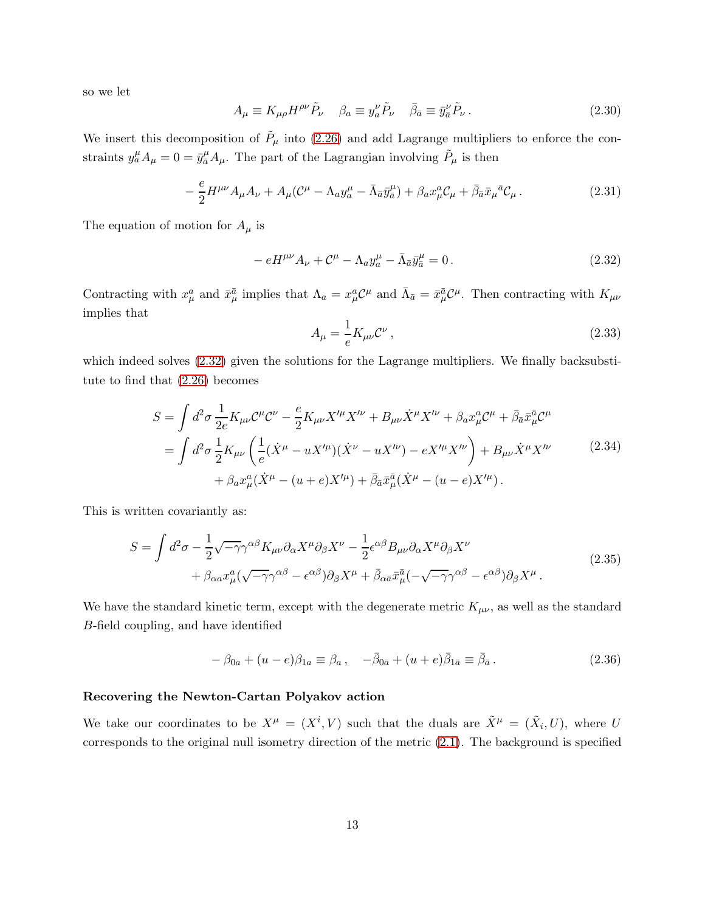so we let

$$A_\mu \equiv K_{\mu\rho} H^{\rho\nu} \tilde{P}_\nu \quad \beta_a \equiv y^\nu_a \tilde{P}_\nu \quad \bar{\beta}_{\bar{a}} \equiv \bar{y}^\nu_{\bar{a}} \tilde{P}_\nu \,. \tag{2.30}$$

We insert this decomposition of $\tilde{P}_\mu$ into (2.26) and add Lagrange multipliers to enforce the constraints $y^\mu_a A_\mu = 0 = \bar{y}^\mu_{\bar{a}} A_\mu$. The part of the Lagrangian involving $\tilde{P}_\mu$ is then

$$-\frac{e}{2} H^{\mu\nu} A_\mu A_\nu + A_\mu (\mathcal{C}^\mu - \Lambda_a y^\mu_a - \bar{\Lambda}_{\bar{a}} \bar{y}^\mu_{\bar{a}}) + \beta_a x^a_\mu \mathcal{C}_\mu + \bar{\beta}_{\bar{a}} \bar{x}_\mu{}^{\bar{a}} \mathcal{C}_\mu \,. \tag{2.31}$$

The equation of motion for $A_\mu$ is

$$-eH^{\mu\nu} A_\nu + \mathcal{C}^\mu - \Lambda_a y^\mu_a - \bar{\Lambda}_{\bar{a}} \bar{y}^\mu_{\bar{a}} = 0 \,. \tag{2.32}$$

Contracting with $x^a_\mu$ and $\bar{x}^{\bar{a}}_\mu$ implies that $\Lambda_a = x^a_\mu \mathcal{C}^\mu$ and $\bar{\Lambda}_{\bar{a}} = \bar{x}^{\bar{a}}_\mu \mathcal{C}^\mu$. Then contracting with $K_{\mu\nu}$ implies that

$$A_\mu = \frac{1}{e} K_{\mu\nu} \mathcal{C}^\nu \,, \tag{2.33}$$

which indeed solves (2.32) given the solutions for the Lagrange multipliers. We finally backsubstitute to find that (2.26) becomes

$$\begin{aligned} S &= \int d^2\sigma \, \frac{1}{2e} K_{\mu\nu} \mathcal{C}^\mu \mathcal{C}^\nu - \frac{e}{2} K_{\mu\nu} X'^\mu X'^\nu + B_{\mu\nu} \dot{X}^\mu X'^\nu + \beta_a x^a_\mu \mathcal{C}^\mu + \bar{\beta}_{\bar{a}} \bar{x}^{\bar{a}}_\mu \mathcal{C}^\mu \\ &= \int d^2\sigma \, \frac{1}{2} K_{\mu\nu} \left( \frac{1}{e} (\dot{X}^\mu - u X'^\mu)(\dot{X}^\nu - u X'^\nu) - e X'^\mu X'^\nu \right) + B_{\mu\nu} \dot{X}^\mu X'^\nu \\ &\qquad + \beta_a x^a_\mu (\dot{X}^\mu - (u+e) X'^\mu) + \bar{\beta}_{\bar{a}} \bar{x}^{\bar{a}}_\mu (\dot{X}^\mu - (u-e) X'^\mu) \,. \end{aligned} \tag{2.34}$$

This is written covariantly as:

$$\begin{aligned} S = \int d^2\sigma & - \frac{1}{2} \sqrt{-\gamma} \gamma^{\alpha\beta} K_{\mu\nu} \partial_\alpha X^\mu \partial_\beta X^\nu - \frac{1}{2} \epsilon^{\alpha\beta} B_{\mu\nu} \partial_\alpha X^\mu \partial_\beta X^\nu \\ & + \beta_{\alpha a} x^a_\mu (\sqrt{-\gamma} \gamma^{\alpha\beta} - \epsilon^{\alpha\beta}) \partial_\beta X^\mu + \bar{\beta}_{\alpha \bar{a}} \bar{x}^{\bar{a}}_\mu (-\sqrt{-\gamma} \gamma^{\alpha\beta} - \epsilon^{\alpha\beta}) \partial_\beta X^\mu \,. \end{aligned} \tag{2.35}$$

We have the standard kinetic term, except with the degenerate metric $K_{\mu\nu}$, as well as the standard $B$-field coupling, and have identified

$$-\beta_{0a} + (u-e)\beta_{1a} \equiv \beta_a \,, \quad -\bar{\beta}_{0\bar{a}} + (u+e)\bar{\beta}_{1\bar{a}} \equiv \bar{\beta}_{\bar{a}} \,. \tag{2.36}$$

**Recovering the Newton-Cartan Polyakov action**

We take our coordinates to be $X^\mu = (X^i, V)$ such that the duals are $\tilde{X}^\mu = (\tilde{X}_i, U)$, where $U$ corresponds to the original null isometry direction of the metric (2.1). The background is specified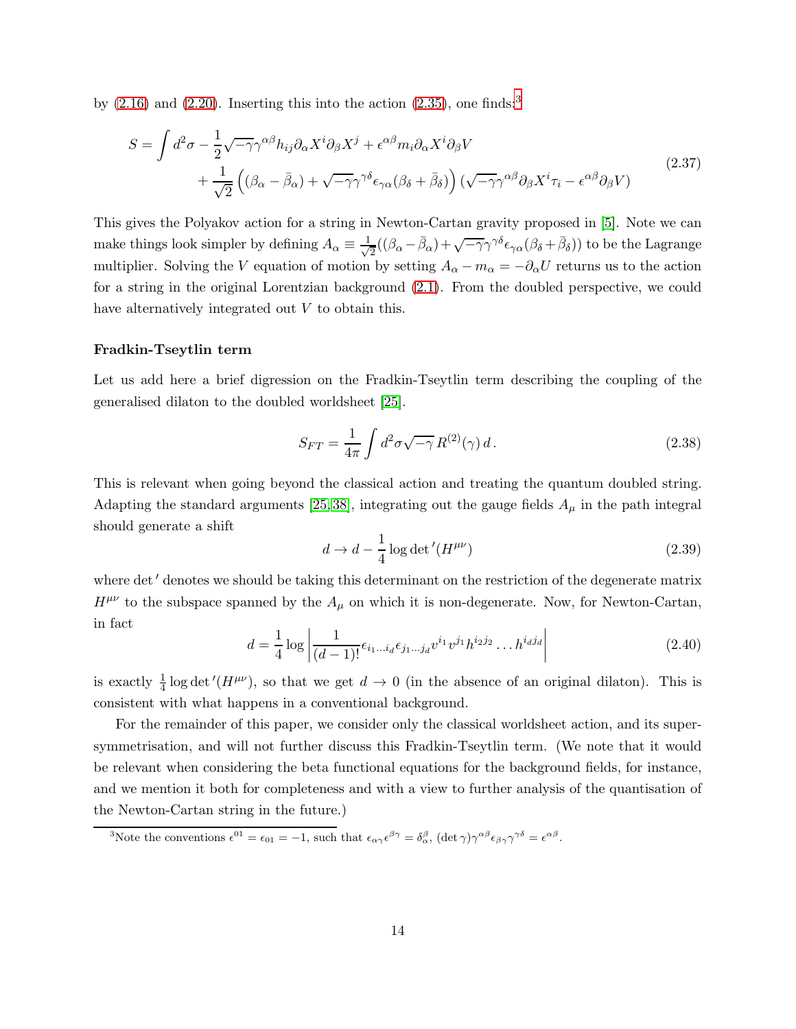by (2.16) and (2.20). Inserting this into the action (2.35), one finds:[3]

$$
\begin{aligned}
S = \int d^2\sigma & - \frac{1}{2}\sqrt{-\gamma}\gamma^{\alpha\beta} h_{ij}\partial_\alpha X^i \partial_\beta X^j + \epsilon^{\alpha\beta} m_i \partial_\alpha X^i \partial_\beta V \\
& + \frac{1}{\sqrt{2}}\left( (\beta_\alpha - \bar{\beta}_\alpha) + \sqrt{-\gamma}\gamma^{\gamma\delta}\epsilon_{\gamma\alpha}(\beta_\delta + \bar{\beta}_\delta)\right)\left(\sqrt{-\gamma}\gamma^{\alpha\beta}\partial_\beta X^i \tau_i - \epsilon^{\alpha\beta}\partial_\beta V\right)
\end{aligned}
\tag{2.37}
$$

This gives the Polyakov action for a string in Newton-Cartan gravity proposed in [5]. Note we can make things look simpler by defining $A_\alpha \equiv \frac{1}{\sqrt{2}}((\beta_\alpha - \bar{\beta}_\alpha) + \sqrt{-\gamma}\gamma^{\gamma\delta}\epsilon_{\gamma\alpha}(\beta_\delta + \bar{\beta}_\delta))$ to be the Lagrange multiplier. Solving the $V$ equation of motion by setting $A_\alpha - m_\alpha = -\partial_\alpha U$ returns us to the action for a string in the original Lorentzian background (2.1). From the doubled perspective, we could have alternatively integrated out $V$ to obtain this.

**Fradkin-Tseytlin term**

Let us add here a brief digression on the Fradkin-Tseytlin term describing the coupling of the generalised dilaton to the doubled worldsheet [25].

$$
S_{FT} = \frac{1}{4\pi}\int d^2\sigma \sqrt{-\gamma}\, R^{(2)}(\gamma)\, d\,. \tag{2.38}
$$

This is relevant when going beyond the classical action and treating the quantum doubled string. Adapting the standard arguments [25,38], integrating out the gauge fields $A_\mu$ in the path integral should generate a shift

$$
d \to d - \frac{1}{4}\log \det{}'(H^{\mu\nu}) \tag{2.39}
$$

where $\det{}'$ denotes we should be taking this determinant on the restriction of the degenerate matrix $H^{\mu\nu}$ to the subspace spanned by the $A_\mu$ on which it is non-degenerate. Now, for Newton-Cartan, in fact

$$
d = \frac{1}{4}\log\left| \frac{1}{(d-1)!}\epsilon_{i_1\ldots i_d}\epsilon_{j_1\ldots j_d} v^{i_1} v^{j_1} h^{i_2 j_2}\ldots h^{i_d j_d}\right| \tag{2.40}
$$

is exactly $\frac{1}{4}\log\det{}'(H^{\mu\nu})$, so that we get $d \to 0$ (in the absence of an original dilaton). This is consistent with what happens in a conventional background.

For the remainder of this paper, we consider only the classical worldsheet action, and its supersymmetrisation, and will not further discuss this Fradkin-Tseytlin term. (We note that it would be relevant when considering the beta functional equations for the background fields, for instance, and we mention it both for completeness and with a view to further analysis of the quantisation of the Newton-Cartan string in the future.)

---

[3] Note the conventions $\epsilon^{01} = \epsilon_{01} = -1$, such that $\epsilon_{\alpha\gamma}\epsilon^{\beta\gamma} = \delta^\beta_\alpha$, $(\det\gamma)\gamma^{\alpha\beta}\epsilon_{\beta\gamma}\gamma^{\gamma\delta} = \epsilon^{\alpha\beta}$.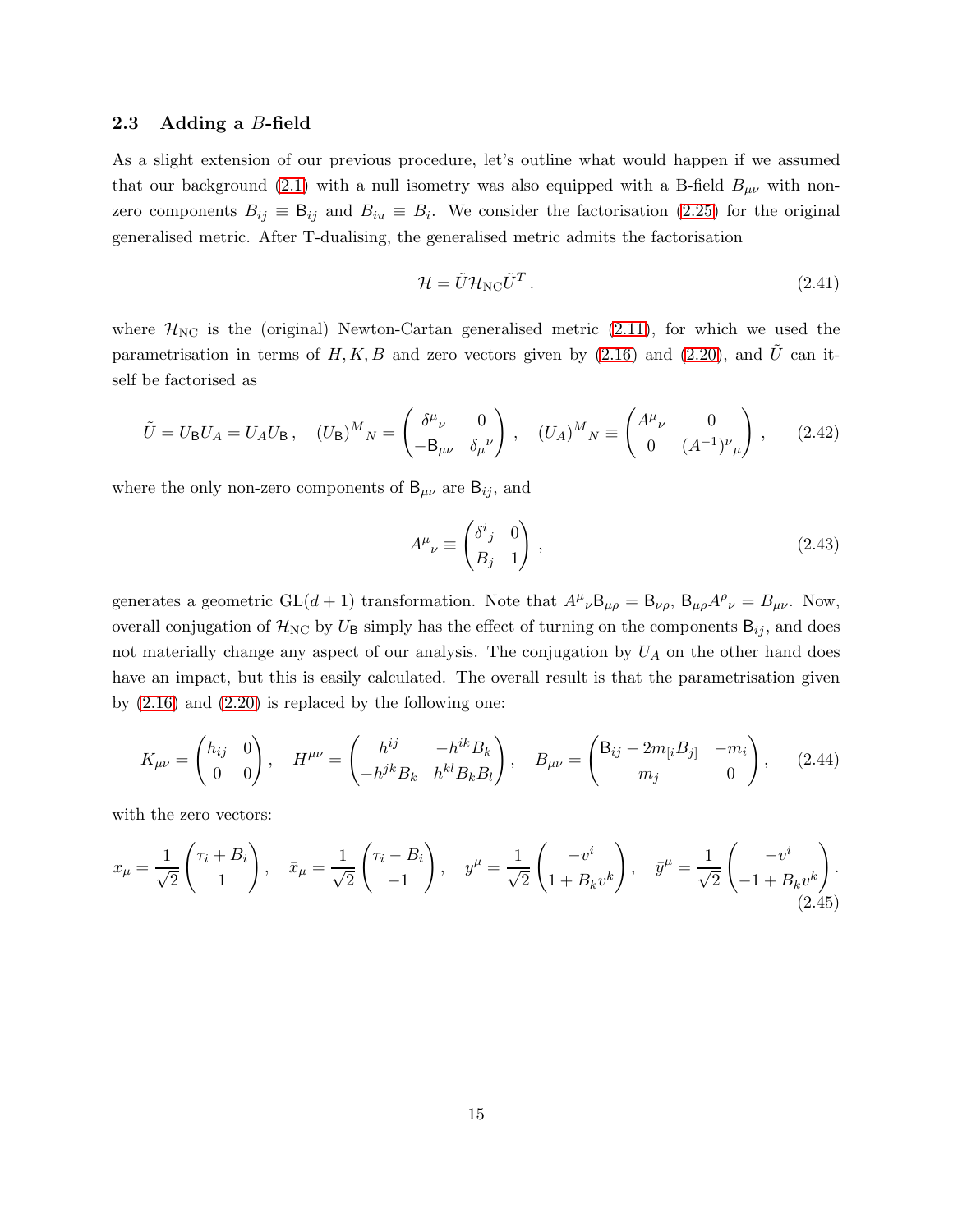### 2.3 Adding a $B$-field

As a slight extension of our previous procedure, let's outline what would happen if we assumed that our background (2.1) with a null isometry was also equipped with a B-field $B_{\mu\nu}$ with non-zero components $B_{ij} \equiv \mathsf{B}_{ij}$ and $B_{iu} \equiv B_i$. We consider the factorisation (2.25) for the original generalised metric. After T-dualising, the generalised metric admits the factorisation

$$
\mathcal{H} = \tilde{U} \mathcal{H}_{\rm NC} \tilde{U}^T \,. \tag{2.41}
$$

where $\mathcal{H}_{\rm NC}$ is the (original) Newton-Cartan generalised metric (2.11), for which we used the parametrisation in terms of $H, K, B$ and zero vectors given by (2.16) and (2.20), and $\tilde{U}$ can itself be factorised as

$$
\tilde{U} = U_{\mathsf{B}} U_A = U_A U_{\mathsf{B}} \,, \quad (U_{\mathsf{B}})^M{}_N = \begin{pmatrix} \delta^\mu{}_\nu & 0 \\ -\mathsf{B}_{\mu\nu} & \delta_\mu{}^\nu \end{pmatrix} \,, \quad (U_A)^M{}_N \equiv \begin{pmatrix} A^\mu{}_\nu & 0 \\ 0 & (A^{-1})^\nu{}_\mu \end{pmatrix} \,, \tag{2.42}
$$

where the only non-zero components of $\mathsf{B}_{\mu\nu}$ are $\mathsf{B}_{ij}$, and

$$
A^\mu{}_\nu \equiv \begin{pmatrix} \delta^i{}_j & 0 \\ B_j & 1 \end{pmatrix} \,, \tag{2.43}
$$

generates a geometric $\mathrm{GL}(d+1)$ transformation. Note that $A^\mu{}_\nu \mathsf{B}_{\mu\rho} = \mathsf{B}_{\nu\rho}$, $\mathsf{B}_{\mu\rho} A^\rho{}_\nu = B_{\mu\nu}$. Now, overall conjugation of $\mathcal{H}_{\rm NC}$ by $U_{\mathsf{B}}$ simply has the effect of turning on the components $\mathsf{B}_{ij}$, and does not materially change any aspect of our analysis. The conjugation by $U_A$ on the other hand does have an impact, but this is easily calculated. The overall result is that the parametrisation given by (2.16) and (2.20) is replaced by the following one:

$$
K_{\mu\nu} = \begin{pmatrix} h_{ij} & 0 \\ 0 & 0 \end{pmatrix} , \quad H^{\mu\nu} = \begin{pmatrix} h^{ij} & -h^{ik} B_k \\ -h^{jk} B_k & h^{kl} B_k B_l \end{pmatrix} , \quad B_{\mu\nu} = \begin{pmatrix} \mathsf{B}_{ij} - 2 m_{[i} B_{j]} & -m_i \\ m_j & 0 \end{pmatrix} , \tag{2.44}
$$

with the zero vectors:

$$
x_\mu = \frac{1}{\sqrt{2}} \begin{pmatrix} \tau_i + B_i \\ 1 \end{pmatrix} , \quad \bar{x}_\mu = \frac{1}{\sqrt{2}} \begin{pmatrix} \tau_i - B_i \\ -1 \end{pmatrix} , \quad y^\mu = \frac{1}{\sqrt{2}} \begin{pmatrix} -v^i \\ 1 + B_k v^k \end{pmatrix} , \quad \bar{y}^\mu = \frac{1}{\sqrt{2}} \begin{pmatrix} -v^i \\ -1 + B_k v^k \end{pmatrix} . \tag{2.45}
$$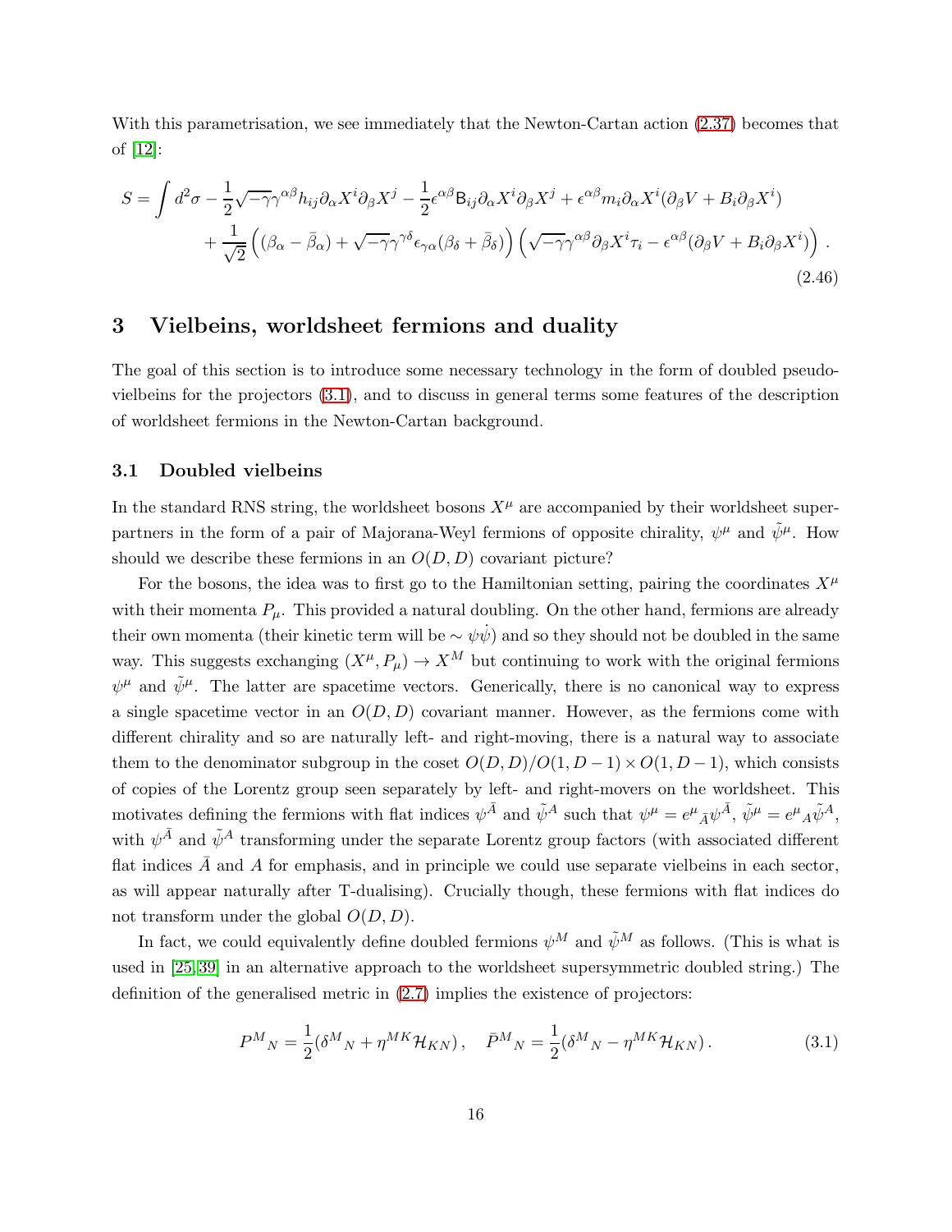With this parametrisation, we see immediately that the Newton-Cartan action (2.37) becomes that of [12]:

$$
\begin{aligned}
S = \int d^2\sigma & - \frac{1}{2}\sqrt{-\gamma}\gamma^{\alpha\beta}h_{ij}\partial_\alpha X^i \partial_\beta X^j - \frac{1}{2}\epsilon^{\alpha\beta}\mathsf{B}_{ij}\partial_\alpha X^i \partial_\beta X^j + \epsilon^{\alpha\beta}m_i \partial_\alpha X^i(\partial_\beta V + B_i \partial_\beta X^i) \\
& + \frac{1}{\sqrt{2}}\left((\beta_\alpha - \bar{\beta}_\alpha) + \sqrt{-\gamma}\gamma^{\gamma\delta}\epsilon_{\gamma\alpha}(\beta_\delta + \bar{\beta}_\delta)\right)\left(\sqrt{-\gamma}\gamma^{\alpha\beta}\partial_\beta X^i \tau_i - \epsilon^{\alpha\beta}(\partial_\beta V + B_i \partial_\beta X^i)\right) .
\end{aligned}
\tag{2.46}
$$

# 3 Vielbeins, worldsheet fermions and duality

The goal of this section is to introduce some necessary technology in the form of doubled pseudo-vielbeins for the projectors (3.1), and to discuss in general terms some features of the description of worldsheet fermions in the Newton-Cartan background.

## 3.1 Doubled vielbeins

In the standard RNS string, the worldsheet bosons $X^\mu$ are accompanied by their worldsheet superpartners in the form of a pair of Majorana-Weyl fermions of opposite chirality, $\psi^\mu$ and $\tilde{\psi}^\mu$. How should we describe these fermions in an $O(D,D)$ covariant picture?

For the bosons, the idea was to first go to the Hamiltonian setting, pairing the coordinates $X^\mu$ with their momenta $P_\mu$. This provided a natural doubling. On the other hand, fermions are already their own momenta (their kinetic term will be $\sim \psi\dot{\psi}$) and so they should not be doubled in the same way. This suggests exchanging $(X^\mu, P_\mu) \to X^M$ but continuing to work with the original fermions $\psi^\mu$ and $\tilde{\psi}^\mu$. The latter are spacetime vectors. Generically, there is no canonical way to express a single spacetime vector in an $O(D,D)$ covariant manner. However, as the fermions come with different chirality and so are naturally left- and right-moving, there is a natural way to associate them to the denominator subgroup in the coset $O(D,D)/O(1,D-1)\times O(1,D-1)$, which consists of copies of the Lorentz group seen separately by left- and right-movers on the worldsheet. This motivates defining the fermions with flat indices $\psi^{\bar{A}}$ and $\tilde{\psi}^A$ such that $\psi^\mu = e^\mu{}_{\bar{A}}\psi^{\bar{A}}$, $\tilde{\psi}^\mu = e^\mu{}_A\tilde{\psi}^A$, with $\psi^{\bar{A}}$ and $\tilde{\psi}^A$ transforming under the separate Lorentz group factors (with associated different flat indices $\bar{A}$ and $A$ for emphasis, and in principle we could use separate vielbeins in each sector, as will appear naturally after T-dualising). Crucially though, these fermions with flat indices do not transform under the global $O(D,D)$.

In fact, we could equivalently define doubled fermions $\psi^M$ and $\tilde{\psi}^M$ as follows. (This is what is used in [25, 39] in an alternative approach to the worldsheet supersymmetric doubled string.) The definition of the generalised metric in (2.7) implies the existence of projectors:

$$
P^M{}_N = \frac{1}{2}(\delta^M{}_N + \eta^{MK}\mathcal{H}_{KN}), \quad \bar{P}^M{}_N = \frac{1}{2}(\delta^M{}_N - \eta^{MK}\mathcal{H}_{KN}). \tag{3.1}
$$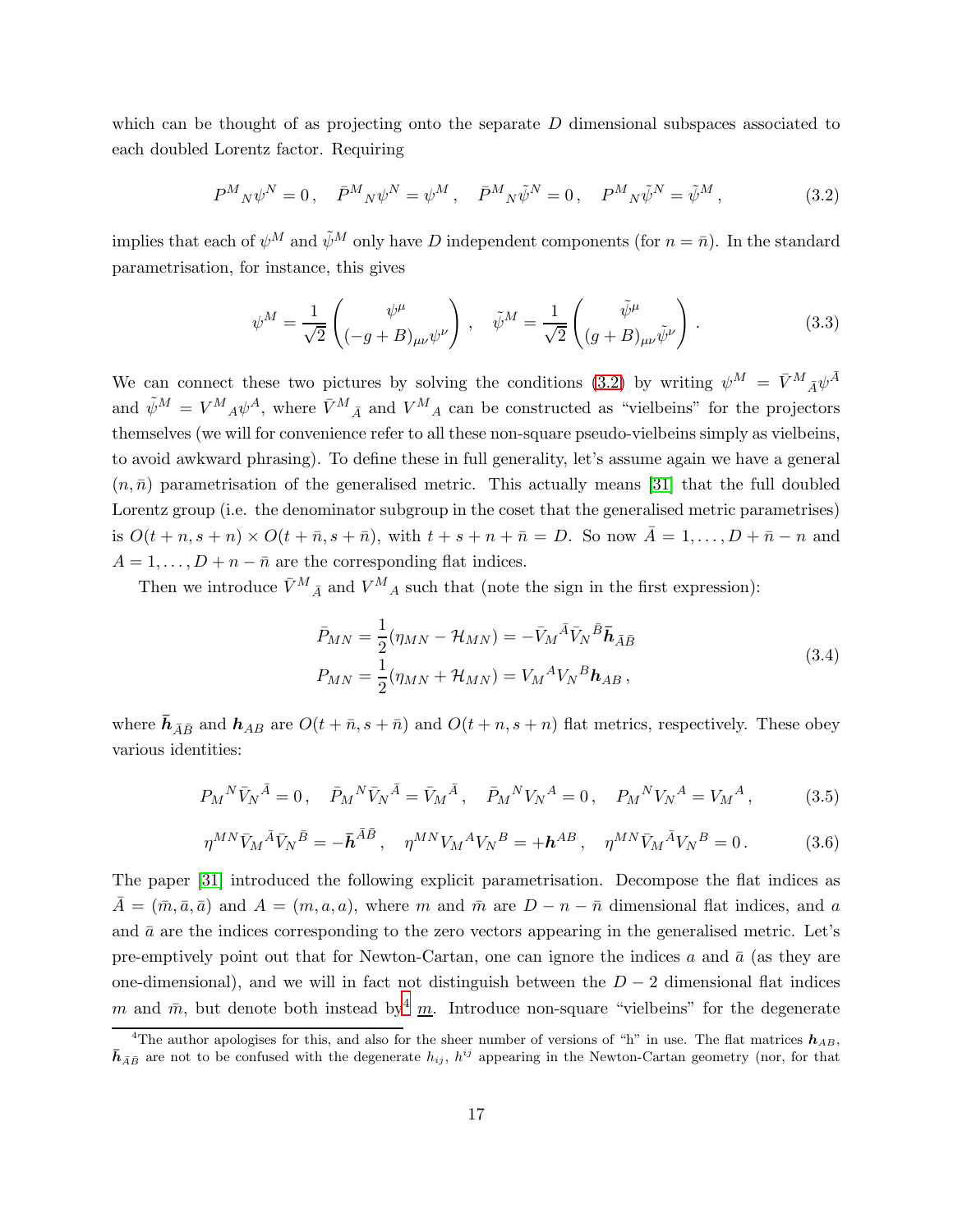which can be thought of as projecting onto the separate $D$ dimensional subspaces associated to each doubled Lorentz factor. Requiring

$$P^M{}_N \psi^N = 0 \,, \quad \bar{P}^M{}_N \psi^N = \psi^M \,, \quad \bar{P}^M{}_N \tilde{\psi}^N = 0 \,, \quad P^M{}_N \tilde{\psi}^N = \tilde{\psi}^M \,, \tag{3.2}$$

implies that each of $\psi^M$ and $\tilde{\psi}^M$ only have $D$ independent components (for $n = \bar{n}$). In the standard parametrisation, for instance, this gives

$$\psi^M = \frac{1}{\sqrt{2}} \begin{pmatrix} \psi^\mu \\ (-g+B)_{\mu\nu} \psi^\nu \end{pmatrix} \,, \quad \tilde{\psi}^M = \frac{1}{\sqrt{2}} \begin{pmatrix} \tilde{\psi}^\mu \\ (g+B)_{\mu\nu} \tilde{\psi}^\nu \end{pmatrix} \,. \tag{3.3}$$

We can connect these two pictures by solving the conditions (3.2) by writing $\psi^M = \bar{V}^M{}_{\bar{A}} \psi^{\bar{A}}$ and $\tilde{\psi}^M = V^M{}_A \psi^A$, where $\bar{V}^M{}_{\bar{A}}$ and $V^M{}_A$ can be constructed as "vielbeins" for the projectors themselves (we will for convenience refer to all these non-square pseudo-vielbeins simply as vielbeins, to avoid awkward phrasing). To define these in full generality, let's assume again we have a general $(n, \bar{n})$ parametrisation of the generalised metric. This actually means [31] that the full doubled Lorentz group (i.e. the denominator subgroup in the coset that the generalised metric parametrises) is $O(t+n, s+n) \times O(t+\bar{n}, s+\bar{n})$, with $t+s+n+\bar{n} = D$. So now $\bar{A} = 1, \dots, D+\bar{n}-n$ and $A = 1, \dots, D+n-\bar{n}$ are the corresponding flat indices.

Then we introduce $\bar{V}^M{}_{\bar{A}}$ and $V^M{}_A$ such that (note the sign in the first expression):

$$\begin{aligned} \bar{P}_{MN} &= \frac{1}{2}(\eta_{MN} - \mathcal{H}_{MN}) = -\bar{V}_M{}^{\bar{A}} \bar{V}_N{}^{\bar{B}} \bar{\boldsymbol{h}}_{\bar{A}\bar{B}} \\ P_{MN} &= \frac{1}{2}(\eta_{MN} + \mathcal{H}_{MN}) = V_M{}^A V_N{}^B \boldsymbol{h}_{AB} \,, \end{aligned} \tag{3.4}$$

where $\bar{\boldsymbol{h}}_{\bar{A}\bar{B}}$ and $\boldsymbol{h}_{AB}$ are $O(t+\bar{n}, s+\bar{n})$ and $O(t+n, s+n)$ flat metrics, respectively. These obey various identities:

$$P_M{}^N \bar{V}_N{}^{\bar{A}} = 0 \,, \quad \bar{P}_M{}^N \bar{V}_N{}^{\bar{A}} = \bar{V}_M{}^{\bar{A}} \,, \quad \bar{P}_M{}^N V_N{}^A = 0 \,, \quad P_M{}^N V_N{}^A = V_M{}^A \,, \tag{3.5}$$

$$\eta^{MN} \bar{V}_M{}^{\bar{A}} \bar{V}_N{}^{\bar{B}} = -\bar{\boldsymbol{h}}^{\bar{A}\bar{B}} \,, \quad \eta^{MN} V_M{}^A V_N{}^B = +\boldsymbol{h}^{AB} \,, \quad \eta^{MN} \bar{V}_M{}^{\bar{A}} V_N{}^B = 0 \,. \tag{3.6}$$

The paper [31] introduced the following explicit parametrisation. Decompose the flat indices as $\bar{A} = (\bar{m}, \bar{a}, \bar{a})$ and $A = (m, a, a)$, where $m$ and $\bar{m}$ are $D-n-\bar{n}$ dimensional flat indices, and $a$ and $\bar{a}$ are the indices corresponding to the zero vectors appearing in the generalised metric. Let's pre-emptively point out that for Newton-Cartan, one can ignore the indices $a$ and $\bar{a}$ (as they are one-dimensional), and we will in fact not distinguish between the $D-2$ dimensional flat indices $m$ and $\bar{m}$, but denote both instead by[4] $\underline{m}$. Introduce non-square "vielbeins" for the degenerate

[4]The author apologises for this, and also for the sheer number of versions of "h" in use. The flat matrices $\boldsymbol{h}_{AB}$, $\bar{\boldsymbol{h}}_{\bar{A}\bar{B}}$ are not to be confused with the degenerate $h_{ij}$, $h^{ij}$ appearing in the Newton-Cartan geometry (nor, for that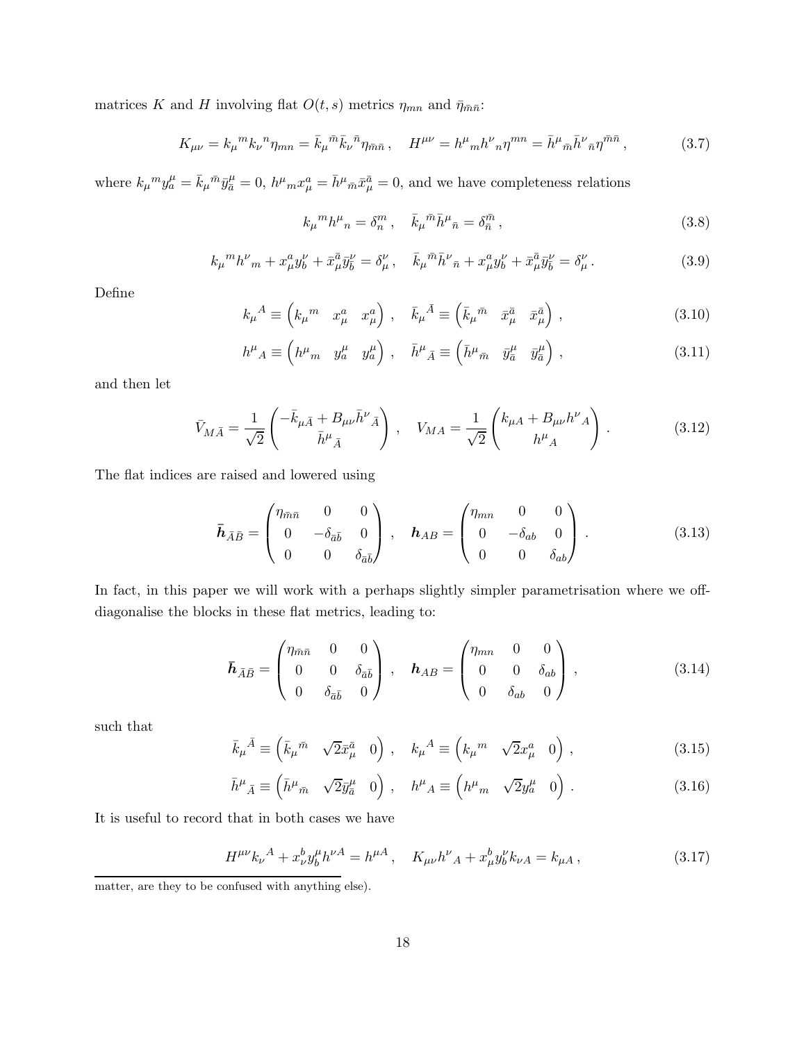matrices $K$ and $H$ involving flat $O(t,s)$ metrics $\eta_{mn}$ and $\bar{\eta}_{\bar{m}\bar{n}}$:

$$K_{\mu\nu} = k_\mu{}^m k_\nu{}^n \eta_{mn} = \bar{k}_\mu{}^{\bar{m}} \bar{k}_\nu{}^{\bar{n}} \eta_{\bar{m}\bar{n}} \,, \quad H^{\mu\nu} = h^\mu{}_m h^\nu{}_n \eta^{mn} = \bar{h}^\mu{}_{\bar{m}} \bar{h}^\nu{}_{\bar{n}} \eta^{\bar{m}\bar{n}} \,, \tag{3.7}$$

where $k_\mu{}^m y^\mu_a = \bar{k}_\mu{}^{\bar{m}} \bar{y}^\mu_{\bar{a}} = 0$, $h^\mu{}_m x^a_\mu = \bar{h}^\mu{}_{\bar{m}} \bar{x}^{\bar{a}}_\mu = 0$, and we have completeness relations

$$k_\mu{}^m h^\mu{}_n = \delta^m_n \,, \quad \bar{k}_\mu{}^{\bar{m}} \bar{h}^\mu{}_{\bar{n}} = \delta^{\bar{m}}_{\bar{n}} \,, \tag{3.8}$$

$$k_\mu{}^m h^\nu{}_m + x^a_\mu y^\nu_b + \bar{x}^{\bar{a}}_\mu \bar{y}^\nu_{\bar{b}} = \delta^\nu_\mu \,, \quad \bar{k}_\mu{}^{\bar{m}} \bar{h}^\nu{}_{\bar{n}} + x^a_\mu y^\nu_b + \bar{x}^{\bar{a}}_\mu \bar{y}^\nu_{\bar{b}} = \delta^\nu_\mu \,. \tag{3.9}$$

Define

$$k_\mu{}^A \equiv \begin{pmatrix} k_\mu{}^m & x^a_\mu & x^a_\mu \end{pmatrix} \,, \quad \bar{k}_\mu{}^{\bar{A}} \equiv \begin{pmatrix} \bar{k}_\mu{}^{\bar{m}} & \bar{x}^{\bar{a}}_\mu & \bar{x}^{\bar{a}}_\mu \end{pmatrix} \,, \tag{3.10}$$

$$h^\mu{}_A \equiv \begin{pmatrix} h^\mu{}_m & y^\mu_a & y^\mu_a \end{pmatrix} \,, \quad \bar{h}^\mu{}_{\bar{A}} \equiv \begin{pmatrix} \bar{h}^\mu{}_{\bar{m}} & \bar{y}^\mu_{\bar{a}} & \bar{y}^\mu_{\bar{a}} \end{pmatrix} \,, \tag{3.11}$$

and then let

$$\bar{V}_{M\bar{A}} = \frac{1}{\sqrt{2}} \begin{pmatrix} -\bar{k}_{\mu\bar{A}} + B_{\mu\nu} \bar{h}^\nu{}_{\bar{A}} \\ \bar{h}^\mu{}_{\bar{A}} \end{pmatrix} \,, \quad V_{MA} = \frac{1}{\sqrt{2}} \begin{pmatrix} k_{\mu A} + B_{\mu\nu} h^\nu{}_A \\ h^\mu{}_A \end{pmatrix} \,. \tag{3.12}$$

The flat indices are raised and lowered using

$$\bar{\boldsymbol{h}}_{\bar{A}\bar{B}} = \begin{pmatrix} \eta_{\bar{m}\bar{n}} & 0 & 0 \\ 0 & -\delta_{\bar{a}\bar{b}} & 0 \\ 0 & 0 & \delta_{\bar{a}\bar{b}} \end{pmatrix} \,, \quad \boldsymbol{h}_{AB} = \begin{pmatrix} \eta_{mn} & 0 & 0 \\ 0 & -\delta_{ab} & 0 \\ 0 & 0 & \delta_{ab} \end{pmatrix} \,. \tag{3.13}$$

In fact, in this paper we will work with a perhaps slightly simpler parametrisation where we off-diagonalise the blocks in these flat metrics, leading to:

$$\bar{\boldsymbol{h}}_{\bar{A}\bar{B}} = \begin{pmatrix} \eta_{\bar{m}\bar{n}} & 0 & 0 \\ 0 & 0 & \delta_{\bar{a}\bar{b}} \\ 0 & \delta_{\bar{a}\bar{b}} & 0 \end{pmatrix} \,, \quad \boldsymbol{h}_{AB} = \begin{pmatrix} \eta_{mn} & 0 & 0 \\ 0 & 0 & \delta_{ab} \\ 0 & \delta_{ab} & 0 \end{pmatrix} \,, \tag{3.14}$$

such that

$$\bar{k}_\mu{}^{\bar{A}} \equiv \begin{pmatrix} \bar{k}_\mu{}^{\bar{m}} & \sqrt{2} \bar{x}^{\bar{a}}_\mu & 0 \end{pmatrix} \,, \quad k_\mu{}^A \equiv \begin{pmatrix} k_\mu{}^m & \sqrt{2} x^a_\mu & 0 \end{pmatrix} \,, \tag{3.15}$$

$$\bar{h}^\mu{}_{\bar{A}} \equiv \begin{pmatrix} \bar{h}^\mu{}_{\bar{m}} & \sqrt{2} \bar{y}^\mu_{\bar{a}} & 0 \end{pmatrix} \,, \quad h^\mu{}_A \equiv \begin{pmatrix} h^\mu{}_m & \sqrt{2} y^\mu_a & 0 \end{pmatrix} \,. \tag{3.16}$$

It is useful to record that in both cases we have

$$H^{\mu\nu} k_\nu{}^A + x^b_\nu y^\mu_b h^{\nu A} = h^{\mu A} \,, \quad K_{\mu\nu} h^\nu{}_A + x^b_\mu y^\nu_b k_{\nu A} = k_{\mu A} \,, \tag{3.17}$$

---

matter, are they to be confused with anything else).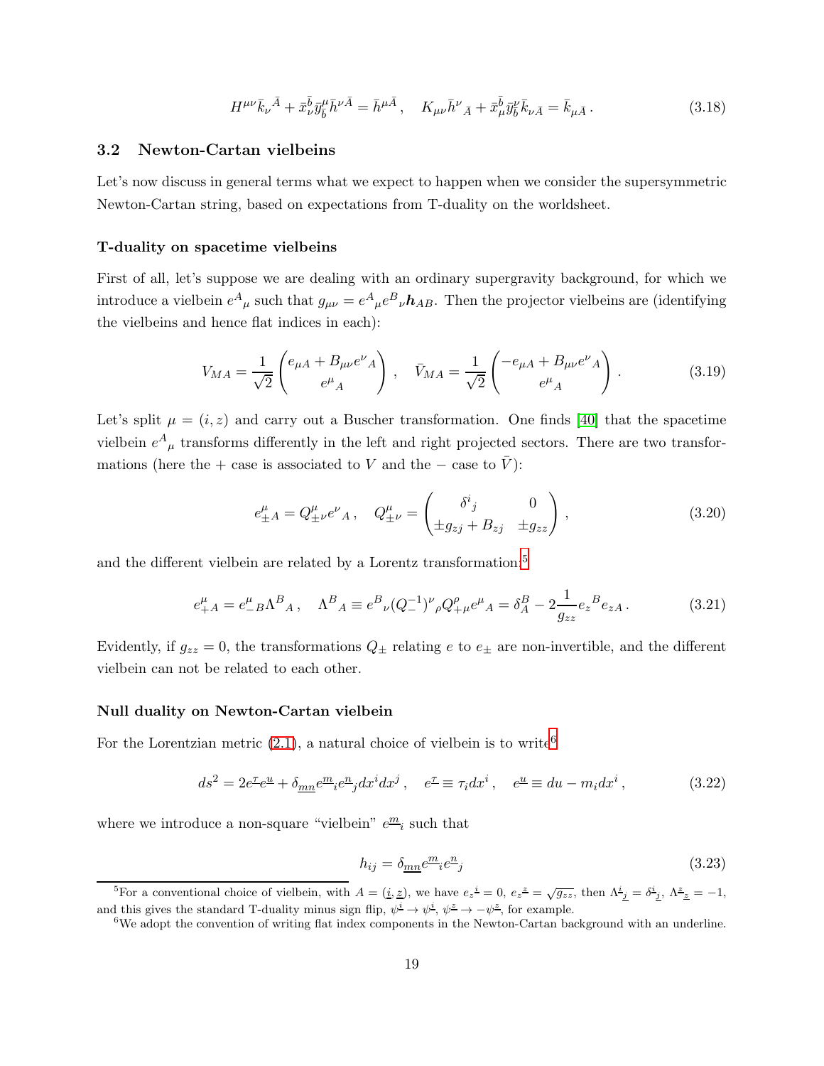$$H^{\mu\nu}\bar{k}_\nu{}^{\bar{A}} + \bar{x}_\nu^{\bar{b}}\bar{y}_{\bar{b}}^\mu \bar{h}^{\nu\bar{A}} = \bar{h}^{\mu\bar{A}}\,, \quad K_{\mu\nu}\bar{h}^\nu{}_{\bar{A}} + \bar{x}_\mu^{\bar{b}}\bar{y}_{\bar{b}}^\nu \bar{k}_{\nu\bar{A}} = \bar{k}_{\mu\bar{A}}\,. \tag{3.18}$$

### 3.2 Newton-Cartan vielbeins

Let's now discuss in general terms what we expect to happen when we consider the supersymmetric Newton-Cartan string, based on expectations from T-duality on the worldsheet.

**T-duality on spacetime vielbeins**

First of all, let's suppose we are dealing with an ordinary supergravity background, for which we introduce a vielbein $e^A{}_\mu$ such that $g_{\mu\nu} = e^A{}_\mu e^B{}_\nu \boldsymbol{h}_{AB}$. Then the projector vielbeins are (identifying the vielbeins and hence flat indices in each):

$$V_{MA} = \frac{1}{\sqrt{2}}\begin{pmatrix} e_{\mu A} + B_{\mu\nu}e^\nu{}_A \\ e^\mu{}_A \end{pmatrix}\,, \quad \bar{V}_{MA} = \frac{1}{\sqrt{2}}\begin{pmatrix} -e_{\mu A} + B_{\mu\nu}e^\nu{}_A \\ e^\mu{}_A \end{pmatrix}\,. \tag{3.19}$$

Let's split $\mu = (i, z)$ and carry out a Buscher transformation. One finds [40] that the spacetime vielbein $e^A{}_\mu$ transforms differently in the left and right projected sectors. There are two transformations (here the $+$ case is associated to $V$ and the $-$ case to $\bar{V}$):

$$e^\mu_{\pm A} = Q^\mu_{\pm\nu} e^\nu{}_A\,, \quad Q^\mu_{\pm\nu} = \begin{pmatrix} \delta^i{}_j & 0 \\ \pm g_{zj} + B_{zj} & \pm g_{zz} \end{pmatrix}\,, \tag{3.20}$$

and the different vielbein are related by a Lorentz transformation:[5]

$$e^\mu_{+A} = e^\mu_{-B}\Lambda^B{}_A\,, \quad \Lambda^B{}_A \equiv e^B{}_\nu (Q_-^{-1})^\nu{}_\rho Q^\rho_{+\mu} e^\mu{}_A = \delta^B_A - 2\frac{1}{g_{zz}} e_z{}^B e_{zA}\,. \tag{3.21}$$

Evidently, if $g_{zz} = 0$, the transformations $Q_\pm$ relating $e$ to $e_\pm$ are non-invertible, and the different vielbein can not be related to each other.

**Null duality on Newton-Cartan vielbein**

For the Lorentzian metric (2.1), a natural choice of vielbein is to write[6]

$$ds^2 = 2e^{\underline{\tau}}e^{\underline{u}} + \delta_{\underline{mn}} e^{\underline{m}}{}_i e^{\underline{n}}{}_j dx^i dx^j\,, \quad e^{\underline{\tau}} \equiv \tau_i dx^i\,, \quad e^{\underline{u}} \equiv du - m_i dx^i\,, \tag{3.22}$$

where we introduce a non-square "vielbein" $e^{\underline{m}}{}_i$ such that

$$h_{ij} = \delta_{\underline{mn}} e^{\underline{m}}{}_i e^{\underline{n}}{}_j \tag{3.23}$$

---

[5] For a conventional choice of vielbein, with $A = (\underline{i}, \underline{z})$, we have $e_z{}^{\underline{i}} = 0$, $e_z{}^{\underline{z}} = \sqrt{g_{zz}}$, then $\Lambda^{\underline{i}}{}_{\underline{j}} = \delta^{\underline{i}}{}_{\underline{j}}$, $\Lambda^{\underline{z}}{}_{\underline{z}} = -1$, and this gives the standard T-duality minus sign flip, $\psi^{\underline{i}} \to \psi^{\underline{i}}$, $\psi^{\underline{z}} \to -\psi^{\underline{z}}$, for example.

[6] We adopt the convention of writing flat index components in the Newton-Cartan background with an underline.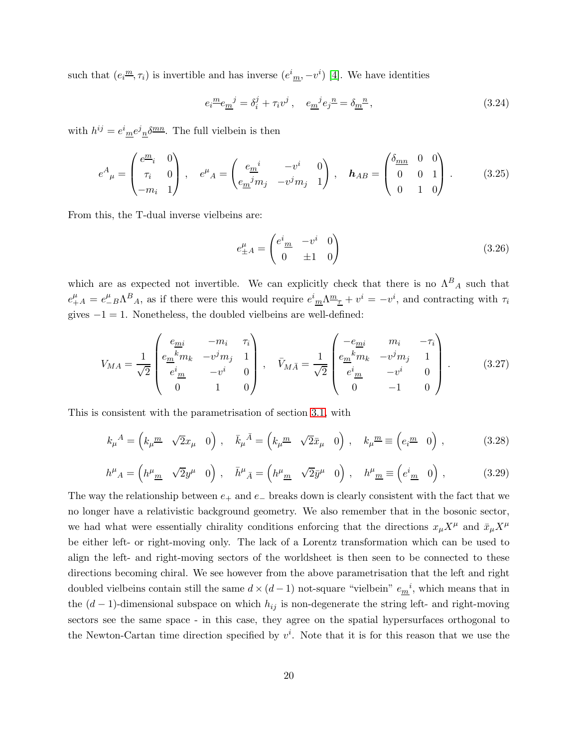such that $(e_i{}^{\underline{m}}, \tau_i)$ is invertible and has inverse $(e^i{}_{\underline{m}}, -v^i)$ [4]. We have identities

$$
e_i{}^{\underline{m}} e_{\underline{m}}{}^j = \delta_i^j + \tau_i v^j \,, \quad e_{\underline{m}}{}^j e_j{}^{\underline{n}} = \delta_{\underline{m}}{}^{\underline{n}} \,, \tag{3.24}
$$

with $h^{ij} = e^i{}_{\underline{m}} e^j{}_{\underline{n}} \delta^{\underline{mn}}$. The full vielbein is then

$$
e^A{}_\mu = \begin{pmatrix} e^{\underline{m}}{}_i & 0 \\ \tau_i & 0 \\ -m_i & 1 \end{pmatrix} \,, \quad e^\mu{}_A = \begin{pmatrix} e_{\underline{m}}{}^i & -v^i & 0 \\ e_{\underline{m}}{}^j m_j & -v^j m_j & 1 \end{pmatrix} \,, \quad \boldsymbol{h}_{AB} = \begin{pmatrix} \delta_{\underline{mn}} & 0 & 0 \\ 0 & 0 & 1 \\ 0 & 1 & 0 \end{pmatrix} \,. \tag{3.25}
$$

From this, the T-dual inverse vielbeins are:

$$
e^\mu_{\pm A} = \begin{pmatrix} e^i{}_{\underline{m}} & -v^i & 0 \\ 0 & \pm 1 & 0 \end{pmatrix} \tag{3.26}
$$

which are as expected not invertible. We can explicitly check that there is no $\Lambda^B{}_A$ such that $e^\mu_{+A} = e^\mu_{-B} \Lambda^B{}_A$, as if there were this would require $e^i{}_{\underline{m}} \Lambda^{\underline{m}}{}_{\underline{\tau}} + v^i = -v^i$, and contracting with $\tau_i$ gives $-1 = 1$. Nonetheless, the doubled vielbeins are well-defined:

$$
V_{MA} = \frac{1}{\sqrt{2}} \begin{pmatrix} e_{\underline{m}i} & -m_i & \tau_i \\ e_{\underline{m}}{}^k m_k & -v^j m_j & 1 \\ e^i{}_{\underline{m}} & -v^i & 0 \\ 0 & 1 & 0 \end{pmatrix} \,, \quad \bar{V}_{M\bar{A}} = \frac{1}{\sqrt{2}} \begin{pmatrix} -e_{\underline{m}i} & m_i & -\tau_i \\ e_{\underline{m}}{}^k m_k & -v^j m_j & 1 \\ e^i{}_{\underline{m}} & -v^i & 0 \\ 0 & -1 & 0 \end{pmatrix} \,. \tag{3.27}
$$

This is consistent with the parametrisation of section 3.1, with

$$
k_\mu{}^A = \begin{pmatrix} k_\mu{}^{\underline{m}} & \sqrt{2} x_\mu & 0 \end{pmatrix} \,, \quad \bar{k}_\mu{}^{\bar{A}} = \begin{pmatrix} k_\mu{}^{\underline{m}} & \sqrt{2} \bar{x}_\mu & 0 \end{pmatrix} \,, \quad k_\mu{}^{\underline{m}} \equiv \begin{pmatrix} e_i{}^{\underline{m}} & 0 \end{pmatrix} \,, \tag{3.28}
$$

$$
h^\mu{}_A = \begin{pmatrix} h^\mu{}_{\underline{m}} & \sqrt{2} y^\mu & 0 \end{pmatrix} \,, \quad \bar{h}^\mu{}_{\bar{A}} = \begin{pmatrix} h^\mu{}_{\underline{m}} & \sqrt{2} \bar{y}^\mu & 0 \end{pmatrix} \,, \quad h^\mu{}_{\underline{m}} \equiv \begin{pmatrix} e^i{}_{\underline{m}} & 0 \end{pmatrix} \,, \tag{3.29}
$$

The way the relationship between $e_+$ and $e_-$ breaks down is clearly consistent with the fact that we no longer have a relativistic background geometry. We also remember that in the bosonic sector, we had what were essentially chirality conditions enforcing that the directions $x_\mu X^\mu$ and $\bar{x}_\mu X^\mu$ be either left- or right-moving only. The lack of a Lorentz transformation which can be used to align the left- and right-moving sectors of the worldsheet is then seen to be connected to these directions becoming chiral. We see however from the above parametrisation that the left and right doubled vielbeins contain still the same $d \times (d-1)$ not-square "vielbein" $e_{\underline{m}}{}^i$, which means that in the $(d-1)$-dimensional subspace on which $h_{ij}$ is non-degenerate the string left- and right-moving sectors see the same space - in this case, they agree on the spatial hypersurfaces orthogonal to the Newton-Cartan time direction specified by $v^i$. Note that it is for this reason that we use the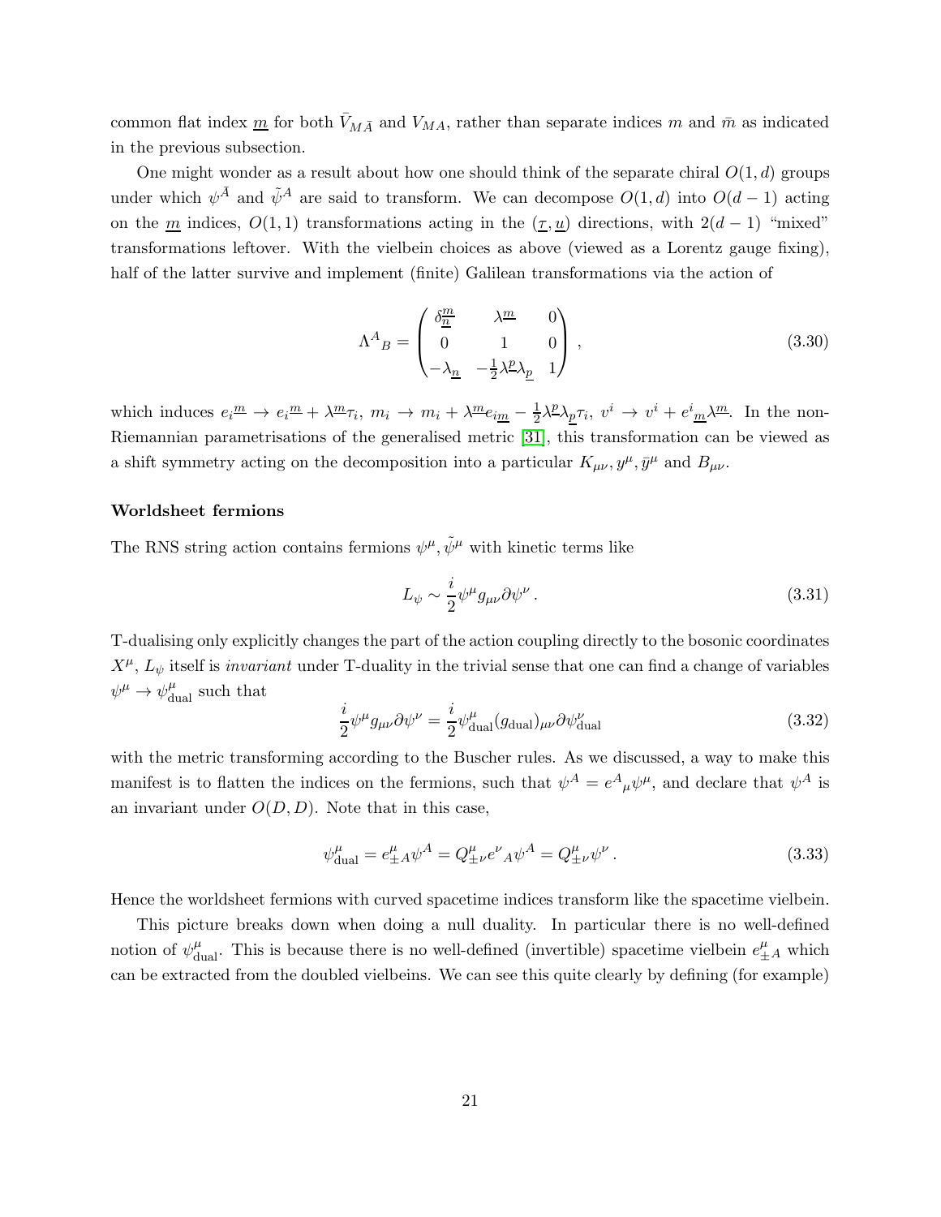common flat index $\underline{m}$ for both $\bar{V}_{M\bar{A}}$ and $V_{MA}$, rather than separate indices $m$ and $\bar{m}$ as indicated in the previous subsection.

One might wonder as a result about how one should think of the separate chiral $O(1,d)$ groups under which $\psi^{\bar{A}}$ and $\tilde{\psi}^{A}$ are said to transform. We can decompose $O(1,d)$ into $O(d-1)$ acting on the $\underline{m}$ indices, $O(1,1)$ transformations acting in the $(\underline{\tau}, \underline{u})$ directions, with $2(d-1)$ "mixed" transformations leftover. With the vielbein choices as above (viewed as a Lorentz gauge fixing), half of the latter survive and implement (finite) Galilean transformations via the action of

$$\Lambda^A{}_B = \begin{pmatrix} \delta^{\underline{m}}_{\underline{n}} & \lambda^{\underline{m}} & 0 \\ 0 & 1 & 0 \\ -\lambda_{\underline{n}} & -\frac{1}{2}\lambda^{\underline{p}}\lambda_{\underline{p}} & 1 \end{pmatrix} , \tag{3.30}$$

which induces $e_i{}^{\underline{m}} \to e_i{}^{\underline{m}} + \lambda^{\underline{m}}\tau_i$, $m_i \to m_i + \lambda^{\underline{m}} e_{i\underline{m}} - \frac{1}{2}\lambda^{\underline{p}}\lambda_{\underline{p}}\tau_i$, $v^i \to v^i + e^i{}_{\underline{m}}\lambda^{\underline{m}}$. In the non-Riemannian parametrisations of the generalised metric [31], this transformation can be viewed as a shift symmetry acting on the decomposition into a particular $K_{\mu\nu}, y^\mu, \bar{y}^\mu$ and $B_{\mu\nu}$.

**Worldsheet fermions**

The RNS string action contains fermions $\psi^\mu, \tilde{\psi}^\mu$ with kinetic terms like

$$L_\psi \sim \frac{i}{2}\psi^\mu g_{\mu\nu}\partial\psi^\nu . \tag{3.31}$$

T-dualising only explicitly changes the part of the action coupling directly to the bosonic coordinates $X^\mu$, $L_\psi$ itself is *invariant* under T-duality in the trivial sense that one can find a change of variables $\psi^\mu \to \psi^\mu_{\text{dual}}$ such that

$$\frac{i}{2}\psi^\mu g_{\mu\nu}\partial\psi^\nu = \frac{i}{2}\psi^\mu_{\text{dual}}(g_{\text{dual}})_{\mu\nu}\partial\psi^\nu_{\text{dual}} \tag{3.32}$$

with the metric transforming according to the Buscher rules. As we discussed, a way to make this manifest is to flatten the indices on the fermions, such that $\psi^A = e^A{}_\mu\psi^\mu$, and declare that $\psi^A$ is an invariant under $O(D,D)$. Note that in this case,

$$\psi^\mu_{\text{dual}} = e^\mu_{\pm A}\psi^A = Q^\mu_{\pm\nu}e^\nu{}_A\psi^A = Q^\mu_{\pm\nu}\psi^\nu . \tag{3.33}$$

Hence the worldsheet fermions with curved spacetime indices transform like the spacetime vielbein.

This picture breaks down when doing a null duality. In particular there is no well-defined notion of $\psi^\mu_{\text{dual}}$. This is because there is no well-defined (invertible) spacetime vielbein $e^\mu_{\pm A}$ which can be extracted from the doubled vielbeins. We can see this quite clearly by defining (for example)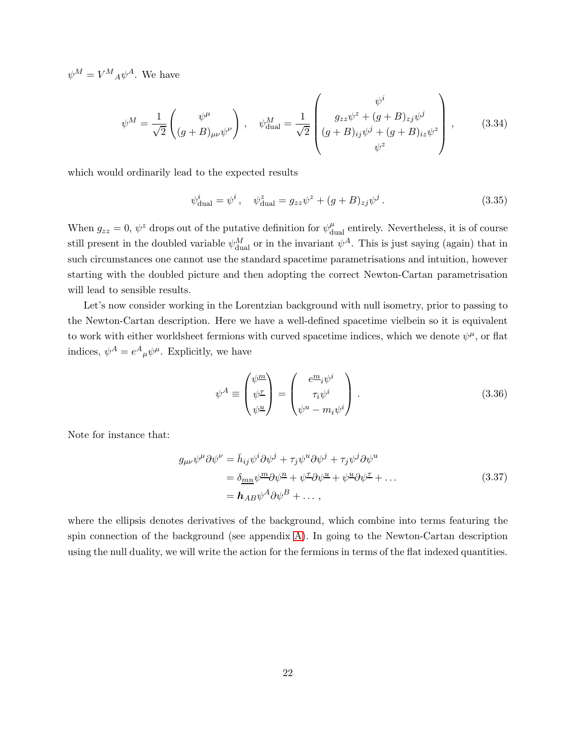$\psi^M = V^M{}_A \psi^A$. We have

$$\psi^M = \frac{1}{\sqrt{2}} \begin{pmatrix} \psi^\mu \\ (g+B)_{\mu\nu}\psi^\nu \end{pmatrix} , \quad \psi^M_{\rm dual} = \frac{1}{\sqrt{2}} \begin{pmatrix} \psi^i \\ g_{zz}\psi^z + (g+B)_{zj}\psi^j \\ (g+B)_{ij}\psi^j + (g+B)_{iz}\psi^z \\ \psi^z \end{pmatrix} , \tag{3.34}$$

which would ordinarily lead to the expected results

$$\psi^i_{\rm dual} = \psi^i , \quad \psi^z_{\rm dual} = g_{zz}\psi^z + (g+B)_{zj}\psi^j . \tag{3.35}$$

When $g_{zz} = 0$, $\psi^z$ drops out of the putative definition for $\psi^\mu_{\rm dual}$ entirely. Nevertheless, it is of course still present in the doubled variable $\psi^M_{\rm dual}$ or in the invariant $\psi^A$. This is just saying (again) that in such circumstances one cannot use the standard spacetime parametrisations and intuition, however starting with the doubled picture and then adopting the correct Newton-Cartan parametrisation will lead to sensible results.

Let's now consider working in the Lorentzian background with null isometry, prior to passing to the Newton-Cartan description. Here we have a well-defined spacetime vielbein so it is equivalent to work with either worldsheet fermions with curved spacetime indices, which we denote $\psi^\mu$, or flat indices, $\psi^A = e^A{}_\mu \psi^\mu$. Explicitly, we have

$$\psi^A \equiv \begin{pmatrix} \psi^{\underline{m}} \\ \psi^{\underline{\tau}} \\ \psi^{\underline{u}} \end{pmatrix} = \begin{pmatrix} e^{\underline{m}}{}_i \psi^i \\ \tau_i \psi^i \\ \psi^u - m_i \psi^i \end{pmatrix} . \tag{3.36}$$

Note for instance that:

$$\begin{aligned} g_{\mu\nu}\psi^\mu \partial \psi^\nu &= \bar{h}_{ij}\psi^i \partial \psi^j + \tau_j \psi^u \partial \psi^j + \tau_j \psi^j \partial \psi^u \\ &= \delta_{\underline{mn}} \psi^{\underline{m}} \partial \psi^{\underline{n}} + \psi^{\underline{\tau}} \partial \psi^{\underline{u}} + \psi^{\underline{u}} \partial \psi^{\underline{\tau}} + \dots \\ &= \boldsymbol{h}_{AB} \psi^A \partial \psi^B + \dots , \end{aligned} \tag{3.37}$$

where the ellipsis denotes derivatives of the background, which combine into terms featuring the spin connection of the background (see appendix A). In going to the Newton-Cartan description using the null duality, we will write the action for the fermions in terms of the flat indexed quantities.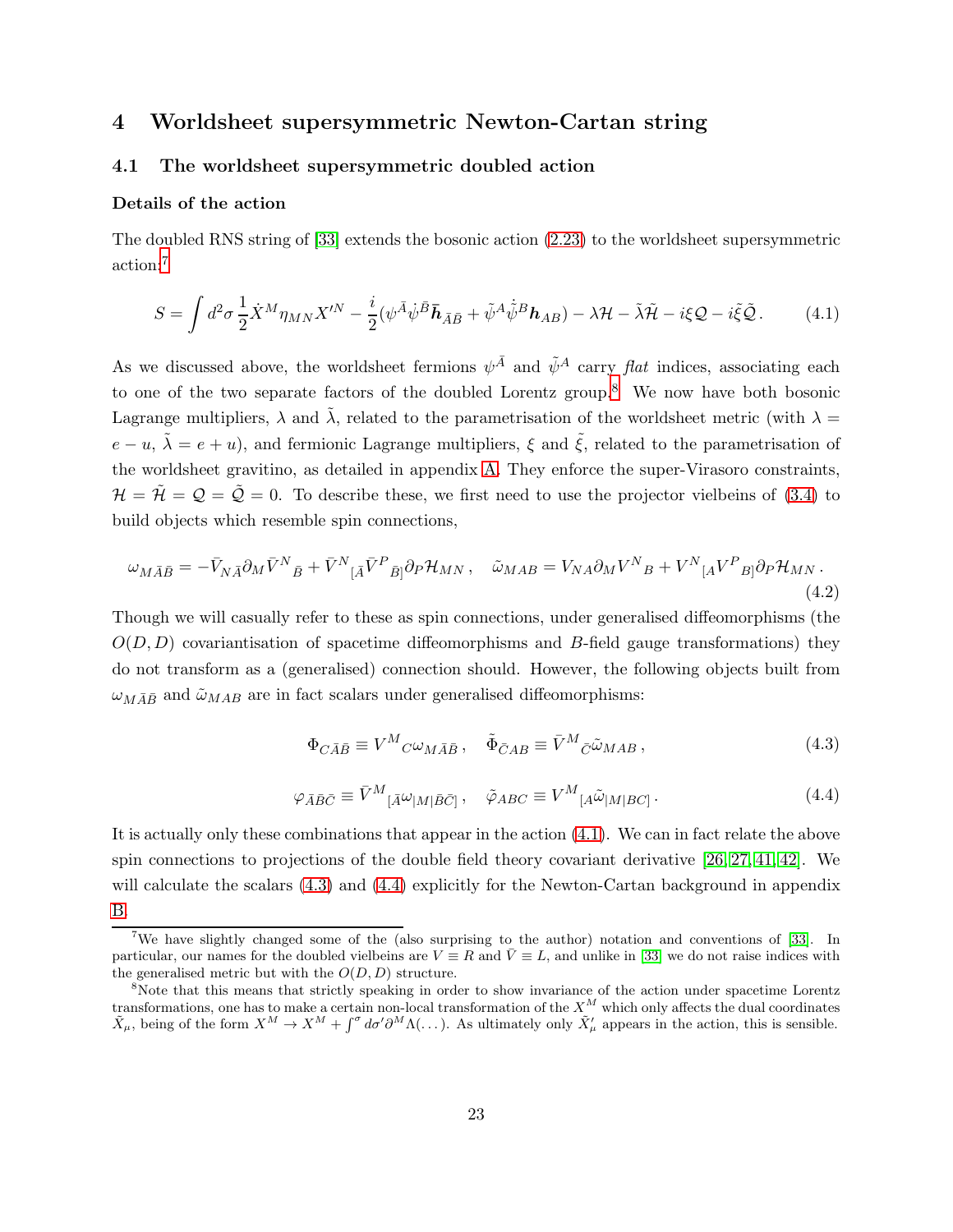# 4 Worldsheet supersymmetric Newton-Cartan string

## 4.1 The worldsheet supersymmetric doubled action

### Details of the action

The doubled RNS string of [33] extends the bosonic action (2.23) to the worldsheet supersymmetric action:[7]

$$S = \int d^2\sigma \, \frac{1}{2}\dot{X}^M \eta_{MN} X'^N - \frac{i}{2}(\psi^{\bar{A}}\dot{\psi}^{\bar{B}}\bar{\boldsymbol{h}}_{\bar{A}\bar{B}} + \tilde{\psi}^A\dot{\tilde{\psi}}^B\boldsymbol{h}_{AB}) - \lambda\mathcal{H} - \tilde{\lambda}\tilde{\mathcal{H}} - i\xi\mathcal{Q} - i\tilde{\xi}\tilde{\mathcal{Q}}\,. \tag{4.1}$$

As we discussed above, the worldsheet fermions $\psi^{\bar{A}}$ and $\tilde{\psi}^A$ carry *flat* indices, associating each to one of the two separate factors of the doubled Lorentz group.[8] We now have both bosonic Lagrange multipliers, $\lambda$ and $\tilde{\lambda}$, related to the parametrisation of the worldsheet metric (with $\lambda = e - u$, $\tilde{\lambda} = e + u$), and fermionic Lagrange multipliers, $\xi$ and $\tilde{\xi}$, related to the parametrisation of the worldsheet gravitino, as detailed in appendix A. They enforce the super-Virasoro constraints, $\mathcal{H} = \tilde{\mathcal{H}} = \mathcal{Q} = \tilde{\mathcal{Q}} = 0$. To describe these, we first need to use the projector vielbeins of (3.4) to build objects which resemble spin connections,

$$\omega_{M\bar{A}\bar{B}} = -\bar{V}_{N\bar{A}}\partial_M \bar{V}^N{}_{\bar{B}} + \bar{V}^N{}_{[\bar{A}}\bar{V}^P{}_{\bar{B}]}\partial_P \mathcal{H}_{MN}\,, \quad \tilde{\omega}_{MAB} = V_{NA}\partial_M V^N{}_B + V^N{}_{[A}V^P{}_{B]}\partial_P\mathcal{H}_{MN}\,. \tag{4.2}$$

Though we will casually refer to these as spin connections, under generalised diffeomorphisms (the $O(D,D)$ covariantisation of spacetime diffeomorphisms and $B$-field gauge transformations) they do not transform as a (generalised) connection should. However, the following objects built from $\omega_{M\bar{A}\bar{B}}$ and $\tilde{\omega}_{MAB}$ are in fact scalars under generalised diffeomorphisms:

$$\Phi_{C\bar{A}\bar{B}} \equiv V^M{}_C\omega_{M\bar{A}\bar{B}}\,, \quad \tilde{\Phi}_{\bar{C}AB} \equiv \bar{V}^M{}_{\bar{C}}\tilde{\omega}_{MAB}\,, \tag{4.3}$$

$$\varphi_{\bar{A}\bar{B}\bar{C}} \equiv \bar{V}^M{}_{[\bar{A}}\omega_{|M|\bar{B}\bar{C}]}\,, \quad \tilde{\varphi}_{ABC} \equiv V^M{}_{[A}\tilde{\omega}_{|M|BC]}\,. \tag{4.4}$$

It is actually only these combinations that appear in the action (4.1). We can in fact relate the above spin connections to projections of the double field theory covariant derivative [26, 27, 41, 42]. We will calculate the scalars (4.3) and (4.4) explicitly for the Newton-Cartan background in appendix B.

---

[7] We have slightly changed some of the (also surprising to the author) notation and conventions of [33]. In particular, our names for the doubled vielbeins are $V \equiv R$ and $\bar{V} \equiv L$, and unlike in [33] we do not raise indices with the generalised metric but with the $O(D,D)$ structure.

[8] Note that this means that strictly speaking in order to show invariance of the action under spacetime Lorentz transformations, one has to make a certain non-local transformation of the $X^M$ which only affects the dual coordinates $\tilde{X}_\mu$, being of the form $X^M \to X^M + \int^\sigma d\sigma' \partial^M \Lambda(\dots)$. As ultimately only $\tilde{X}'_\mu$ appears in the action, this is sensible.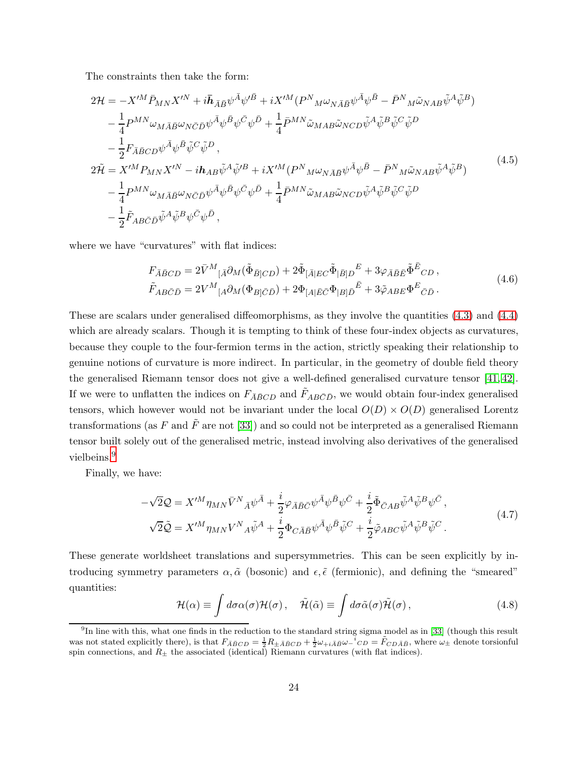The constraints then take the form:

$$
\begin{aligned}
2\mathcal{H} &= -X'^M \bar{P}_{MN} X'^N + i\bar{\boldsymbol{h}}_{\bar{A}\bar{B}}\psi^{\bar{A}}\psi'^{\bar{B}} + iX'^M(P^N{}_M \omega_{N\bar{A}\bar{B}}\psi^{\bar{A}}\psi^{\bar{B}} - \bar{P}^N{}_M \tilde{\omega}_{NAB}\tilde{\psi}^A\tilde{\psi}^B) \\
&\quad - \frac{1}{4}P^{MN}\omega_{M\bar{A}\bar{B}}\omega_{N\bar{C}\bar{D}}\psi^{\bar{A}}\psi^{\bar{B}}\psi^{\bar{C}}\psi^{\bar{D}} + \frac{1}{4}\bar{P}^{MN}\tilde{\omega}_{MAB}\tilde{\omega}_{NCD}\tilde{\psi}^A\tilde{\psi}^B\tilde{\psi}^C\tilde{\psi}^D \\
&\quad - \frac{1}{2}F_{\bar{A}\bar{B}CD}\psi^{\bar{A}}\psi^{\bar{B}}\tilde{\psi}^C\tilde{\psi}^D\,, \\
2\tilde{\mathcal{H}} &= X'^M P_{MN} X'^N - i\boldsymbol{h}_{AB}\tilde{\psi}^A\tilde{\psi}'^B + iX'^M(P^N{}_M \omega_{N\bar{A}\bar{B}}\psi^{\bar{A}}\psi^{\bar{B}} - \bar{P}^N{}_M \tilde{\omega}_{NAB}\tilde{\psi}^A\tilde{\psi}^B) \\
&\quad - \frac{1}{4}P^{MN}\omega_{M\bar{A}\bar{B}}\omega_{N\bar{C}\bar{D}}\psi^{\bar{A}}\psi^{\bar{B}}\psi^{\bar{C}}\psi^{\bar{D}} + \frac{1}{4}\bar{P}^{MN}\tilde{\omega}_{MAB}\tilde{\omega}_{NCD}\tilde{\psi}^A\tilde{\psi}^B\tilde{\psi}^C\tilde{\psi}^D \\
&\quad - \frac{1}{2}\tilde{F}_{AB\bar{C}\bar{D}}\tilde{\psi}^A\tilde{\psi}^B\psi^{\bar{C}}\psi^{\bar{D}}\,,
\end{aligned}
\tag{4.5}
$$

where we have "curvatures" with flat indices:

$$
\begin{aligned}
F_{\bar{A}\bar{B}CD} &= 2\bar{V}^M{}_{[\bar{A}}\partial_M(\tilde{\Phi}_{\bar{B}]CD}) + 2\tilde{\Phi}_{[\bar{A}|EC}\tilde{\Phi}_{|\bar{B}]D}{}^E + 3\varphi_{\bar{A}\bar{B}\bar{E}}\tilde{\Phi}^{\bar{E}}{}_{CD}\,, \\
\tilde{F}_{AB\bar{C}\bar{D}} &= 2V^M{}_{[A}\partial_M(\Phi_{B]\bar{C}\bar{D}}) + 2\Phi_{[A|\bar{E}\bar{C}}\Phi_{|B]\bar{D}}{}^{\bar{E}} + 3\tilde{\varphi}_{ABE}\Phi^E{}_{\bar{C}\bar{D}}\,.
\end{aligned}
\tag{4.6}
$$

These are scalars under generalised diffeomorphisms, as they involve the quantities (4.3) and (4.4) which are already scalars. Though it is tempting to think of these four-index objects as curvatures, because they couple to the four-fermion terms in the action, strictly speaking their relationship to genuine notions of curvature is more indirect. In particular, in the geometry of double field theory the generalised Riemann tensor does not give a well-defined generalised curvature tensor [41, 42]. If we were to unflatten the indices on $F_{\bar{A}\bar{B}CD}$ and $\tilde{F}_{AB\bar{C}\bar{D}}$, we would obtain four-index generalised tensors, which however would not be invariant under the local $O(D) \times O(D)$ generalised Lorentz transformations (as $F$ and $\tilde{F}$ are not [33]) and so could not be interpreted as a generalised Riemann tensor built solely out of the generalised metric, instead involving also derivatives of the generalised vielbeins.[9]

Finally, we have:

$$
\begin{aligned}
-\sqrt{2}\mathcal{Q} &= X'^M \eta_{MN}\bar{V}^N{}_{\bar{A}}\psi^{\bar{A}} + \frac{i}{2}\varphi_{\bar{A}\bar{B}\bar{C}}\psi^{\bar{A}}\psi^{\bar{B}}\psi^{\bar{C}} + \frac{i}{2}\tilde{\Phi}_{\bar{C}AB}\tilde{\psi}^A\tilde{\psi}^B\psi^{\bar{C}}\,, \\
\sqrt{2}\tilde{\mathcal{Q}} &= X'^M \eta_{MN} V^N{}_A\tilde{\psi}^A + \frac{i}{2}\Phi_{C\bar{A}\bar{B}}\psi^{\bar{A}}\psi^{\bar{B}}\tilde{\psi}^C + \frac{i}{2}\tilde{\varphi}_{ABC}\tilde{\psi}^A\tilde{\psi}^B\tilde{\psi}^C\,.
\end{aligned}
\tag{4.7}
$$

These generate worldsheet translations and supersymmetries. This can be seen explicitly by introducing symmetry parameters $\alpha, \tilde{\alpha}$ (bosonic) and $\epsilon, \tilde{\epsilon}$ (fermionic), and defining the "smeared" quantities:

$$
\mathcal{H}(\alpha) \equiv \int d\sigma\,\alpha(\sigma)\mathcal{H}(\sigma)\,, \quad \tilde{\mathcal{H}}(\tilde{\alpha}) \equiv \int d\sigma\,\tilde{\alpha}(\sigma)\tilde{\mathcal{H}}(\sigma)\,,
\tag{4.8}
$$

[9] In line with this, what one finds in the reduction to the standard string sigma model as in [33] (though this result was not stated explicitly there), is that $F_{\bar{A}\bar{B}CD} = \frac{1}{2}R_{\pm\bar{A}\bar{B}CD} + \frac{1}{2}\omega_{+i\bar{A}\bar{B}}\omega_-{}^i{}_{CD} = \tilde{F}_{CD\bar{A}\bar{B}}$, where $\omega_\pm$ denote torsionful spin connections, and $R_\pm$ the associated (identical) Riemann curvatures (with flat indices).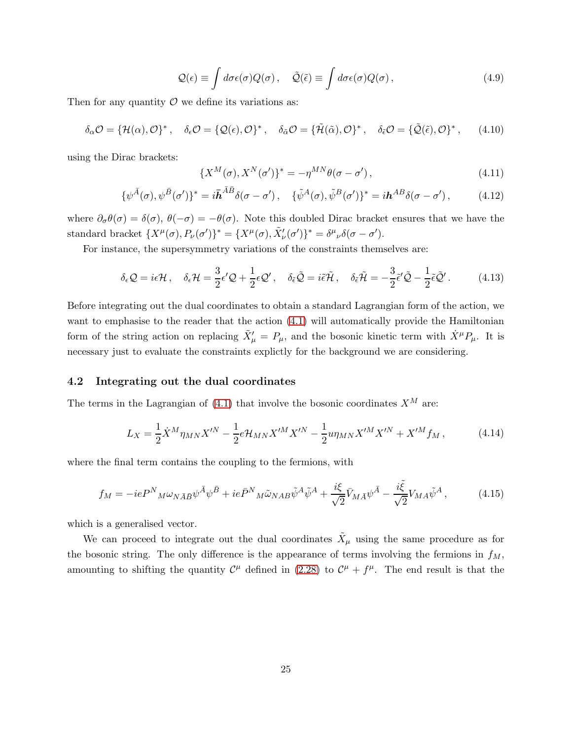$$
\mathcal{Q}(\epsilon) \equiv \int d\sigma \epsilon(\sigma) Q(\sigma) , \quad \tilde{\mathcal{Q}}(\tilde{\epsilon}) \equiv \int d\sigma \epsilon(\sigma) Q(\sigma) , \tag{4.9}
$$

Then for any quantity $\mathcal{O}$ we define its variations as:

$$
\delta_\alpha \mathcal{O} = \{\mathcal{H}(\alpha), \mathcal{O}\}^* , \quad \delta_\epsilon \mathcal{O} = \{\mathcal{Q}(\epsilon), \mathcal{O}\}^* , \quad \delta_{\tilde{\alpha}} \mathcal{O} = \{\tilde{\mathcal{H}}(\tilde{\alpha}), \mathcal{O}\}^* , \quad \delta_{\tilde{\epsilon}} \mathcal{O} = \{\tilde{\mathcal{Q}}(\tilde{\epsilon}), \mathcal{O}\}^* , \tag{4.10}
$$

using the Dirac brackets:

$$
\{X^M(\sigma), X^N(\sigma')\}^* = -\eta^{MN} \theta(\sigma - \sigma') , \tag{4.11}
$$

$$
\{\psi^{\bar{A}}(\sigma), \psi^{\bar{B}}(\sigma')\}^* = i\bar{\boldsymbol{h}}^{\bar{A}\bar{B}} \delta(\sigma - \sigma') , \quad \{\tilde{\psi}^A(\sigma), \tilde{\psi}^B(\sigma')\}^* = i\boldsymbol{h}^{AB} \delta(\sigma - \sigma') , \tag{4.12}
$$

where $\partial_\sigma \theta(\sigma) = \delta(\sigma)$, $\theta(-\sigma) = -\theta(\sigma)$. Note this doubled Dirac bracket ensures that we have the standard bracket $\{X^\mu(\sigma), P_\nu(\sigma')\}^* = \{X^\mu(\sigma), \tilde{X}'_\nu(\sigma')\}^* = \delta^\mu{}_\nu \delta(\sigma - \sigma')$.

For instance, the supersymmetry variations of the constraints themselves are:

$$
\delta_\epsilon \mathcal{Q} = i\epsilon \mathcal{H} , \quad \delta_\epsilon \mathcal{H} = \frac{3}{2}\epsilon' \mathcal{Q} + \frac{1}{2}\epsilon \mathcal{Q}' , \quad \delta_{\tilde{\epsilon}} \tilde{\mathcal{Q}} = i\tilde{\epsilon} \tilde{\mathcal{H}} , \quad \delta_{\tilde{\epsilon}} \tilde{\mathcal{H}} = -\frac{3}{2}\tilde{\epsilon}' \tilde{\mathcal{Q}} - \frac{1}{2}\tilde{\epsilon} \tilde{\mathcal{Q}}' . \tag{4.13}
$$

Before integrating out the dual coordinates to obtain a standard Lagrangian form of the action, we want to emphasise to the reader that the action (4.1) will automatically provide the Hamiltonian form of the string action on replacing $\tilde{X}'_\mu = P_\mu$, and the bosonic kinetic term with $\dot{X}^\mu P_\mu$. It is necessary just to evaluate the constraints explictly for the background we are considering.

## 4.2 Integrating out the dual coordinates

The terms in the Lagrangian of (4.1) that involve the bosonic coordinates $X^M$ are:

$$
L_X = \frac{1}{2}\dot{X}^M \eta_{MN} X'^N - \frac{1}{2} e \mathcal{H}_{MN} X'^M X'^N - \frac{1}{2} u \eta_{MN} X'^M X'^N + X'^M f_M , \tag{4.14}
$$

where the final term contains the coupling to the fermions, with

$$
f_M = -ieP^N{}_M \omega_{N\bar{A}\bar{B}} \psi^{\bar{A}} \psi^{\bar{B}} + ie\bar{P}^N{}_M \tilde{\omega}_{NAB} \tilde{\psi}^A \tilde{\psi}^A + \frac{i\xi}{\sqrt{2}} \bar{V}_{M\bar{A}} \psi^{\bar{A}} - \frac{i\tilde{\xi}}{\sqrt{2}} V_{MA} \tilde{\psi}^A , \tag{4.15}
$$

which is a generalised vector.

We can proceed to integrate out the dual coordinates $\tilde{X}_\mu$ using the same procedure as for the bosonic string. The only difference is the appearance of terms involving the fermions in $f_M$, amounting to shifting the quantity $\mathcal{C}^\mu$ defined in (2.28) to $\mathcal{C}^\mu + f^\mu$. The end result is that the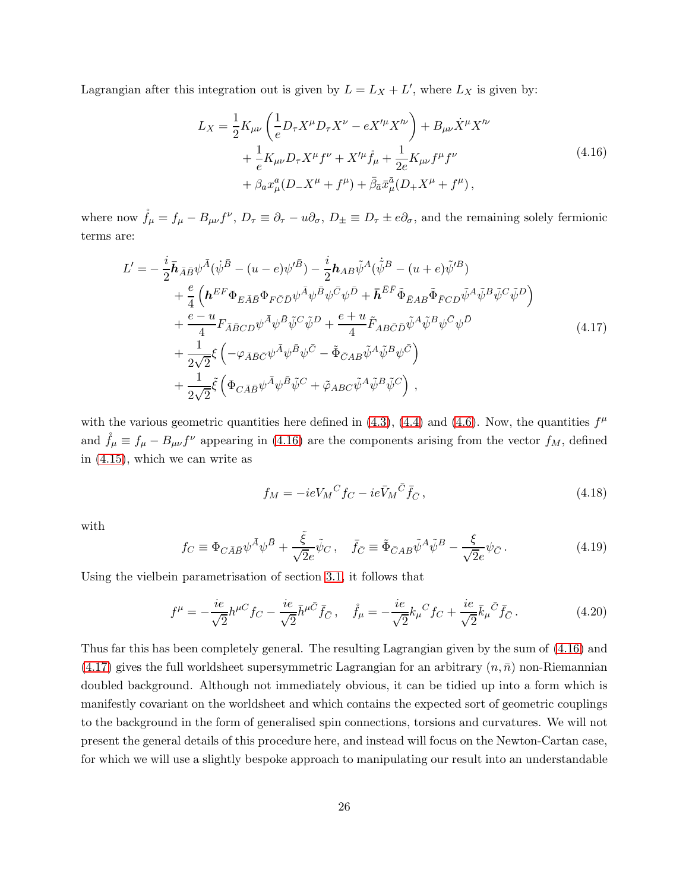Lagrangian after this integration out is given by $L = L_X + L'$, where $L_X$ is given by:

$$
\begin{aligned}
L_X = &\frac{1}{2}K_{\mu\nu}\left(\frac{1}{e}D_\tau X^\mu D_\tau X^\nu - eX'^\mu X'^\nu\right) + B_{\mu\nu}\dot{X}^\mu X'^\nu \\
&+ \frac{1}{e}K_{\mu\nu}D_\tau X^\mu f^\nu + X'^\mu \mathring{f}_\mu + \frac{1}{2e}K_{\mu\nu}f^\mu f^\nu \\
&+ \beta_a x^a_\mu (D_- X^\mu + f^\mu) + \bar{\beta}_{\bar{a}}\bar{x}^{\bar{a}}_\mu (D_+ X^\mu + f^\mu)\,,
\end{aligned}
\tag{4.16}
$$

where now $\mathring{f}_\mu = f_\mu - B_{\mu\nu}f^\nu$, $D_\tau \equiv \partial_\tau - u\partial_\sigma$, $D_\pm \equiv D_\tau \pm e\partial_\sigma$, and the remaining solely fermionic terms are:

$$
\begin{aligned}
L' = &-\frac{i}{2}\bar{\boldsymbol{h}}_{\bar{A}\bar{B}}\psi^{\bar{A}}(\dot{\psi}^{\bar{B}} - (u-e)\psi'^{\bar{B}}) - \frac{i}{2}\boldsymbol{h}_{AB}\tilde{\psi}^A(\dot{\tilde{\psi}}^B - (u+e)\tilde{\psi}'^B) \\
&+ \frac{e}{4}\left(\boldsymbol{h}^{EF}\Phi_{E\bar{A}\bar{B}}\Phi_{F\bar{C}\bar{D}}\psi^{\bar{A}}\psi^{\bar{B}}\psi^{\bar{C}}\psi^{\bar{D}} + \bar{\boldsymbol{h}}^{\bar{E}\bar{F}}\tilde{\Phi}_{\bar{E}AB}\tilde{\Phi}_{\bar{F}CD}\tilde{\psi}^A\tilde{\psi}^B\tilde{\psi}^C\tilde{\psi}^D\right) \\
&+ \frac{e-u}{4}F_{\bar{A}\bar{B}CD}\psi^{\bar{A}}\psi^{\bar{B}}\tilde{\psi}^C\tilde{\psi}^D + \frac{e+u}{4}\tilde{F}_{AB\bar{C}\bar{D}}\tilde{\psi}^A\tilde{\psi}^B\psi^{\bar{C}}\psi^{\bar{D}} \\
&+ \frac{1}{2\sqrt{2}}\xi\left(-\varphi_{\bar{A}\bar{B}\bar{C}}\psi^{\bar{A}}\psi^{\bar{B}}\psi^{\bar{C}} - \tilde{\Phi}_{\bar{C}AB}\tilde{\psi}^A\tilde{\psi}^B\psi^{\bar{C}}\right) \\
&+ \frac{1}{2\sqrt{2}}\tilde{\xi}\left(\Phi_{C\bar{A}\bar{B}}\psi^{\bar{A}}\psi^{\bar{B}}\tilde{\psi}^C + \tilde{\varphi}_{ABC}\tilde{\psi}^A\tilde{\psi}^B\tilde{\psi}^C\right)\,,
\end{aligned}
\tag{4.17}
$$

with the various geometric quantities here defined in (4.3), (4.4) and (4.6). Now, the quantities $f^\mu$ and $\mathring{f}_\mu \equiv f_\mu - B_{\mu\nu}f^\nu$ appearing in (4.16) are the components arising from the vector $f_M$, defined in (4.15), which we can write as

$$
f_M = -ie V_M{}^C f_C - ie\bar{V}_M{}^{\bar{C}}\bar{f}_{\bar{C}}\,,
\tag{4.18}
$$

with

$$
f_C \equiv \Phi_{C\bar{A}\bar{B}}\psi^{\bar{A}}\psi^{\bar{B}} + \frac{\tilde{\xi}}{\sqrt{2}e}\tilde{\psi}_C\,, \quad \bar{f}_{\bar{C}} \equiv \tilde{\Phi}_{\bar{C}AB}\tilde{\psi}^A\tilde{\psi}^B - \frac{\xi}{\sqrt{2}e}\psi_{\bar{C}}\,.
\tag{4.19}
$$

Using the vielbein parametrisation of section 3.1, it follows that

$$
f^\mu = -\frac{ie}{\sqrt{2}}h^{\mu C}f_C - \frac{ie}{\sqrt{2}}\bar{h}^{\mu\bar{C}}\bar{f}_{\bar{C}}\,, \quad \mathring{f}_\mu = -\frac{ie}{\sqrt{2}}k_\mu{}^C f_C + \frac{ie}{\sqrt{2}}\bar{k}_\mu{}^{\bar{C}}\bar{f}_{\bar{C}}\,.
\tag{4.20}
$$

Thus far this has been completely general. The resulting Lagrangian given by the sum of (4.16) and (4.17) gives the full worldsheet supersymmetric Lagrangian for an arbitrary $(n,\bar{n})$ non-Riemannian doubled background. Although not immediately obvious, it can be tidied up into a form which is manifestly covariant on the worldsheet and which contains the expected sort of geometric couplings to the background in the form of generalised spin connections, torsions and curvatures. We will not present the general details of this procedure here, and instead will focus on the Newton-Cartan case, for which we will use a slightly bespoke approach to manipulating our result into an understandable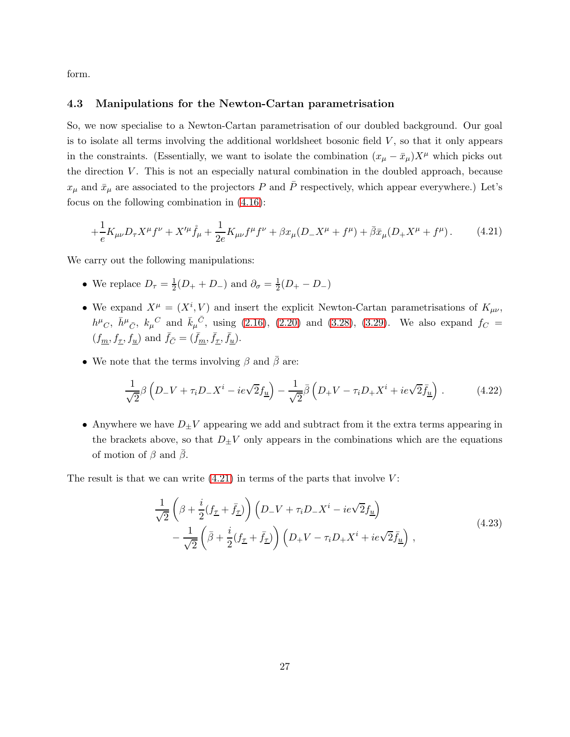form.

### 4.3 Manipulations for the Newton-Cartan parametrisation

So, we now specialise to a Newton-Cartan parametrisation of our doubled background. Our goal is to isolate all terms involving the additional worldsheet bosonic field $V$, so that it only appears in the constraints. (Essentially, we want to isolate the combination $(x_\mu - \bar{x}_\mu)X^\mu$ which picks out the direction $V$. This is not an especially natural combination in the doubled approach, because $x_\mu$ and $\bar{x}_\mu$ are associated to the projectors $P$ and $\bar{P}$ respectively, which appear everywhere.) Let's focus on the following combination in (4.16):

$$
+\frac{1}{e}K_{\mu\nu}D_\tau X^\mu f^\nu + X'^\mu \mathring{f}_\mu + \frac{1}{2e}K_{\mu\nu}f^\mu f^\nu + \beta x_\mu (D_- X^\mu + f^\mu) + \bar{\beta}\bar{x}_\mu (D_+ X^\mu + f^\mu)\,. \tag{4.21}
$$

We carry out the following manipulations:

- We replace $D_\tau = \frac{1}{2}(D_+ + D_-)$ and $\partial_\sigma = \frac{1}{2}(D_+ - D_-)$
- We expand $X^\mu = (X^i, V)$ and insert the explicit Newton-Cartan parametrisations of $K_{\mu\nu}$, $h^\mu{}_C$, $\bar{h}^\mu{}_{\bar{C}}$, $k_\mu{}^C$ and $\bar{k}_\mu{}^{\bar{C}}$, using (2.16), (2.20) and (3.28), (3.29). We also expand $f_C = (f_{\underline{m}}, f_{\underline{\tau}}, f_{\underline{u}})$ and $\bar{f}_{\bar{C}} = (\bar{f}_{\underline{m}}, \bar{f}_{\underline{\tau}}, \bar{f}_{\underline{u}})$.
- We note that the terms involving $\beta$ and $\bar{\beta}$ are:

$$
\frac{1}{\sqrt{2}}\beta\left(D_- V + \tau_i D_- X^i - ie\sqrt{2}f_{\underline{u}}\right) - \frac{1}{\sqrt{2}}\bar{\beta}\left(D_+ V - \tau_i D_+ X^i + ie\sqrt{2}\bar{f}_{\underline{u}}\right)\,. \tag{4.22}
$$

- Anywhere we have $D_\pm V$ appearing we add and subtract from it the extra terms appearing in the brackets above, so that $D_\pm V$ only appears in the combinations which are the equations of motion of $\beta$ and $\bar{\beta}$.

The result is that we can write (4.21) in terms of the parts that involve $V$:

$$
\begin{aligned}
&\frac{1}{\sqrt{2}}\left(\beta + \frac{i}{2}(f_{\underline{\tau}} + \bar{f}_{\underline{\tau}})\right)\left(D_- V + \tau_i D_- X^i - ie\sqrt{2}f_{\underline{u}}\right) \\
&\quad - \frac{1}{\sqrt{2}}\left(\bar{\beta} + \frac{i}{2}(f_{\underline{\tau}} + \bar{f}_{\underline{\tau}})\right)\left(D_+ V - \tau_i D_+ X^i + ie\sqrt{2}\bar{f}_{\underline{u}}\right)\,,
\end{aligned} \tag{4.23}
$$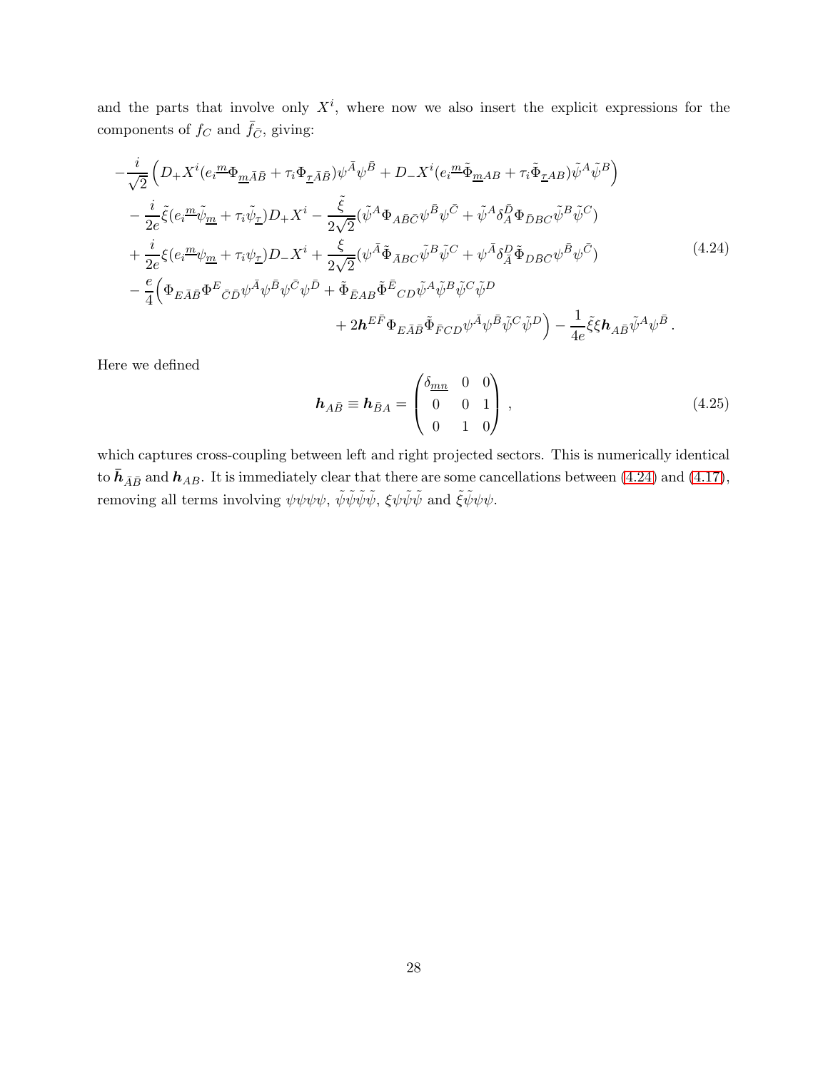and the parts that involve only $X^i$, where now we also insert the explicit expressions for the components of $f_C$ and $\bar{f}_{\bar{C}}$, giving:

$$
\begin{aligned}
&-\frac{i}{\sqrt{2}}\Big(D_+X^i(e_i{}^{\underline{m}}\Phi_{\underline{m}\bar{A}\bar{B}} + \tau_i\Phi_{\underline{\tau}\bar{A}\bar{B}})\psi^{\bar{A}}\psi^{\bar{B}} + D_-X^i(e_i{}^{\underline{m}}\tilde{\Phi}_{\underline{m}AB} + \tau_i\tilde{\Phi}_{\underline{\tau}AB})\tilde{\psi}^A\tilde{\psi}^B\Big) \\
&\quad - \frac{i}{2e}\tilde{\xi}(e_i{}^{\underline{m}}\tilde{\psi}_{\underline{m}} + \tau_i\tilde{\psi}_{\underline{\tau}})D_+X^i - \frac{\tilde{\xi}}{2\sqrt{2}}(\tilde{\psi}^A\Phi_{A\bar{B}\bar{C}}\psi^{\bar{B}}\psi^{\bar{C}} + \tilde{\psi}^A\delta_A^{\bar{D}}\Phi_{\bar{D}BC}\tilde{\psi}^B\tilde{\psi}^C) \\
&\quad + \frac{i}{2e}\xi(e_i{}^{\underline{m}}\psi_{\underline{m}} + \tau_i\psi_{\underline{\tau}})D_-X^i + \frac{\xi}{2\sqrt{2}}(\psi^{\bar{A}}\tilde{\Phi}_{\bar{A}BC}\tilde{\psi}^B\tilde{\psi}^C + \psi^{\bar{A}}\delta_{\bar{A}}^D\tilde{\Phi}_{D\bar{B}\bar{C}}\psi^{\bar{B}}\psi^{\bar{C}}) \\
&\quad - \frac{e}{4}\Big(\Phi_{E\bar{A}\bar{B}}\Phi^E{}_{\bar{C}\bar{D}}\psi^{\bar{A}}\psi^{\bar{B}}\psi^{\bar{C}}\psi^{\bar{D}} + \tilde{\Phi}_{\bar{E}AB}\tilde{\Phi}^{\bar{E}}{}_{CD}\tilde{\psi}^A\tilde{\psi}^B\tilde{\psi}^C\tilde{\psi}^D \\
&\qquad\qquad + 2\boldsymbol{h}^{E\bar{F}}\Phi_{E\bar{A}\bar{B}}\tilde{\Phi}_{\bar{F}CD}\psi^{\bar{A}}\psi^{\bar{B}}\tilde{\psi}^C\tilde{\psi}^D\Big) - \frac{1}{4e}\tilde{\xi}\xi\boldsymbol{h}_{A\bar{B}}\tilde{\psi}^A\psi^{\bar{B}}\,.
\end{aligned}
\tag{4.24}
$$

Here we defined

$$
\boldsymbol{h}_{A\bar{B}} \equiv \boldsymbol{h}_{\bar{B}A} = \begin{pmatrix} \delta_{\underline{mn}} & 0 & 0 \\ 0 & 0 & 1 \\ 0 & 1 & 0 \end{pmatrix}\,,
\tag{4.25}
$$

which captures cross-coupling between left and right projected sectors. This is numerically identical to $\bar{\boldsymbol{h}}_{\bar{A}\bar{B}}$ and $\boldsymbol{h}_{AB}$. It is immediately clear that there are some cancellations between (4.24) and (4.17), removing all terms involving $\psi\psi\psi\psi$, $\tilde{\psi}\tilde{\psi}\tilde{\psi}\tilde{\psi}$, $\xi\psi\tilde{\psi}\tilde{\psi}$ and $\tilde{\xi}\tilde{\psi}\psi\psi$.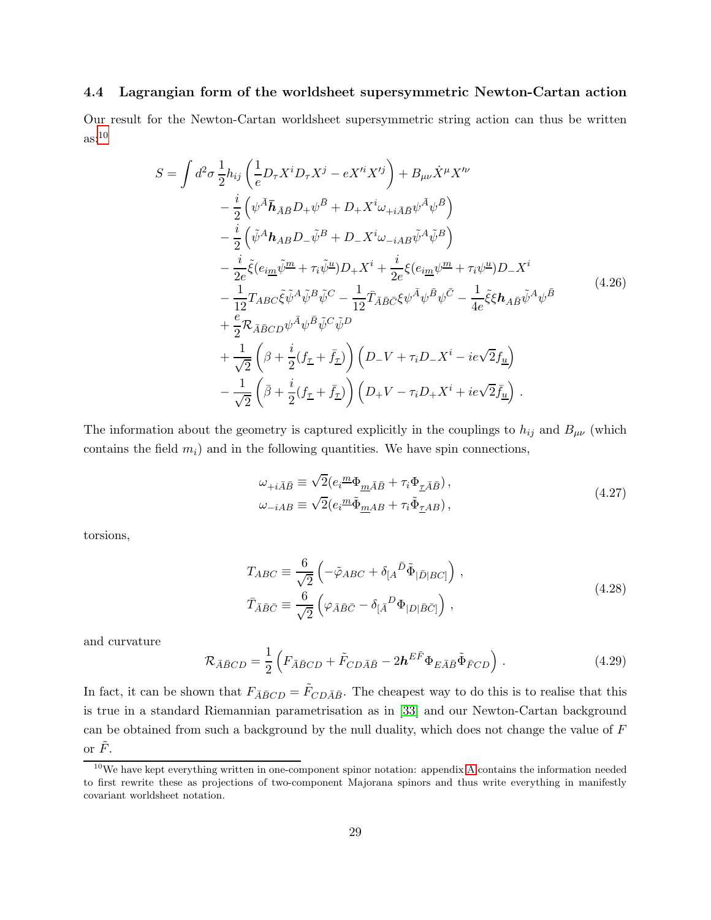### 4.4 Lagrangian form of the worldsheet supersymmetric Newton-Cartan action

Our result for the Newton-Cartan worldsheet supersymmetric string action can thus be written as:[10]

$$
\begin{aligned}
S = \int d^2\sigma \, \frac{1}{2} h_{ij} \left( \frac{1}{e} D_\tau X^i D_\tau X^j - e X'^i X'^j \right) + B_{\mu\nu} \dot{X}^\mu X'^\nu \\
- \frac{i}{2} \left( \psi^{\bar{A}} \bar{\boldsymbol{h}}_{\bar{A}\bar{B}} D_+ \psi^{\bar{B}} + D_+ X^i \omega_{+i\bar{A}\bar{B}} \psi^{\bar{A}} \psi^{\bar{B}} \right) \\
- \frac{i}{2} \left( \tilde{\psi}^A \boldsymbol{h}_{AB} D_- \tilde{\psi}^B + D_- X^i \omega_{-iAB} \tilde{\psi}^A \tilde{\psi}^B \right) \\
- \frac{i}{2e} \tilde{\xi} (e_{i\underline{m}} \tilde{\psi}^{\underline{m}} + \tau_i \tilde{\psi}^{\underline{u}}) D_+ X^i + \frac{i}{2e} \xi (e_{i\underline{m}} \psi^{\underline{m}} + \tau_i \psi^{\underline{u}}) D_- X^i \\
- \frac{1}{12} T_{ABC} \tilde{\xi} \tilde{\psi}^A \tilde{\psi}^B \tilde{\psi}^C - \frac{1}{12} \bar{T}_{\bar{A}\bar{B}\bar{C}} \xi \psi^{\bar{A}} \psi^{\bar{B}} \psi^{\bar{C}} - \frac{1}{4e} \tilde{\xi} \xi \boldsymbol{h}_{A\bar{B}} \tilde{\psi}^A \psi^{\bar{B}} \\
+ \frac{e}{2} \mathcal{R}_{\bar{A}\bar{B}CD} \psi^{\bar{A}} \psi^{\bar{B}} \tilde{\psi}^C \tilde{\psi}^D \\
+ \frac{1}{\sqrt{2}} \left( \beta + \frac{i}{2} (f_{\underline{\tau}} + \bar{f}_{\underline{\tau}}) \right) \left( D_- V + \tau_i D_- X^i - ie\sqrt{2} f_{\underline{u}} \right) \\
- \frac{1}{\sqrt{2}} \left( \bar{\beta} + \frac{i}{2} (f_{\underline{\tau}} + \bar{f}_{\underline{\tau}}) \right) \left( D_+ V - \tau_i D_+ X^i + ie\sqrt{2} \bar{f}_{\underline{u}} \right) .
\end{aligned}
\tag{4.26}
$$

The information about the geometry is captured explicitly in the couplings to $h_{ij}$ and $B_{\mu\nu}$ (which contains the field $m_i$) and in the following quantities. We have spin connections,

$$
\begin{aligned}
\omega_{+i\bar{A}\bar{B}} &\equiv \sqrt{2} (e_i{}^{\underline{m}} \Phi_{\underline{m}\bar{A}\bar{B}} + \tau_i \Phi_{\underline{\tau}\bar{A}\bar{B}}) , \\
\omega_{-iAB} &\equiv \sqrt{2} (e_i{}^{\underline{m}} \tilde{\Phi}_{\underline{m}AB} + \tau_i \tilde{\Phi}_{\underline{\tau}AB}) ,
\end{aligned}
\tag{4.27}
$$

torsions,

$$
\begin{aligned}
T_{ABC} &\equiv \frac{6}{\sqrt{2}} \left( -\tilde{\varphi}_{ABC} + \delta_{[A}{}^{\bar{D}} \tilde{\Phi}_{|\bar{D}|BC]} \right) , \\
\bar{T}_{\bar{A}\bar{B}\bar{C}} &\equiv \frac{6}{\sqrt{2}} \left( \varphi_{\bar{A}\bar{B}\bar{C}} - \delta_{[\bar{A}}{}^{D} \Phi_{|D|\bar{B}\bar{C}]} \right) ,
\end{aligned}
\tag{4.28}
$$

and curvature

$$
\mathcal{R}_{\bar{A}\bar{B}CD} = \frac{1}{2} \left( F_{\bar{A}\bar{B}CD} + \tilde{F}_{CD\bar{A}\bar{B}} - 2\boldsymbol{h}^{E\bar{F}} \Phi_{E\bar{A}\bar{B}} \tilde{\Phi}_{\bar{F}CD} \right) . \tag{4.29}
$$

In fact, it can be shown that $F_{\bar{A}\bar{B}CD} = \tilde{F}_{CD\bar{A}\bar{B}}$. The cheapest way to do this is to realise that this is true in a standard Riemannian parametrisation as in [33] and our Newton-Cartan background can be obtained from such a background by the null duality, which does not change the value of $F$ or $\tilde{F}$.

[10] We have kept everything written in one-component spinor notation: appendix A contains the information needed to first rewrite these as projections of two-component Majorana spinors and thus write everything in manifestly covariant worldsheet notation.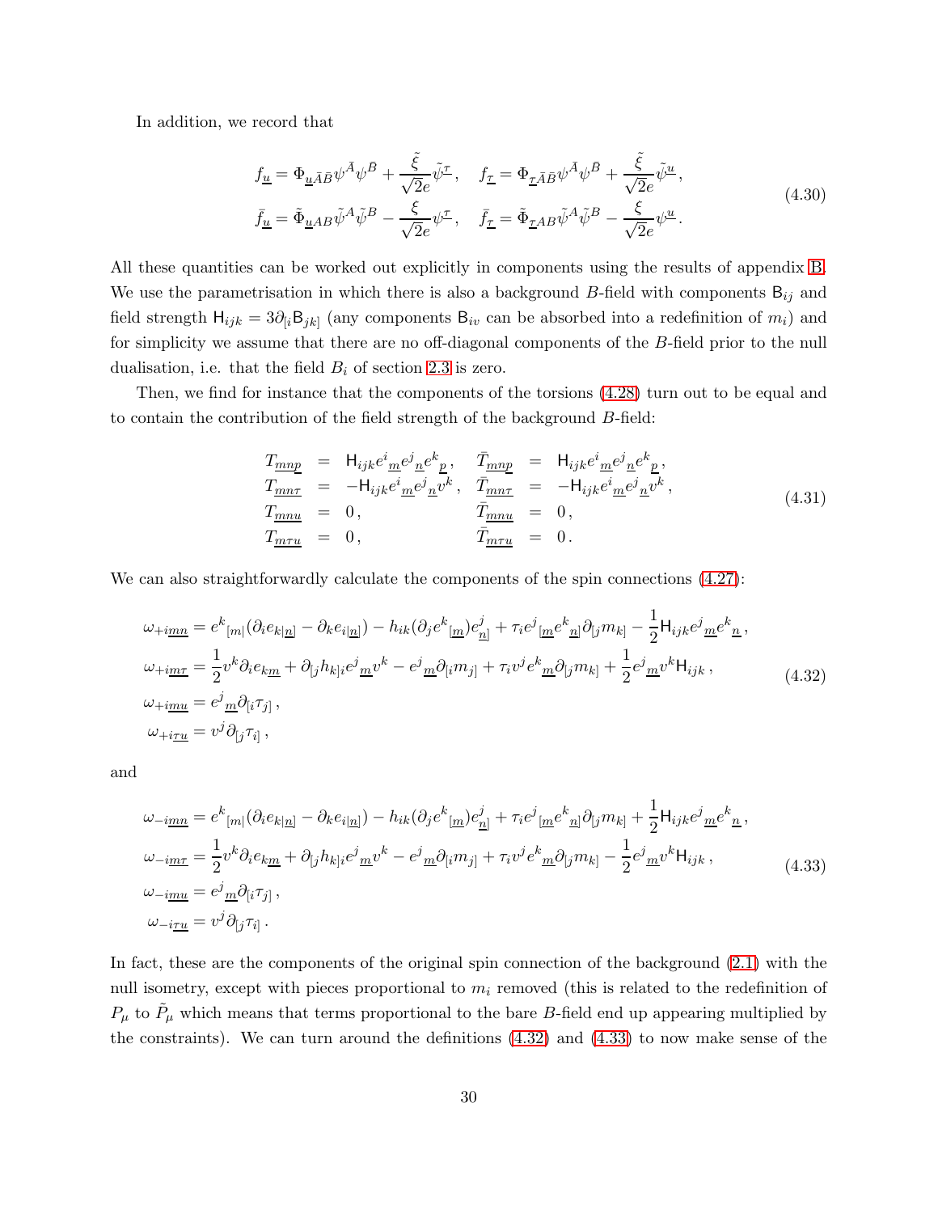In addition, we record that

$$
\begin{aligned}
f_{\underline{u}} &= \Phi_{\underline{u}\bar{A}\bar{B}}\psi^{\bar{A}}\psi^{\bar{B}} + \frac{\tilde{\xi}}{\sqrt{2}e}\tilde{\psi}^{\underline{\tau}}, \quad f_{\underline{\tau}} = \Phi_{\underline{\tau}\bar{A}\bar{B}}\psi^{\bar{A}}\psi^{\bar{B}} + \frac{\tilde{\xi}}{\sqrt{2}e}\tilde{\psi}^{\underline{u}}, \\
\bar{f}_{\underline{u}} &= \tilde{\Phi}_{\underline{u}AB}\tilde{\psi}^{A}\tilde{\psi}^{B} - \frac{\xi}{\sqrt{2}e}\psi^{\underline{\tau}}, \quad \bar{f}_{\underline{\tau}} = \tilde{\Phi}_{\underline{\tau}AB}\tilde{\psi}^{A}\tilde{\psi}^{B} - \frac{\xi}{\sqrt{2}e}\psi^{\underline{u}}.
\end{aligned}
\tag{4.30}
$$

All these quantities can be worked out explicitly in components using the results of appendix B. We use the parametrisation in which there is also a background $B$-field with components $\mathsf{B}_{ij}$ and field strength $\mathsf{H}_{ijk} = 3\partial_{[i}\mathsf{B}_{jk]}$ (any components $\mathsf{B}_{iv}$ can be absorbed into a redefinition of $m_i$) and for simplicity we assume that there are no off-diagonal components of the $B$-field prior to the null dualisation, i.e. that the field $B_i$ of section 2.3 is zero.

Then, we find for instance that the components of the torsions (4.28) turn out to be equal and to contain the contribution of the field strength of the background $B$-field:

$$
\begin{aligned}
T_{\underline{mnp}} &= \mathsf{H}_{ijk}e^i{}_{\underline{m}}e^j{}_{\underline{n}}e^k{}_{\underline{p}}\,, & \bar{T}_{\underline{mnp}} &= \mathsf{H}_{ijk}e^i{}_{\underline{m}}e^j{}_{\underline{n}}e^k{}_{\underline{p}}\,, \\
T_{\underline{mn\tau}} &= -\mathsf{H}_{ijk}e^i{}_{\underline{m}}e^j{}_{\underline{n}}v^k\,, & \bar{T}_{\underline{mn\tau}} &= -\mathsf{H}_{ijk}e^i{}_{\underline{m}}e^j{}_{\underline{n}}v^k\,, \\
T_{\underline{mnu}} &= 0\,, & \bar{T}_{\underline{mnu}} &= 0\,, \\
T_{\underline{m\tau u}} &= 0\,, & \bar{T}_{\underline{m\tau u}} &= 0\,.
\end{aligned}
\tag{4.31}
$$

We can also straightforwardly calculate the components of the spin connections (4.27):

$$
\begin{aligned}
\omega_{+i\underline{mn}} &= e^k{}_{[m|}(\partial_i e_{k|\underline{n}]} - \partial_k e_{i|\underline{n}]}) - h_{ik}(\partial_j e^k{}_{[\underline{m}})e^j_{\underline{n}]} + \tau_i e^j{}_{[\underline{m}}e^k{}_{\underline{n}]}\partial_{[j}m_{k]} - \frac{1}{2}\mathsf{H}_{ijk}e^j{}_{\underline{m}}e^k{}_{\underline{n}}\,, \\
\omega_{+i\underline{m\tau}} &= \frac{1}{2}v^k\partial_i e_{k\underline{m}} + \partial_{[j}h_{k]i}e^j{}_{\underline{m}}v^k - e^j{}_{\underline{m}}\partial_{[i}m_{j]} + \tau_i v^j e^k{}_{\underline{m}}\partial_{[j}m_{k]} + \frac{1}{2}e^j{}_{\underline{m}}v^k\mathsf{H}_{ijk}\,, \\
\omega_{+i\underline{mu}} &= e^j{}_{\underline{m}}\partial_{[i}\tau_{j]}\,, \\
\omega_{+i\underline{\tau u}} &= v^j\partial_{[j}\tau_{i]}\,,
\end{aligned}
\tag{4.32}
$$

and

$$
\begin{aligned}
\omega_{-i\underline{mn}} &= e^k{}_{[m|}(\partial_i e_{k|\underline{n}]} - \partial_k e_{i|\underline{n}]}) - h_{ik}(\partial_j e^k{}_{[\underline{m}})e^j_{\underline{n}]} + \tau_i e^j{}_{[\underline{m}}e^k{}_{\underline{n}]}\partial_{[j}m_{k]} + \frac{1}{2}\mathsf{H}_{ijk}e^j{}_{\underline{m}}e^k{}_{\underline{n}}\,, \\
\omega_{-i\underline{m\tau}} &= \frac{1}{2}v^k\partial_i e_{k\underline{m}} + \partial_{[j}h_{k]i}e^j{}_{\underline{m}}v^k - e^j{}_{\underline{m}}\partial_{[i}m_{j]} + \tau_i v^j e^k{}_{\underline{m}}\partial_{[j}m_{k]} - \frac{1}{2}e^j{}_{\underline{m}}v^k\mathsf{H}_{ijk}\,, \\
\omega_{-i\underline{mu}} &= e^j{}_{\underline{m}}\partial_{[i}\tau_{j]}\,, \\
\omega_{-i\underline{\tau u}} &= v^j\partial_{[j}\tau_{i]}\,.
\end{aligned}
\tag{4.33}
$$

In fact, these are the components of the original spin connection of the background (2.1) with the null isometry, except with pieces proportional to $m_i$ removed (this is related to the redefinition of $P_\mu$ to $\tilde{P}_\mu$ which means that terms proportional to the bare $B$-field end up appearing multiplied by the constraints). We can turn around the definitions (4.32) and (4.33) to now make sense of the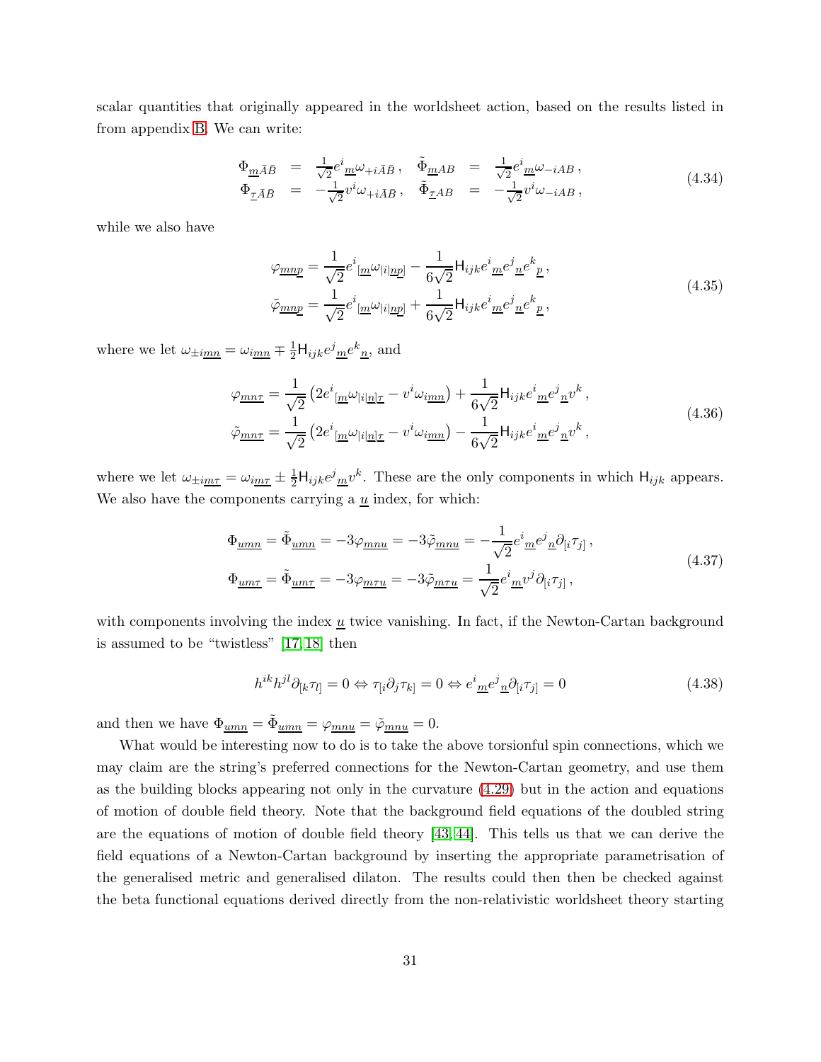scalar quantities that originally appeared in the worldsheet action, based on the results listed in from appendix B. We can write:

$$
\begin{aligned}
\Phi_{\underline{m}\bar{A}\bar{B}} &= \tfrac{1}{\sqrt{2}} e^i{}_{\underline{m}} \omega_{+i\bar{A}\bar{B}}\,, & \tilde{\Phi}_{\underline{m}AB} &= \tfrac{1}{\sqrt{2}} e^i{}_{\underline{m}} \omega_{-iAB}\,, \\
\Phi_{\underline{\tau}\bar{A}\bar{B}} &= -\tfrac{1}{\sqrt{2}} v^i \omega_{+i\bar{A}\bar{B}}\,, & \tilde{\Phi}_{\underline{\tau}AB} &= -\tfrac{1}{\sqrt{2}} v^i \omega_{-iAB}\,,
\end{aligned}
\tag{4.34}
$$

while we also have

$$
\begin{aligned}
\varphi_{\underline{mnp}} &= \frac{1}{\sqrt{2}} e^i{}_{[\underline{m}} \omega_{|i|\underline{np}]} - \frac{1}{6\sqrt{2}} \mathsf{H}_{ijk} e^i{}_{\underline{m}} e^j{}_{\underline{n}} e^k{}_{\underline{p}}\,, \\
\tilde{\varphi}_{\underline{mnp}} &= \frac{1}{\sqrt{2}} e^i{}_{[\underline{m}} \omega_{|i|\underline{np}]} + \frac{1}{6\sqrt{2}} \mathsf{H}_{ijk} e^i{}_{\underline{m}} e^j{}_{\underline{n}} e^k{}_{\underline{p}}\,,
\end{aligned}
\tag{4.35}
$$

where we let $\omega_{\pm i\underline{mn}} = \omega_{i\underline{mn}} \mp \frac{1}{2}\mathsf{H}_{ijk} e^j{}_{\underline{m}} e^k{}_{\underline{n}}$, and

$$
\begin{aligned}
\varphi_{\underline{mn\tau}} &= \frac{1}{\sqrt{2}} \left( 2 e^i{}_{[\underline{m}} \omega_{|i|\underline{n}]\underline{\tau}} - v^i \omega_{i\underline{mn}} \right) + \frac{1}{6\sqrt{2}} \mathsf{H}_{ijk} e^i{}_{\underline{m}} e^j{}_{\underline{n}} v^k\,, \\
\tilde{\varphi}_{\underline{mn\tau}} &= \frac{1}{\sqrt{2}} \left( 2 e^i{}_{[\underline{m}} \omega_{|i|\underline{n}]\underline{\tau}} - v^i \omega_{i\underline{mn}} \right) - \frac{1}{6\sqrt{2}} \mathsf{H}_{ijk} e^i{}_{\underline{m}} e^j{}_{\underline{n}} v^k\,,
\end{aligned}
\tag{4.36}
$$

where we let $\omega_{\pm i\underline{m\tau}} = \omega_{i\underline{m\tau}} \pm \frac{1}{2}\mathsf{H}_{ijk} e^j{}_{\underline{m}} v^k$. These are the only components in which $\mathsf{H}_{ijk}$ appears. We also have the components carrying a $\underline{u}$ index, for which:

$$
\begin{aligned}
\Phi_{\underline{umn}} = \tilde{\Phi}_{\underline{umn}} = -3\varphi_{\underline{mnu}} = -3\tilde{\varphi}_{\underline{mnu}} &= -\frac{1}{\sqrt{2}} e^i{}_{\underline{m}} e^j{}_{\underline{n}} \partial_{[i}\tau_{j]}\,, \\
\Phi_{\underline{um\tau}} = \tilde{\Phi}_{\underline{um\tau}} = -3\varphi_{\underline{m\tau u}} = -3\tilde{\varphi}_{\underline{m\tau u}} &= \frac{1}{\sqrt{2}} e^i{}_{\underline{m}} v^j \partial_{[i}\tau_{j]}\,,
\end{aligned}
\tag{4.37}
$$

with components involving the index $\underline{u}$ twice vanishing. In fact, if the Newton-Cartan background is assumed to be "twistless" [17, 18] then

$$
h^{ik} h^{jl} \partial_{[k}\tau_{l]} = 0 \Leftrightarrow \tau_{[i}\partial_j \tau_{k]} = 0 \Leftrightarrow e^i{}_{\underline{m}} e^j{}_{\underline{n}} \partial_{[i}\tau_{j]} = 0
\tag{4.38}
$$

and then we have $\Phi_{\underline{umn}} = \tilde{\Phi}_{\underline{umn}} = \varphi_{\underline{mnu}} = \tilde{\varphi}_{\underline{mnu}} = 0$.

What would be interesting now to do is to take the above torsionful spin connections, which we may claim are the string's preferred connections for the Newton-Cartan geometry, and use them as the building blocks appearing not only in the curvature (4.29) but in the action and equations of motion of double field theory. Note that the background field equations of the doubled string are the equations of motion of double field theory [43, 44]. This tells us that we can derive the field equations of a Newton-Cartan background by inserting the appropriate parametrisation of the generalised metric and generalised dilaton. The results could then then be checked against the beta functional equations derived directly from the non-relativistic worldsheet theory starting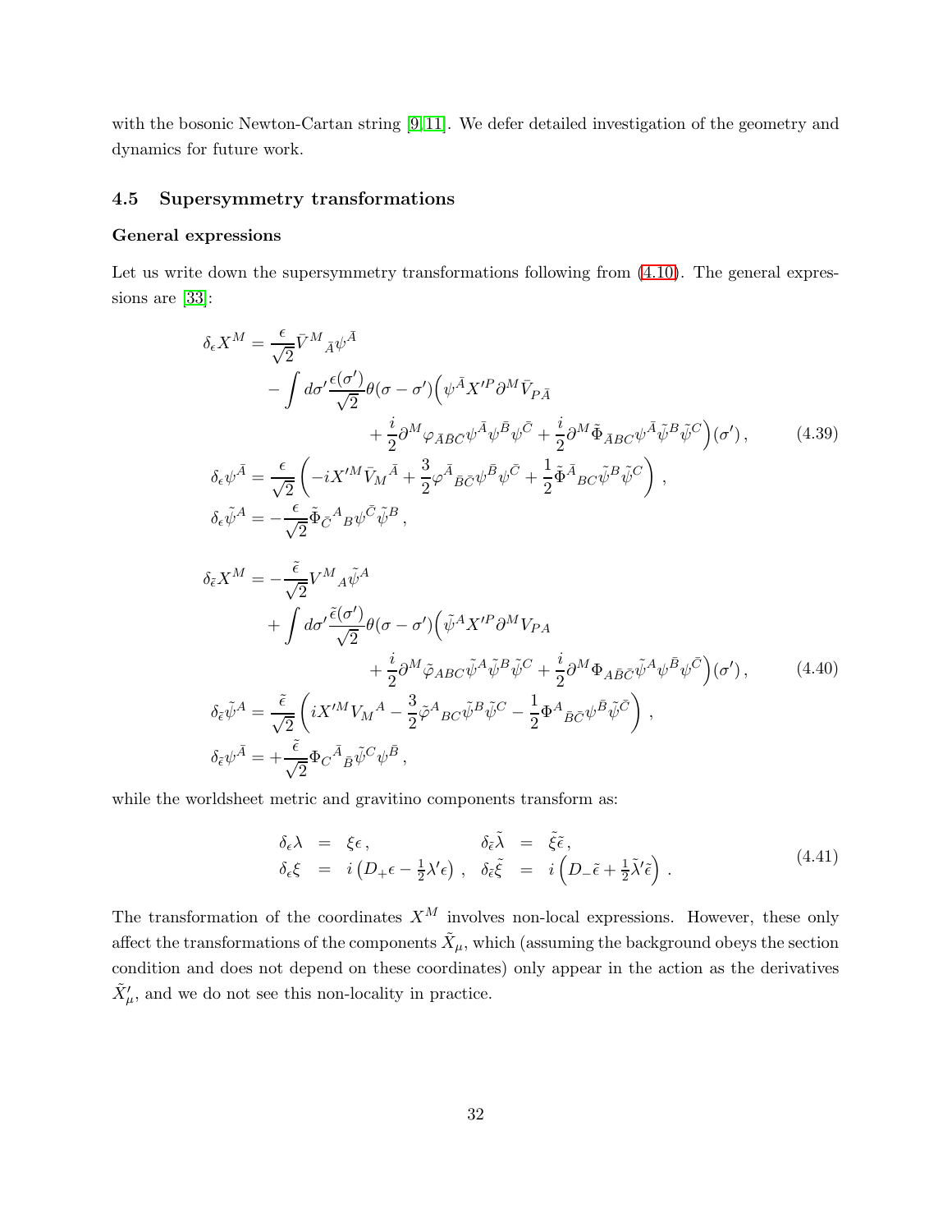with the bosonic Newton-Cartan string [9–11]. We defer detailed investigation of the geometry and dynamics for future work.

### 4.5 Supersymmetry transformations

#### General expressions

Let us write down the supersymmetry transformations following from (4.10). The general expressions are [33]:

$$
\begin{aligned}
\delta_\epsilon X^M &= \frac{\epsilon}{\sqrt{2}} \bar{V}^M{}_{\bar{A}} \psi^{\bar{A}} \\
&\quad - \int d\sigma' \frac{\epsilon(\sigma')}{\sqrt{2}} \theta(\sigma - \sigma') \Big( \psi^{\bar{A}} X'^P \partial^M \bar{V}_{P\bar{A}} \\
&\qquad\qquad + \frac{i}{2} \partial^M \varphi_{\bar{A}\bar{B}\bar{C}} \psi^{\bar{A}} \psi^{\bar{B}} \psi^{\bar{C}} + \frac{i}{2} \partial^M \tilde{\Phi}_{\bar{A}BC} \psi^{\bar{A}} \tilde{\psi}^B \tilde{\psi}^C \Big)(\sigma') \,, \\
\delta_\epsilon \psi^{\bar{A}} &= \frac{\epsilon}{\sqrt{2}} \left( -i X'^M \bar{V}_M{}^{\bar{A}} + \frac{3}{2} \varphi^{\bar{A}}{}_{\bar{B}\bar{C}} \psi^{\bar{B}} \psi^{\bar{C}} + \frac{1}{2} \tilde{\Phi}^{\bar{A}}{}_{BC} \tilde{\psi}^B \tilde{\psi}^C \right) \,, \\
\delta_\epsilon \tilde{\psi}^A &= -\frac{\epsilon}{\sqrt{2}} \tilde{\Phi}_{\bar{C}}{}^A{}_B \psi^{\bar{C}} \tilde{\psi}^B \,,
\end{aligned}
\tag{4.39}
$$

$$
\begin{aligned}
\delta_{\tilde{\epsilon}} X^M &= -\frac{\tilde{\epsilon}}{\sqrt{2}} V^M{}_A \tilde{\psi}^A \\
&\quad + \int d\sigma' \frac{\tilde{\epsilon}(\sigma')}{\sqrt{2}} \theta(\sigma - \sigma') \Big( \tilde{\psi}^A X'^P \partial^M V_{PA} \\
&\qquad\qquad + \frac{i}{2} \partial^M \tilde{\varphi}_{ABC} \tilde{\psi}^A \tilde{\psi}^B \tilde{\psi}^C + \frac{i}{2} \partial^M \Phi_{A\bar{B}\bar{C}} \tilde{\psi}^A \psi^{\bar{B}} \psi^{\bar{C}} \Big)(\sigma') \,, \\
\delta_{\tilde{\epsilon}} \tilde{\psi}^A &= \frac{\tilde{\epsilon}}{\sqrt{2}} \left( i X'^M V_M{}^A - \frac{3}{2} \tilde{\varphi}^A{}_{BC} \tilde{\psi}^B \tilde{\psi}^C - \frac{1}{2} \Phi^A{}_{\bar{B}\bar{C}} \psi^{\bar{B}} \tilde{\psi}^{\bar{C}} \right) \,, \\
\delta_{\tilde{\epsilon}} \psi^{\bar{A}} &= +\frac{\tilde{\epsilon}}{\sqrt{2}} \Phi_C{}^{\bar{A}}{}_{\bar{B}} \tilde{\psi}^C \psi^{\bar{B}} \,,
\end{aligned}
\tag{4.40}
$$

while the worldsheet metric and gravitino components transform as:

$$
\begin{aligned}
\delta_\epsilon \lambda &= \xi \epsilon \,, & \delta_{\tilde{\epsilon}} \tilde{\lambda} &= \tilde{\xi} \tilde{\epsilon} \,, \\
\delta_\epsilon \xi &= i \left( D_+ \epsilon - \tfrac{1}{2} \lambda' \epsilon \right) \,, & \delta_{\tilde{\epsilon}} \tilde{\xi} &= i \left( D_- \tilde{\epsilon} + \tfrac{1}{2} \tilde{\lambda}' \tilde{\epsilon} \right) \,.
\end{aligned}
\tag{4.41}
$$

The transformation of the coordinates $X^M$ involves non-local expressions. However, these only affect the transformations of the components $\tilde{X}_\mu$, which (assuming the background obeys the section condition and does not depend on these coordinates) only appear in the action as the derivatives $\tilde{X}'_\mu$, and we do not see this non-locality in practice.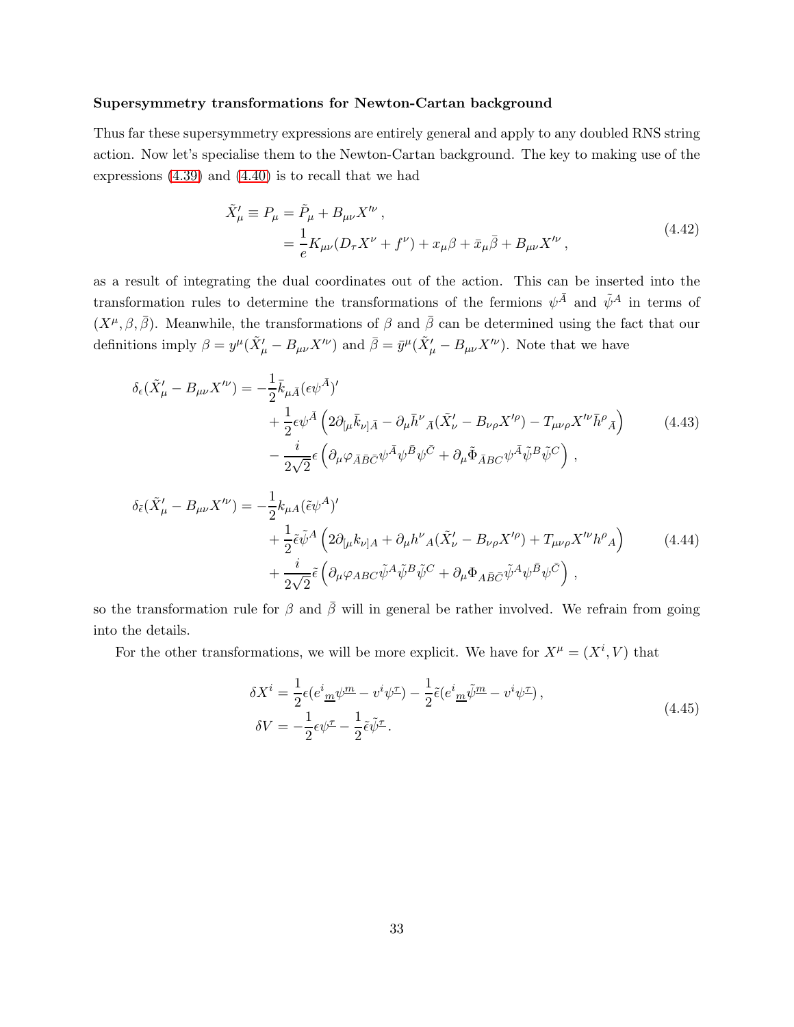**Supersymmetry transformations for Newton-Cartan background**

Thus far these supersymmetry expressions are entirely general and apply to any doubled RNS string action. Now let's specialise them to the Newton-Cartan background. The key to making use of the expressions (4.39) and (4.40) is to recall that we had

$$
\begin{aligned}
\tilde{X}'_\mu \equiv P_\mu &= \tilde{P}_\mu + B_{\mu\nu} X'^\nu \,, \\
&= \frac{1}{e} K_{\mu\nu}(D_\tau X^\nu + f^\nu) + x_\mu \beta + \bar{x}_\mu \bar{\beta} + B_{\mu\nu} X'^\nu \,,
\end{aligned}
\tag{4.42}
$$

as a result of integrating the dual coordinates out of the action. This can be inserted into the transformation rules to determine the transformations of the fermions $\psi^{\bar{A}}$ and $\tilde{\psi}^A$ in terms of $(X^\mu, \beta, \bar{\beta})$. Meanwhile, the transformations of $\beta$ and $\bar{\beta}$ can be determined using the fact that our definitions imply $\beta = y^\mu(\tilde{X}'_\mu - B_{\mu\nu}X'^\nu)$ and $\bar{\beta} = \bar{y}^\mu(\tilde{X}'_\mu - B_{\mu\nu}X'^\nu)$. Note that we have

$$
\begin{aligned}
\delta_\epsilon(\tilde{X}'_\mu - B_{\mu\nu}X'^\nu) = &-\frac{1}{2}\bar{k}_{\mu\bar{A}}(\epsilon\psi^{\bar{A}})' \\
&+ \frac{1}{2}\epsilon\psi^{\bar{A}}\left(2\partial_{[\mu}\bar{k}_{\nu]\bar{A}} - \partial_\mu \bar{h}^\nu{}_{\bar{A}}(\tilde{X}'_\nu - B_{\nu\rho}X'^\rho) - T_{\mu\nu\rho}X'^\nu \bar{h}^\rho{}_{\bar{A}}\right) \\
&- \frac{i}{2\sqrt{2}}\epsilon\left(\partial_\mu \varphi_{\bar{A}\bar{B}\bar{C}}\psi^{\bar{A}}\psi^{\bar{B}}\psi^{\bar{C}} + \partial_\mu \tilde{\Phi}_{\bar{A}BC}\psi^{\bar{A}}\tilde{\psi}^B\tilde{\psi}^C\right),
\end{aligned}
\tag{4.43}
$$

$$
\begin{aligned}
\delta_{\tilde{\epsilon}}(\tilde{X}'_\mu - B_{\mu\nu}X'^\nu) = &-\frac{1}{2}k_{\mu A}(\tilde{\epsilon}\psi^A)' \\
&+ \frac{1}{2}\tilde{\epsilon}\tilde{\psi}^A\left(2\partial_{[\mu}k_{\nu]A} + \partial_\mu h^\nu{}_A(\tilde{X}'_\nu - B_{\nu\rho}X'^\rho) + T_{\mu\nu\rho}X'^\nu h^\rho{}_A\right) \\
&+ \frac{i}{2\sqrt{2}}\tilde{\epsilon}\left(\partial_\mu \varphi_{ABC}\tilde{\psi}^A\tilde{\psi}^B\tilde{\psi}^C + \partial_\mu \Phi_{A\bar{B}\bar{C}}\tilde{\psi}^A\psi^{\bar{B}}\psi^{\bar{C}}\right),
\end{aligned}
\tag{4.44}
$$

so the transformation rule for $\beta$ and $\bar{\beta}$ will in general be rather involved. We refrain from going into the details.

For the other transformations, we will be more explicit. We have for $X^\mu = (X^i, V)$ that

$$
\begin{aligned}
\delta X^i &= \frac{1}{2}\epsilon(e^i{}_{\underline{m}}\psi^{\underline{m}} - v^i\psi^{\underline{\tau}}) - \frac{1}{2}\tilde{\epsilon}(e^i{}_{\underline{m}}\tilde{\psi}^{\underline{m}} - v^i\tilde{\psi}^{\underline{\tau}}) \,, \\
\delta V &= -\frac{1}{2}\epsilon\psi^{\underline{\tau}} - \frac{1}{2}\tilde{\epsilon}\tilde{\psi}^{\underline{\tau}}.
\end{aligned}
\tag{4.45}
$$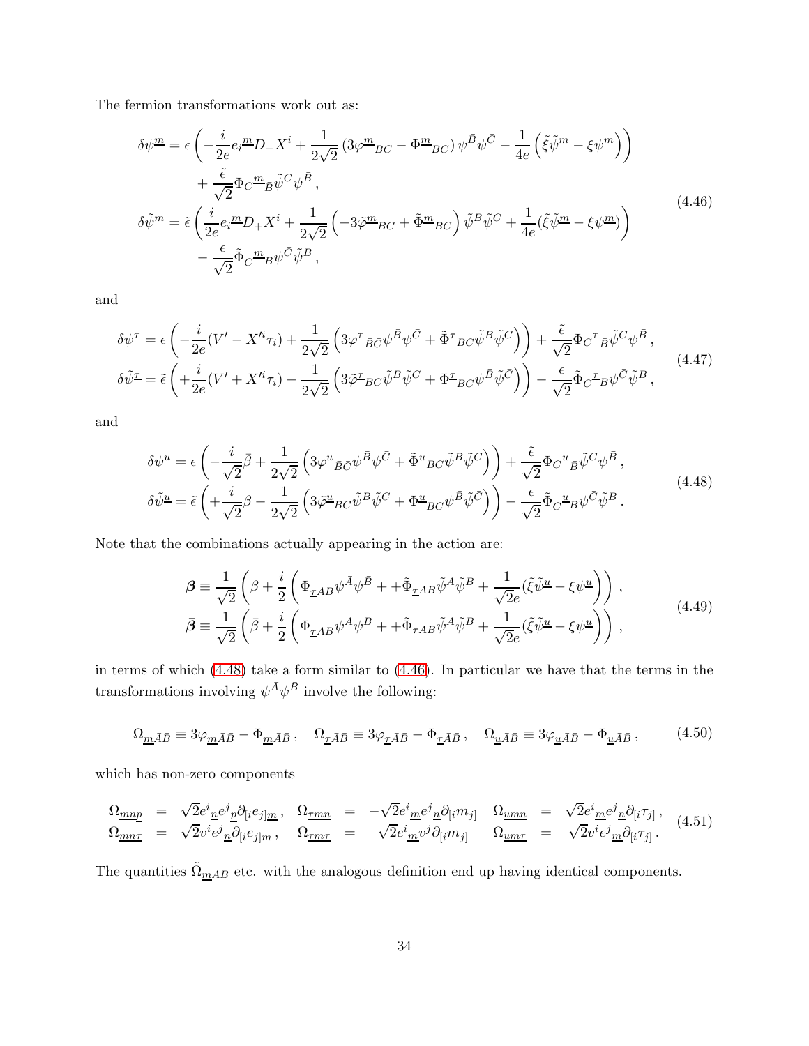The fermion transformations work out as:

$$
\begin{aligned}
\delta\psi^{\underline{m}} &= \epsilon\left(-\frac{i}{2e}e_i{}^{\underline{m}}D_-X^i + \frac{1}{2\sqrt{2}}\left(3\varphi^{\underline{m}}{}_{\bar{B}\bar{C}} - \Phi^{\underline{m}}{}_{\bar{B}\bar{C}}\right)\psi^{\bar{B}}\psi^{\bar{C}} - \frac{1}{4e}\left(\tilde{\xi}\tilde{\psi}^m - \xi\psi^m\right)\right) \\
&\quad + \frac{\tilde{\epsilon}}{\sqrt{2}}\Phi_C{}^{\underline{m}}{}_{\bar{B}}\tilde{\psi}^C\psi^{\bar{B}}\,, \\
\delta\tilde{\psi}^m &= \tilde{\epsilon}\left(\frac{i}{2e}e_i{}^{\underline{m}}D_+X^i + \frac{1}{2\sqrt{2}}\left(-3\tilde{\varphi}^{\underline{m}}{}_{BC} + \tilde{\Phi}^{\underline{m}}{}_{BC}\right)\tilde{\psi}^B\tilde{\psi}^C + \frac{1}{4e}(\tilde{\xi}\tilde{\psi}^{\underline{m}} - \xi\psi^{\underline{m}})\right) \\
&\quad - \frac{\epsilon}{\sqrt{2}}\tilde{\Phi}_{\bar{C}}{}^{\underline{m}}{}_B\psi^{\bar{C}}\tilde{\psi}^B\,,
\end{aligned}
\tag{4.46}
$$

and

$$
\begin{aligned}
\delta\psi^{\underline{\tau}} &= \epsilon\left(-\frac{i}{2e}(V' - X'^i\tau_i) + \frac{1}{2\sqrt{2}}\left(3\varphi^{\underline{\tau}}{}_{\bar{B}\bar{C}}\psi^{\bar{B}}\psi^{\bar{C}} + \tilde{\Phi}^{\underline{\tau}}{}_{BC}\tilde{\psi}^B\tilde{\psi}^C\right)\right) + \frac{\tilde{\epsilon}}{\sqrt{2}}\Phi_C{}^{\underline{\tau}}{}_{\bar{B}}\tilde{\psi}^C\psi^{\bar{B}}\,, \\
\delta\tilde{\psi}^{\underline{\tau}} &= \tilde{\epsilon}\left(+\frac{i}{2e}(V' + X'^i\tau_i) - \frac{1}{2\sqrt{2}}\left(3\tilde{\varphi}^{\underline{\tau}}{}_{BC}\tilde{\psi}^B\tilde{\psi}^C + \Phi^{\underline{\tau}}{}_{\bar{B}\bar{C}}\psi^{\bar{B}}\tilde{\psi}^{\bar{C}}\right)\right) - \frac{\epsilon}{\sqrt{2}}\tilde{\Phi}_{\bar{C}}{}^{\underline{\tau}}{}_B\psi^{\bar{C}}\tilde{\psi}^B\,,
\end{aligned}
\tag{4.47}
$$

and

$$
\begin{aligned}
\delta\psi^{\underline{u}} &= \epsilon\left(-\frac{i}{\sqrt{2}}\bar{\beta} + \frac{1}{2\sqrt{2}}\left(3\varphi^{\underline{u}}{}_{\bar{B}\bar{C}}\psi^{\bar{B}}\psi^{\bar{C}} + \tilde{\Phi}^{\underline{u}}{}_{BC}\tilde{\psi}^B\tilde{\psi}^C\right)\right) + \frac{\tilde{\epsilon}}{\sqrt{2}}\Phi_C{}^{\underline{u}}{}_{\bar{B}}\tilde{\psi}^C\psi^{\bar{B}}\,, \\
\delta\tilde{\psi}^{\underline{u}} &= \tilde{\epsilon}\left(+\frac{i}{\sqrt{2}}\beta - \frac{1}{2\sqrt{2}}\left(3\tilde{\varphi}^{\underline{u}}{}_{BC}\tilde{\psi}^B\tilde{\psi}^C + \Phi^{\underline{u}}{}_{\bar{B}\bar{C}}\psi^{\bar{B}}\tilde{\psi}^{\bar{C}}\right)\right) - \frac{\epsilon}{\sqrt{2}}\tilde{\Phi}_{\bar{C}}{}^{\underline{u}}{}_B\psi^{\bar{C}}\tilde{\psi}^B\,.
\end{aligned}
\tag{4.48}
$$

Note that the combinations actually appearing in the action are:

$$
\begin{aligned}
\boldsymbol{\beta} &\equiv \frac{1}{\sqrt{2}}\left(\beta + \frac{i}{2}\left(\Phi_{\underline{\tau}\bar{A}\bar{B}}\psi^{\bar{A}}\psi^{\bar{B}} + +\tilde{\Phi}_{\underline{\tau}AB}\tilde{\psi}^A\tilde{\psi}^B + \frac{1}{\sqrt{2}e}(\tilde{\xi}\tilde{\psi}^{\underline{u}} - \xi\psi^{\underline{u}})\right)\right)\,, \\
\bar{\boldsymbol{\beta}} &\equiv \frac{1}{\sqrt{2}}\left(\bar{\beta} + \frac{i}{2}\left(\Phi_{\underline{\tau}\bar{A}\bar{B}}\psi^{\bar{A}}\psi^{\bar{B}} + +\tilde{\Phi}_{\underline{\tau}AB}\tilde{\psi}^A\tilde{\psi}^B + \frac{1}{\sqrt{2}e}(\tilde{\xi}\tilde{\psi}^{\underline{u}} - \xi\psi^{\underline{u}})\right)\right)\,,
\end{aligned}
\tag{4.49}
$$

in terms of which (4.48) take a form similar to (4.46). In particular we have that the terms in the transformations involving $\psi^{\bar{A}}\psi^{\bar{B}}$ involve the following:

$$
\Omega_{\underline{m}\bar{A}\bar{B}} \equiv 3\varphi_{\underline{m}\bar{A}\bar{B}} - \Phi_{\underline{m}\bar{A}\bar{B}}\,, \quad \Omega_{\underline{\tau}\bar{A}\bar{B}} \equiv 3\varphi_{\underline{\tau}\bar{A}\bar{B}} - \Phi_{\underline{\tau}\bar{A}\bar{B}}\,, \quad \Omega_{\underline{u}\bar{A}\bar{B}} \equiv 3\varphi_{\underline{u}\bar{A}\bar{B}} - \Phi_{\underline{u}\bar{A}\bar{B}}\,,
\tag{4.50}
$$

which has non-zero components

$$
\begin{array}{llllll}
\Omega_{\underline{mnp}} = \sqrt{2}e^i{}_{\underline{n}}e^j{}_{\underline{p}}\partial_{[i}e_{j]\underline{m}}\,, & \Omega_{\underline{\tau mn}} = -\sqrt{2}e^i{}_{\underline{m}}e^j{}_{\underline{n}}\partial_{[i}m_{j]} & \Omega_{\underline{umn}} = \sqrt{2}e^i{}_{\underline{m}}e^j{}_{\underline{n}}\partial_{[i}\tau_{j]}\,, \\
\Omega_{\underline{mn\tau}} = \sqrt{2}v^ie^j{}_{\underline{n}}\partial_{[i}e_{j]\underline{m}}\,, & \Omega_{\underline{\tau m\tau}} = \sqrt{2}e^i{}_{\underline{m}}v^j\partial_{[i}m_{j]} & \Omega_{\underline{um\tau}} = \sqrt{2}v^ie^j{}_{\underline{m}}\partial_{[i}\tau_{j]}\,.
\end{array}
\tag{4.51}
$$

The quantities $\tilde{\Omega}_{\underline{m}AB}$ etc. with the analogous definition end up having identical components.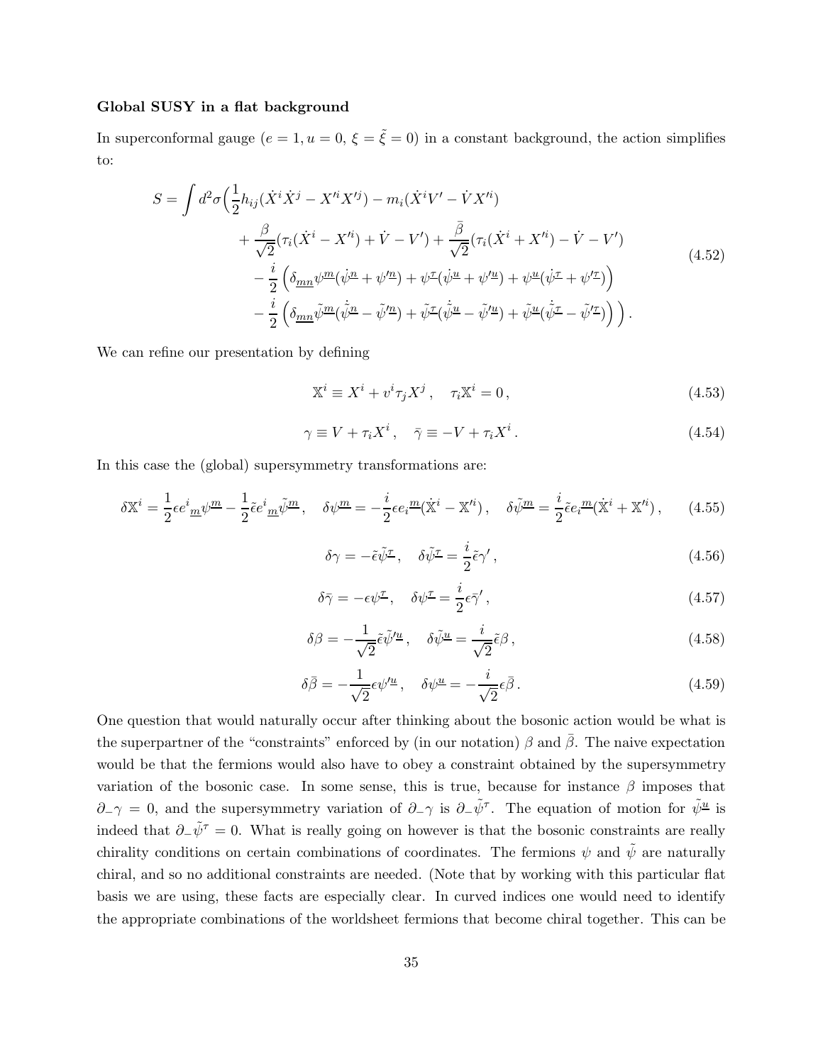**Global SUSY in a flat background**

In superconformal gauge ($e = 1, u = 0, \xi = \tilde{\xi} = 0$) in a constant background, the action simplifies to:

$$
\begin{aligned}
S = \int d^2\sigma \Big( & \frac{1}{2} h_{ij} (\dot{X}^i \dot{X}^j - X'^i X'^j) - m_i (\dot{X}^i V' - \dot{V} X'^i) \\
& + \frac{\beta}{\sqrt{2}} (\tau_i (\dot{X}^i - X'^i) + \dot{V} - V') + \frac{\bar{\beta}}{\sqrt{2}} (\tau_i (\dot{X}^i + X'^i) - \dot{V} - V') \\
& - \frac{i}{2} \left( \delta_{\underline{mn}} \psi^{\underline{m}} (\dot{\psi}^{\underline{n}} + \psi'^{\underline{n}}) + \psi^{\underline{\tau}} (\dot{\psi}^{\underline{u}} + \psi'^{\underline{u}}) + \psi^{\underline{u}} (\dot{\psi}^{\underline{\tau}} + \psi'^{\underline{\tau}}) \right) \\
& - \frac{i}{2} \left( \delta_{\underline{mn}} \tilde{\psi}^{\underline{m}} (\dot{\tilde{\psi}}^{\underline{n}} - \tilde{\psi}'^{\underline{n}}) + \tilde{\psi}^{\underline{\tau}} (\dot{\tilde{\psi}}^{\underline{u}} - \tilde{\psi}'^{\underline{u}}) + \tilde{\psi}^{\underline{u}} (\dot{\tilde{\psi}}^{\underline{\tau}} - \tilde{\psi}'^{\underline{\tau}}) \right) \Big) .
\end{aligned}
\tag{4.52}
$$

We can refine our presentation by defining

$$
\mathbb{X}^i \equiv X^i + v^i \tau_j X^j \,, \quad \tau_i \mathbb{X}^i = 0 \,, \tag{4.53}
$$

$$
\gamma \equiv V + \tau_i X^i \,, \quad \bar{\gamma} \equiv -V + \tau_i X^i \,. \tag{4.54}
$$

In this case the (global) supersymmetry transformations are:

$$
\delta \mathbb{X}^i = \frac{1}{2} \epsilon e^i{}_{\underline{m}} \psi^{\underline{m}} - \frac{1}{2} \tilde{\epsilon} e^i{}_{\underline{m}} \tilde{\psi}^{\underline{m}} \,, \quad \delta \psi^{\underline{m}} = -\frac{i}{2} \epsilon e_i{}^{\underline{m}} (\dot{\mathbb{X}}^i - \mathbb{X}'^i) \,, \quad \delta \tilde{\psi}^{\underline{m}} = \frac{i}{2} \tilde{\epsilon} e_i{}^{\underline{m}} (\dot{\mathbb{X}}^i + \mathbb{X}'^i) \,, \tag{4.55}
$$

$$
\delta \gamma = -\tilde{\epsilon} \tilde{\psi}^{\underline{\tau}} \,, \quad \delta \tilde{\psi}^{\underline{\tau}} = \frac{i}{2} \tilde{\epsilon} \gamma' \,, \tag{4.56}
$$

$$
\delta \bar{\gamma} = -\epsilon \psi^{\underline{\tau}} \,, \quad \delta \psi^{\underline{\tau}} = \frac{i}{2} \epsilon \bar{\gamma}' \,, \tag{4.57}
$$

$$
\delta \beta = -\frac{1}{\sqrt{2}} \tilde{\epsilon} \tilde{\psi}'^{\underline{u}} \,, \quad \delta \tilde{\psi}^{\underline{u}} = \frac{i}{\sqrt{2}} \tilde{\epsilon} \beta \,, \tag{4.58}
$$

$$
\delta \bar{\beta} = -\frac{1}{\sqrt{2}} \epsilon \psi'^{\underline{u}} \,, \quad \delta \psi^{\underline{u}} = -\frac{i}{\sqrt{2}} \epsilon \bar{\beta} \,. \tag{4.59}
$$

One question that would naturally occur after thinking about the bosonic action would be what is the superpartner of the "constraints" enforced by (in our notation) $\beta$ and $\bar{\beta}$. The naive expectation would be that the fermions would also have to obey a constraint obtained by the supersymmetry variation of the bosonic case. In some sense, this is true, because for instance $\beta$ imposes that $\partial_- \gamma = 0$, and the supersymmetry variation of $\partial_- \gamma$ is $\partial_- \tilde{\psi}^\tau$. The equation of motion for $\tilde{\psi}^{\underline{u}}$ is indeed that $\partial_- \tilde{\psi}^\tau = 0$. What is really going on however is that the bosonic constraints are really chirality conditions on certain combinations of coordinates. The fermions $\psi$ and $\tilde{\psi}$ are naturally chiral, and so no additional constraints are needed. (Note that by working with this particular flat basis we are using, these facts are especially clear. In curved indices one would need to identify the appropriate combinations of the worldsheet fermions that become chiral together. This can be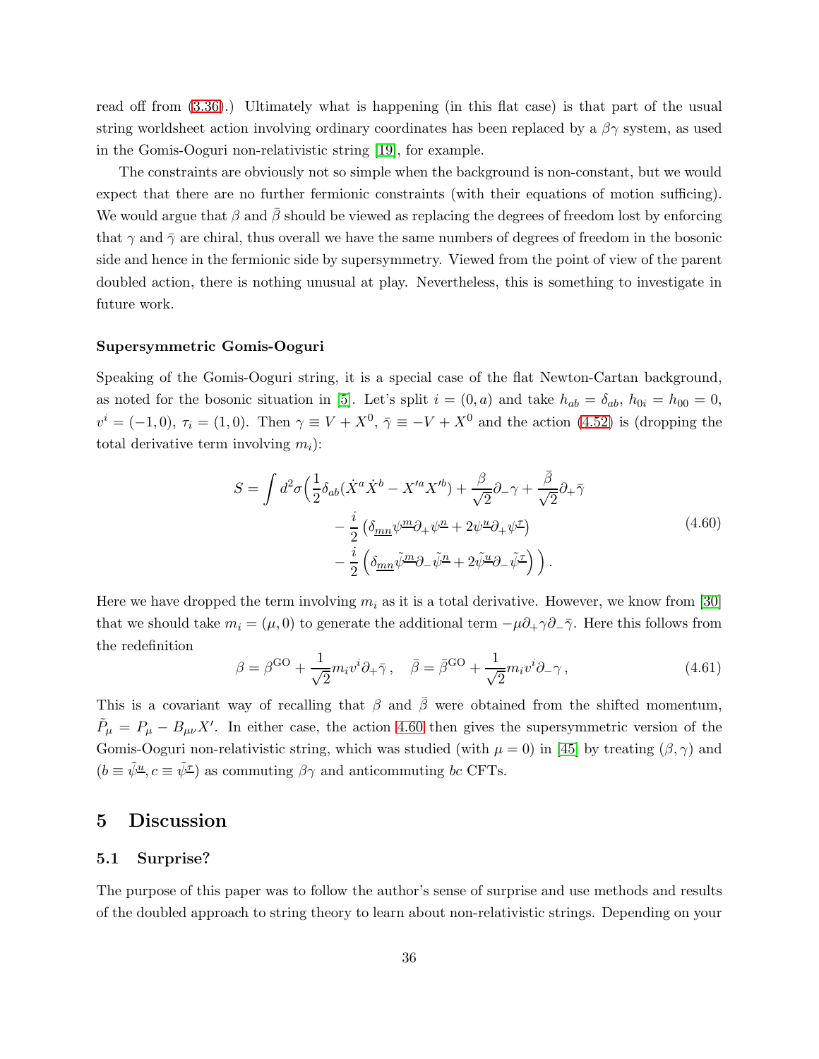read off from (3.36).) Ultimately what is happening (in this flat case) is that part of the usual string worldsheet action involving ordinary coordinates has been replaced by a $\beta\gamma$ system, as used in the Gomis-Ooguri non-relativistic string [19], for example.

The constraints are obviously not so simple when the background is non-constant, but we would expect that there are no further fermionic constraints (with their equations of motion sufficing). We would argue that $\beta$ and $\bar{\beta}$ should be viewed as replacing the degrees of freedom lost by enforcing that $\gamma$ and $\bar{\gamma}$ are chiral, thus overall we have the same numbers of degrees of freedom in the bosonic side and hence in the fermionic side by supersymmetry. Viewed from the point of view of the parent doubled action, there is nothing unusual at play. Nevertheless, this is something to investigate in future work.

**Supersymmetric Gomis-Ooguri**

Speaking of the Gomis-Ooguri string, it is a special case of the flat Newton-Cartan background, as noted for the bosonic situation in [5]. Let's split $i = (0, a)$ and take $h_{ab} = \delta_{ab}$, $h_{0i} = h_{00} = 0$, $v^i = (-1, 0)$, $\tau_i = (1, 0)$. Then $\gamma \equiv V + X^0$, $\bar{\gamma} \equiv -V + X^0$ and the action (4.52) is (dropping the total derivative term involving $m_i$):

$$
\begin{aligned}
S = \int d^2\sigma \Big( & \frac{1}{2}\delta_{ab}(\dot{X}^a \dot{X}^b - X'^a X'^b) + \frac{\beta}{\sqrt{2}}\partial_- \gamma + \frac{\bar{\beta}}{\sqrt{2}}\partial_+ \bar{\gamma} \\
& - \frac{i}{2}\left(\delta_{\underline{mn}}\psi^{\underline{m}}\partial_+ \psi^{\underline{n}} + 2\psi^{\underline{u}}\partial_+ \psi^{\underline{\tau}}\right) \\
& - \frac{i}{2}\left(\delta_{\underline{mn}}\tilde{\psi}^{\underline{m}}\partial_- \tilde{\psi}^{\underline{n}} + 2\tilde{\psi}^{\underline{u}}\partial_- \tilde{\psi}^{\underline{\tau}}\right) \Big) .
\end{aligned}
\tag{4.60}
$$

Here we have dropped the term involving $m_i$ as it is a total derivative. However, we know from [30] that we should take $m_i = (\mu, 0)$ to generate the additional term $-\mu\partial_+\gamma\partial_-\bar{\gamma}$. Here this follows from the redefinition

$$
\beta = \beta^{\text{GO}} + \frac{1}{\sqrt{2}} m_i v^i \partial_+ \bar{\gamma} \,, \quad \bar{\beta} = \bar{\beta}^{\text{GO}} + \frac{1}{\sqrt{2}} m_i v^i \partial_- \gamma \,,
\tag{4.61}
$$

This is a covariant way of recalling that $\beta$ and $\bar{\beta}$ were obtained from the shifted momentum, $\tilde{P}_\mu = P_\mu - B_{\mu\nu}X'$. In either case, the action 4.60 then gives the supersymmetric version of the Gomis-Ooguri non-relativistic string, which was studied (with $\mu = 0$) in [45] by treating $(\beta, \gamma)$ and $(b \equiv \tilde{\psi}^{\underline{u}}, c \equiv \tilde{\psi}^{\underline{\tau}})$ as commuting $\beta\gamma$ and anticommuting $bc$ CFTs.

## 5 Discussion

### 5.1 Surprise?

The purpose of this paper was to follow the author's sense of surprise and use methods and results of the doubled approach to string theory to learn about non-relativistic strings. Depending on your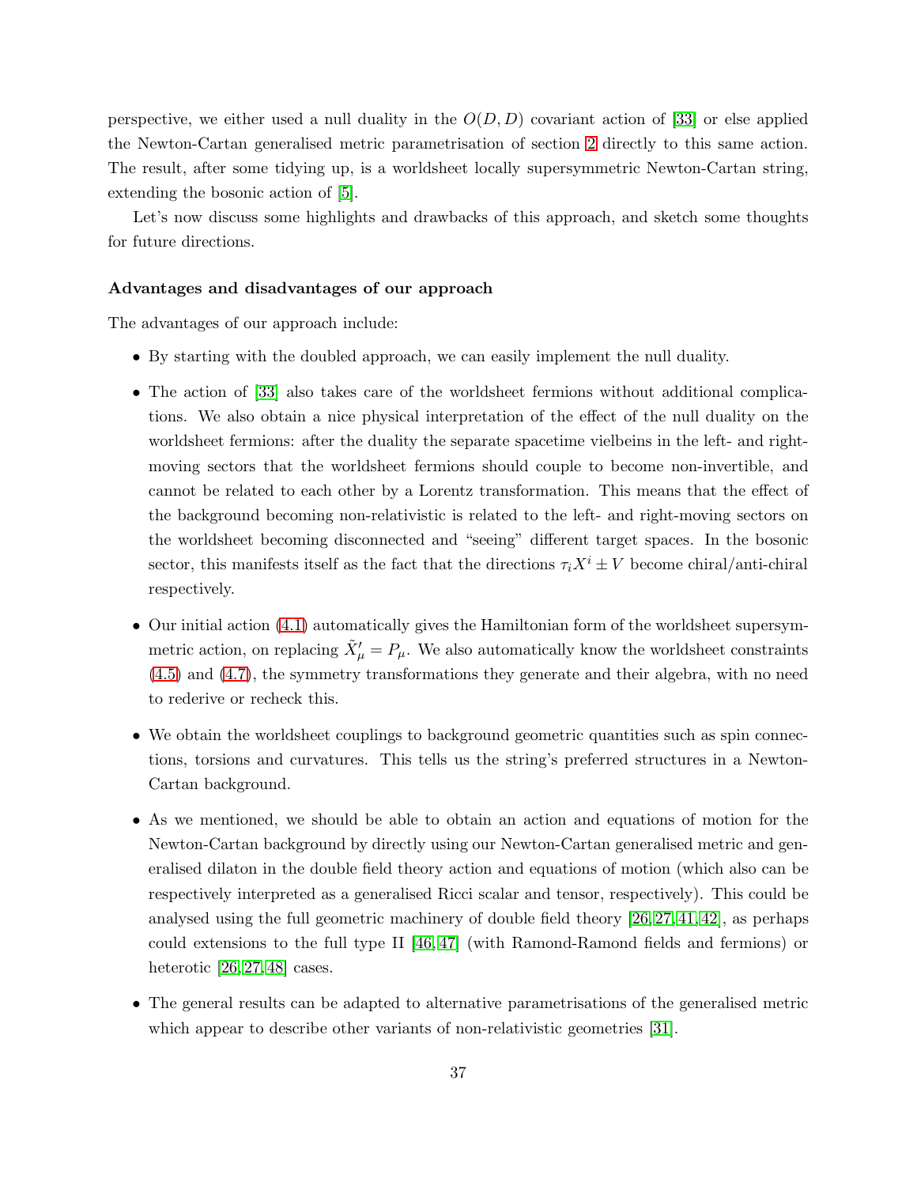perspective, we either used a null duality in the $O(D,D)$ covariant action of [33] or else applied the Newton-Cartan generalised metric parametrisation of section 2 directly to this same action. The result, after some tidying up, is a worldsheet locally supersymmetric Newton-Cartan string, extending the bosonic action of [5].

Let's now discuss some highlights and drawbacks of this approach, and sketch some thoughts for future directions.

**Advantages and disadvantages of our approach**

The advantages of our approach include:

- By starting with the doubled approach, we can easily implement the null duality.
- The action of [33] also takes care of the worldsheet fermions without additional complications. We also obtain a nice physical interpretation of the effect of the null duality on the worldsheet fermions: after the duality the separate spacetime vielbeins in the left- and right-moving sectors that the worldsheet fermions should couple to become non-invertible, and cannot be related to each other by a Lorentz transformation. This means that the effect of the background becoming non-relativistic is related to the left- and right-moving sectors on the worldsheet becoming disconnected and "seeing" different target spaces. In the bosonic sector, this manifests itself as the fact that the directions $\tau_i X^i \pm V$ become chiral/anti-chiral respectively.
- Our initial action (4.1) automatically gives the Hamiltonian form of the worldsheet supersymmetric action, on replacing $\tilde{X}'_\mu = P_\mu$. We also automatically know the worldsheet constraints (4.5) and (4.7), the symmetry transformations they generate and their algebra, with no need to rederive or recheck this.
- We obtain the worldsheet couplings to background geometric quantities such as spin connections, torsions and curvatures. This tells us the string's preferred structures in a Newton-Cartan background.
- As we mentioned, we should be able to obtain an action and equations of motion for the Newton-Cartan background by directly using our Newton-Cartan generalised metric and generalised dilaton in the double field theory action and equations of motion (which also can be respectively interpreted as a generalised Ricci scalar and tensor, respectively). This could be analysed using the full geometric machinery of double field theory [26, 27, 41, 42], as perhaps could extensions to the full type II [46, 47] (with Ramond-Ramond fields and fermions) or heterotic [26, 27, 48] cases.
- The general results can be adapted to alternative parametrisations of the generalised metric which appear to describe other variants of non-relativistic geometries [31].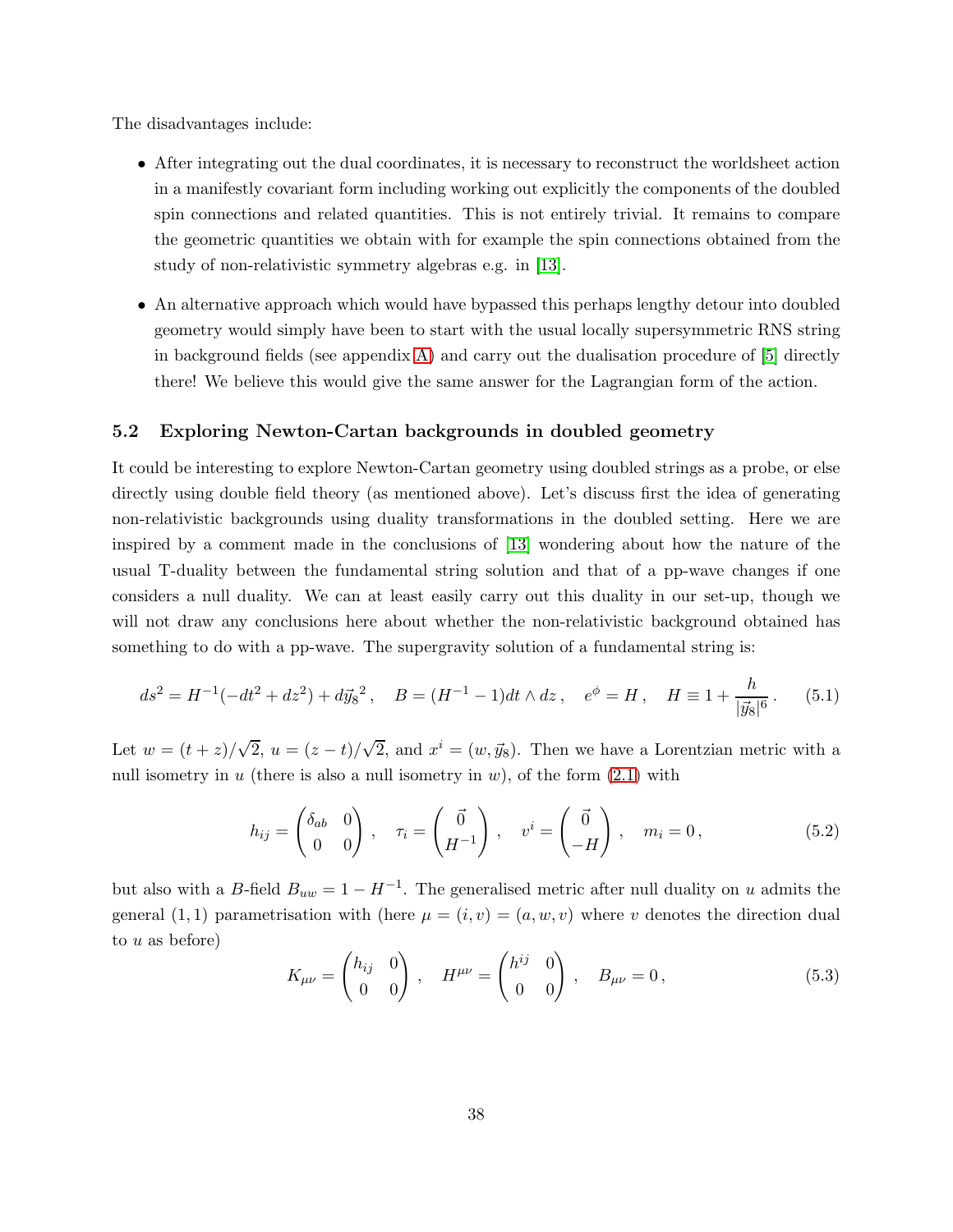The disadvantages include:

- After integrating out the dual coordinates, it is necessary to reconstruct the worldsheet action in a manifestly covariant form including working out explicitly the components of the doubled spin connections and related quantities. This is not entirely trivial. It remains to compare the geometric quantities we obtain with for example the spin connections obtained from the study of non-relativistic symmetry algebras e.g. in [13].
- An alternative approach which would have bypassed this perhaps lengthy detour into doubled geometry would simply have been to start with the usual locally supersymmetric RNS string in background fields (see appendix A) and carry out the dualisation procedure of [5] directly there! We believe this would give the same answer for the Lagrangian form of the action.

### 5.2 Exploring Newton-Cartan backgrounds in doubled geometry

It could be interesting to explore Newton-Cartan geometry using doubled strings as a probe, or else directly using double field theory (as mentioned above). Let's discuss first the idea of generating non-relativistic backgrounds using duality transformations in the doubled setting. Here we are inspired by a comment made in the conclusions of [13] wondering about how the nature of the usual T-duality between the fundamental string solution and that of a pp-wave changes if one considers a null duality. We can at least easily carry out this duality in our set-up, though we will not draw any conclusions here about whether the non-relativistic background obtained has something to do with a pp-wave. The supergravity solution of a fundamental string is:

$$ds^2 = H^{-1}(-dt^2 + dz^2) + d\vec{y}_8{}^2\,, \quad B = (H^{-1} - 1)dt \wedge dz\,, \quad e^{\phi} = H\,, \quad H \equiv 1 + \frac{h}{|\vec{y}_8|^6}\,. \tag{5.1}$$

Let $w = (t+z)/\sqrt{2}$, $u = (z-t)/\sqrt{2}$, and $x^i = (w, \vec{y}_8)$. Then we have a Lorentzian metric with a null isometry in $u$ (there is also a null isometry in $w$), of the form (2.1) with

$$h_{ij} = \begin{pmatrix} \delta_{ab} & 0 \\ 0 & 0 \end{pmatrix}\,, \quad \tau_i = \begin{pmatrix} \vec{0} \\ H^{-1} \end{pmatrix}\,, \quad v^i = \begin{pmatrix} \vec{0} \\ -H \end{pmatrix}\,, \quad m_i = 0\,, \tag{5.2}$$

but also with a $B$-field $B_{uw} = 1 - H^{-1}$. The generalised metric after null duality on $u$ admits the general $(1,1)$ parametrisation with (here $\mu = (i, v) = (a, w, v)$ where $v$ denotes the direction dual to $u$ as before)

$$K_{\mu\nu} = \begin{pmatrix} h_{ij} & 0 \\ 0 & 0 \end{pmatrix}\,, \quad H^{\mu\nu} = \begin{pmatrix} h^{ij} & 0 \\ 0 & 0 \end{pmatrix}\,, \quad B_{\mu\nu} = 0\,, \tag{5.3}$$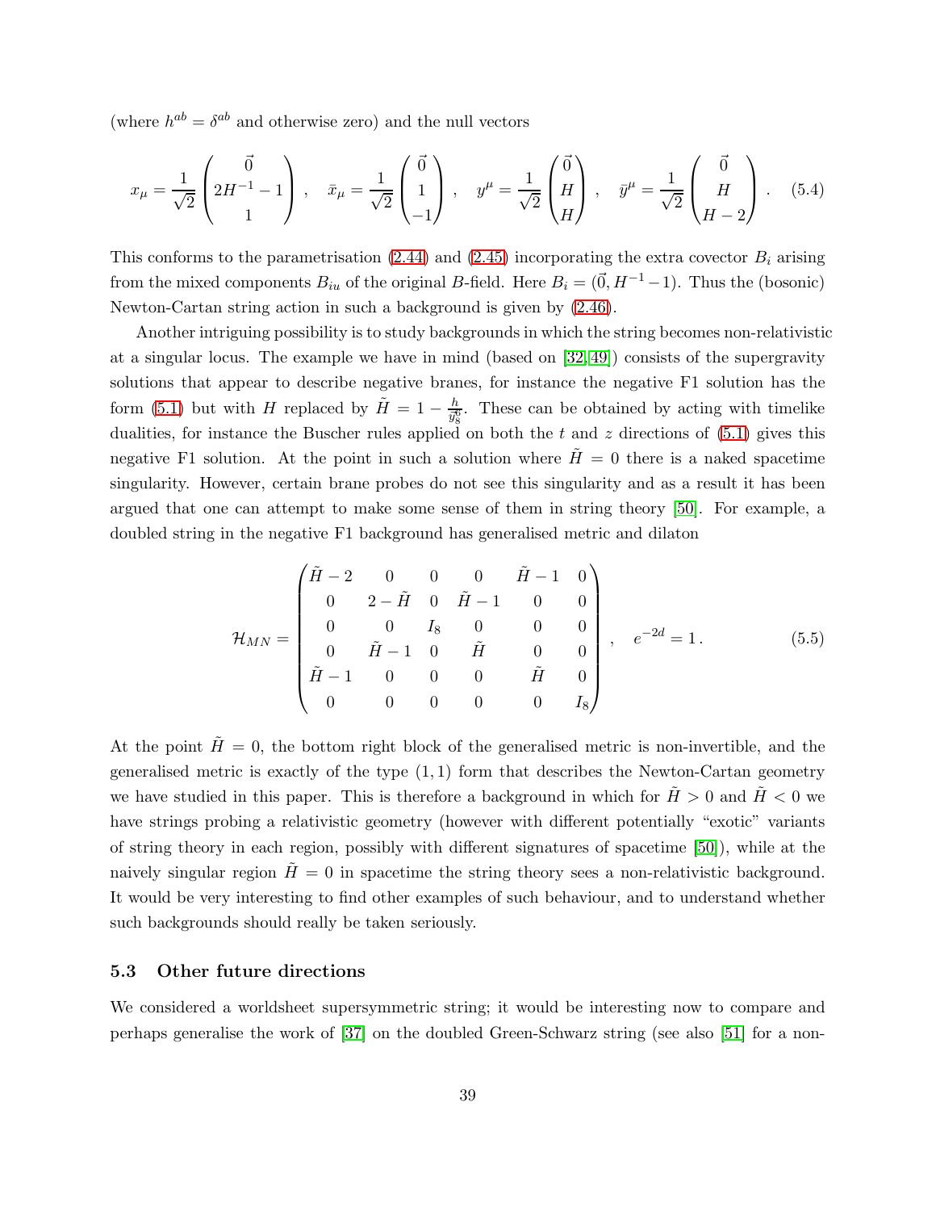(where $h^{ab} = \delta^{ab}$ and otherwise zero) and the null vectors

$$
x_\mu = \frac{1}{\sqrt{2}} \begin{pmatrix} \vec{0} \\ 2H^{-1} - 1 \\ 1 \end{pmatrix} \, , \quad \bar{x}_\mu = \frac{1}{\sqrt{2}} \begin{pmatrix} \vec{0} \\ 1 \\ -1 \end{pmatrix} \, , \quad y^\mu = \frac{1}{\sqrt{2}} \begin{pmatrix} \vec{0} \\ H \\ H \end{pmatrix} \, , \quad \bar{y}^\mu = \frac{1}{\sqrt{2}} \begin{pmatrix} \vec{0} \\ H \\ H-2 \end{pmatrix} \, . \tag{5.4}
$$

This conforms to the parametrisation (2.44) and (2.45) incorporating the extra covector $B_i$ arising from the mixed components $B_{iu}$ of the original $B$-field. Here $B_i = (\vec{0}, H^{-1} - 1)$. Thus the (bosonic) Newton-Cartan string action in such a background is given by (2.46).

Another intriguing possibility is to study backgrounds in which the string becomes non-relativistic at a singular locus. The example we have in mind (based on [32,49]) consists of the supergravity solutions that appear to describe negative branes, for instance the negative F1 solution has the form (5.1) but with $H$ replaced by $\tilde{H} = 1 - \frac{h}{y_8^6}$. These can be obtained by acting with timelike dualities, for instance the Buscher rules applied on both the $t$ and $z$ directions of (5.1) gives this negative F1 solution. At the point in such a solution where $\tilde{H} = 0$ there is a naked spacetime singularity. However, certain brane probes do not see this singularity and as a result it has been argued that one can attempt to make some sense of them in string theory [50]. For example, a doubled string in the negative F1 background has generalised metric and dilaton

$$
\mathcal{H}_{MN} = \begin{pmatrix} \tilde{H} - 2 & 0 & 0 & 0 & \tilde{H} - 1 & 0 \\ 0 & 2 - \tilde{H} & 0 & \tilde{H} - 1 & 0 & 0 \\ 0 & 0 & I_8 & 0 & 0 & 0 \\ 0 & \tilde{H} - 1 & 0 & \tilde{H} & 0 & 0 \\ \tilde{H} - 1 & 0 & 0 & 0 & \tilde{H} & 0 \\ 0 & 0 & 0 & 0 & 0 & I_8 \end{pmatrix} \, , \quad e^{-2d} = 1 \, . \tag{5.5}
$$

At the point $\tilde{H} = 0$, the bottom right block of the generalised metric is non-invertible, and the generalised metric is exactly of the type $(1,1)$ form that describes the Newton-Cartan geometry we have studied in this paper. This is therefore a background in which for $\tilde{H} > 0$ and $\tilde{H} < 0$ we have strings probing a relativistic geometry (however with different potentially "exotic" variants of string theory in each region, possibly with different signatures of spacetime [50]), while at the naively singular region $\tilde{H} = 0$ in spacetime the string theory sees a non-relativistic background. It would be very interesting to find other examples of such behaviour, and to understand whether such backgrounds should really be taken seriously.

### 5.3 Other future directions

We considered a worldsheet supersymmetric string; it would be interesting now to compare and perhaps generalise the work of [37] on the doubled Green-Schwarz string (see also [51] for a non-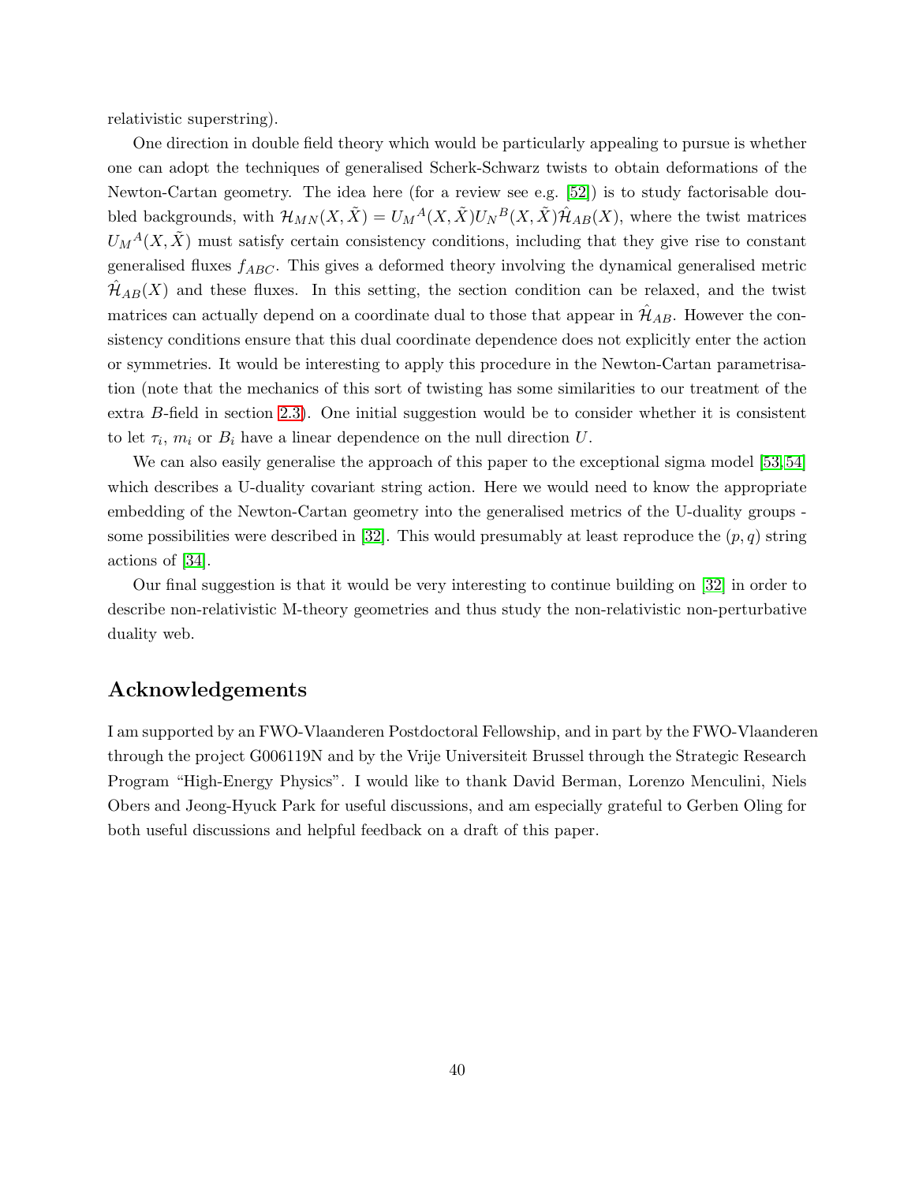relativistic superstring).

One direction in double field theory which would be particularly appealing to pursue is whether one can adopt the techniques of generalised Scherk-Schwarz twists to obtain deformations of the Newton-Cartan geometry. The idea here (for a review see e.g. [52]) is to study factorisable doubled backgrounds, with $\mathcal{H}_{MN}(X,\tilde{X}) = U_M{}^A(X,\tilde{X})U_N{}^B(X,\tilde{X})\hat{\mathcal{H}}_{AB}(X)$, where the twist matrices $U_M{}^A(X,\tilde{X})$ must satisfy certain consistency conditions, including that they give rise to constant generalised fluxes $f_{ABC}$. This gives a deformed theory involving the dynamical generalised metric $\hat{\mathcal{H}}_{AB}(X)$ and these fluxes. In this setting, the section condition can be relaxed, and the twist matrices can actually depend on a coordinate dual to those that appear in $\hat{\mathcal{H}}_{AB}$. However the consistency conditions ensure that this dual coordinate dependence does not explicitly enter the action or symmetries. It would be interesting to apply this procedure in the Newton-Cartan parametrisation (note that the mechanics of this sort of twisting has some similarities to our treatment of the extra $B$-field in section 2.3). One initial suggestion would be to consider whether it is consistent to let $\tau_i$, $m_i$ or $B_i$ have a linear dependence on the null direction $U$.

We can also easily generalise the approach of this paper to the exceptional sigma model [53,54] which describes a U-duality covariant string action. Here we would need to know the appropriate embedding of the Newton-Cartan geometry into the generalised metrics of the U-duality groups - some possibilities were described in [32]. This would presumably at least reproduce the $(p,q)$ string actions of [34].

Our final suggestion is that it would be very interesting to continue building on [32] in order to describe non-relativistic M-theory geometries and thus study the non-relativistic non-perturbative duality web.

## Acknowledgements

I am supported by an FWO-Vlaanderen Postdoctoral Fellowship, and in part by the FWO-Vlaanderen through the project G006119N and by the Vrije Universiteit Brussel through the Strategic Research Program "High-Energy Physics". I would like to thank David Berman, Lorenzo Menculini, Niels Obers and Jeong-Hyuck Park for useful discussions, and am especially grateful to Gerben Oling for both useful discussions and helpful feedback on a draft of this paper.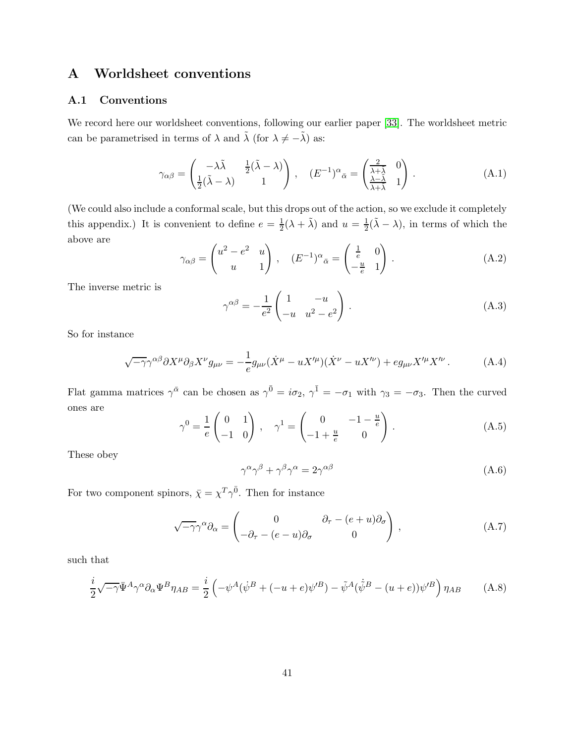# A Worldsheet conventions

## A.1 Conventions

We record here our worldsheet conventions, following our earlier paper [33]. The worldsheet metric can be parametrised in terms of $\lambda$ and $\tilde{\lambda}$ (for $\lambda \neq -\tilde{\lambda}$) as:

$$\gamma_{\alpha\beta} = \begin{pmatrix} -\lambda\tilde{\lambda} & \frac{1}{2}(\tilde{\lambda}-\lambda) \\ \frac{1}{2}(\tilde{\lambda}-\lambda) & 1 \end{pmatrix}, \quad (E^{-1})^{\alpha}{}_{\bar{\alpha}} = \begin{pmatrix} \frac{2}{\lambda+\tilde{\lambda}} & 0 \\ \frac{\lambda-\tilde{\lambda}}{\lambda+\tilde{\lambda}} & 1 \end{pmatrix}. \tag{A.1}$$

(We could also include a conformal scale, but this drops out of the action, so we exclude it completely this appendix.) It is convenient to define $e = \frac{1}{2}(\lambda+\tilde{\lambda})$ and $u = \frac{1}{2}(\tilde{\lambda}-\lambda)$, in terms of which the above are

$$\gamma_{\alpha\beta} = \begin{pmatrix} u^2-e^2 & u \\ u & 1 \end{pmatrix}, \quad (E^{-1})^{\alpha}{}_{\bar{\alpha}} = \begin{pmatrix} \frac{1}{e} & 0 \\ -\frac{u}{e} & 1 \end{pmatrix}. \tag{A.2}$$

The inverse metric is

$$\gamma^{\alpha\beta} = -\frac{1}{e^2}\begin{pmatrix} 1 & -u \\ -u & u^2-e^2 \end{pmatrix}. \tag{A.3}$$

So for instance

$$\sqrt{-\gamma}\gamma^{\alpha\beta}\partial X^{\mu}\partial_{\beta}X^{\nu}g_{\mu\nu} = -\frac{1}{e}g_{\mu\nu}(\dot{X}^{\mu}-uX'^{\mu})(\dot{X}^{\nu}-uX'^{\nu}) + e g_{\mu\nu}X'^{\mu}X'^{\nu}. \tag{A.4}$$

Flat gamma matrices $\gamma^{\bar{\alpha}}$ can be chosen as $\gamma^{\bar{0}} = i\sigma_2$, $\gamma^{\bar{1}} = -\sigma_1$ with $\gamma_3 = -\sigma_3$. Then the curved ones are

$$\gamma^{0} = \frac{1}{e}\begin{pmatrix} 0 & 1 \\ -1 & 0 \end{pmatrix}, \quad \gamma^{1} = \begin{pmatrix} 0 & -1-\frac{u}{e} \\ -1+\frac{u}{e} & 0 \end{pmatrix}. \tag{A.5}$$

These obey

$$\gamma^{\alpha}\gamma^{\beta} + \gamma^{\beta}\gamma^{\alpha} = 2\gamma^{\alpha\beta} \tag{A.6}$$

For two component spinors, $\bar{\chi} = \chi^T\gamma^{\bar{0}}$. Then for instance

$$\sqrt{-\gamma}\gamma^{\alpha}\partial_{\alpha} = \begin{pmatrix} 0 & \partial_{\tau}-(e+u)\partial_{\sigma} \\ -\partial_{\tau}-(e-u)\partial_{\sigma} & 0 \end{pmatrix}, \tag{A.7}$$

such that

$$\frac{i}{2}\sqrt{-\gamma}\bar{\Psi}^{A}\gamma^{\alpha}\partial_{\alpha}\Psi^{B}\eta_{AB} = \frac{i}{2}\left(-\psi^{A}(\dot{\psi}^{B} + (-u+e)\psi'^{B}) - \tilde{\psi}^{A}(\dot{\tilde{\psi}}^{B} - (u+e))\psi'^{B}\right)\eta_{AB} \tag{A.8}$$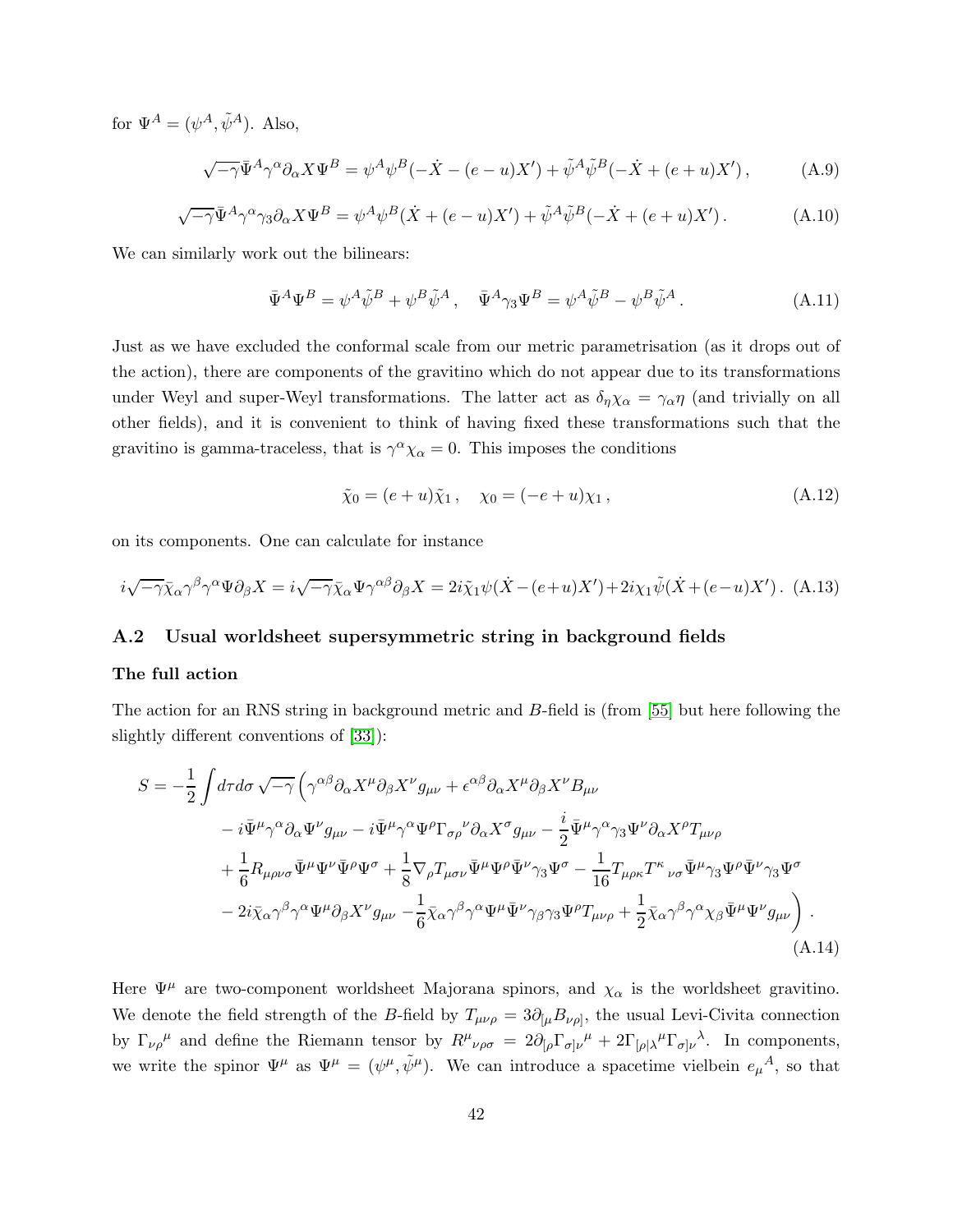for $\Psi^A = (\psi^A, \tilde{\psi}^A)$. Also,

$$\sqrt{-\gamma}\bar{\Psi}^A\gamma^\alpha\partial_\alpha X\Psi^B = \psi^A\psi^B(-\dot{X} - (e-u)X') + \tilde{\psi}^A\tilde{\psi}^B(-\dot{X} + (e+u)X') , \tag{A.9}$$

$$\sqrt{-\gamma}\bar{\Psi}^A\gamma^\alpha\gamma_3\partial_\alpha X\Psi^B = \psi^A\psi^B(\dot{X} + (e-u)X') + \tilde{\psi}^A\tilde{\psi}^B(-\dot{X} + (e+u)X') . \tag{A.10}$$

We can similarly work out the bilinears:

$$\bar{\Psi}^A\Psi^B = \psi^A\tilde{\psi}^B + \psi^B\tilde{\psi}^A , \quad \bar{\Psi}^A\gamma_3\Psi^B = \psi^A\tilde{\psi}^B - \psi^B\tilde{\psi}^A . \tag{A.11}$$

Just as we have excluded the conformal scale from our metric parametrisation (as it drops out of the action), there are components of the gravitino which do not appear due to its transformations under Weyl and super-Weyl transformations. The latter act as $\delta_\eta\chi_\alpha = \gamma_\alpha\eta$ (and trivially on all other fields), and it is convenient to think of having fixed these transformations such that the gravitino is gamma-traceless, that is $\gamma^\alpha\chi_\alpha = 0$. This imposes the conditions

$$\tilde{\chi}_0 = (e+u)\tilde{\chi}_1 , \quad \chi_0 = (-e+u)\chi_1 , \tag{A.12}$$

on its components. One can calculate for instance

$$i\sqrt{-\gamma}\bar{\chi}_\alpha\gamma^\beta\gamma^\alpha\Psi\partial_\beta X = i\sqrt{-\gamma}\bar{\chi}_\alpha\Psi\gamma^{\alpha\beta}\partial_\beta X = 2i\tilde{\chi}_1\psi(\dot{X}-(e+u)X') + 2i\chi_1\tilde{\psi}(\dot{X}+(e-u)X') . \tag{A.13}$$

## A.2 Usual worldsheet supersymmetric string in background fields

**The full action**

The action for an RNS string in background metric and $B$-field is (from [55] but here following the slightly different conventions of [33]):

$$\begin{aligned}
S = -\frac{1}{2}\int d\tau d\sigma\,\sqrt{-\gamma}\Big(&\gamma^{\alpha\beta}\partial_\alpha X^\mu\partial_\beta X^\nu g_{\mu\nu} + \epsilon^{\alpha\beta}\partial_\alpha X^\mu\partial_\beta X^\nu B_{\mu\nu}\\
&- i\bar{\Psi}^\mu\gamma^\alpha\partial_\alpha\Psi^\nu g_{\mu\nu} - i\bar{\Psi}^\mu\gamma^\alpha\Psi^\rho\Gamma_{\sigma\rho}{}^\nu\partial_\alpha X^\sigma g_{\mu\nu} - \frac{i}{2}\bar{\Psi}^\mu\gamma^\alpha\gamma_3\Psi^\nu\partial_\alpha X^\rho T_{\mu\nu\rho}\\
&+ \frac{1}{6}R_{\mu\rho\nu\sigma}\bar{\Psi}^\mu\Psi^\nu\bar{\Psi}^\rho\Psi^\sigma + \frac{1}{8}\nabla_\rho T_{\mu\sigma\nu}\bar{\Psi}^\mu\Psi^\rho\bar{\Psi}^\nu\gamma_3\Psi^\sigma - \frac{1}{16}T_{\mu\rho\kappa}T^\kappa{}_{\nu\sigma}\bar{\Psi}^\mu\gamma_3\Psi^\rho\bar{\Psi}^\nu\gamma_3\Psi^\sigma\\
&- 2i\bar{\chi}_\alpha\gamma^\beta\gamma^\alpha\Psi^\mu\partial_\beta X^\nu g_{\mu\nu} - \frac{1}{6}\bar{\chi}_\alpha\gamma^\beta\gamma^\alpha\Psi^\mu\bar{\Psi}^\nu\gamma_\beta\gamma_3\Psi^\rho T_{\mu\nu\rho} + \frac{1}{2}\bar{\chi}_\alpha\gamma^\beta\gamma^\alpha\chi_\beta\bar{\Psi}^\mu\Psi^\nu g_{\mu\nu}\Big) .
\end{aligned} \tag{A.14}$$

Here $\Psi^\mu$ are two-component worldsheet Majorana spinors, and $\chi_\alpha$ is the worldsheet gravitino. We denote the field strength of the $B$-field by $T_{\mu\nu\rho} = 3\partial_{[\mu}B_{\nu\rho]}$, the usual Levi-Civita connection by $\Gamma_{\nu\rho}{}^\mu$ and define the Riemann tensor by $R^\mu{}_{\nu\rho\sigma} = 2\partial_{[\rho}\Gamma_{\sigma]\nu}{}^\mu + 2\Gamma_{[\rho|\lambda}{}^\mu\Gamma_{\sigma]\nu}{}^\lambda$. In components, we write the spinor $\Psi^\mu$ as $\Psi^\mu = (\psi^\mu, \tilde{\psi}^\mu)$. We can introduce a spacetime vielbein $e_\mu{}^A$, so that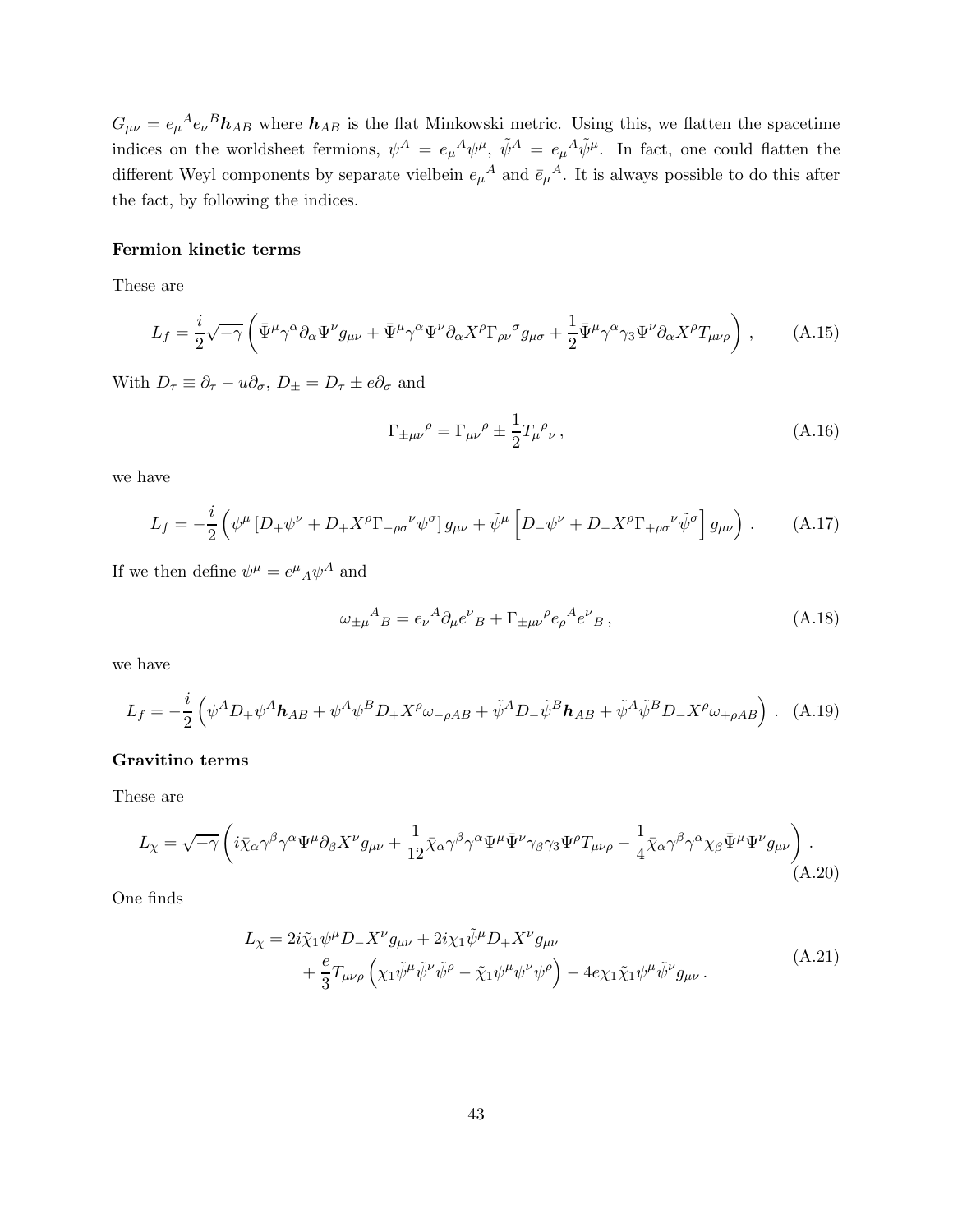$G_{\mu\nu} = e_\mu{}^A e_\nu{}^B \boldsymbol{h}_{AB}$ where $\boldsymbol{h}_{AB}$ is the flat Minkowski metric. Using this, we flatten the spacetime indices on the worldsheet fermions, $\psi^A = e_\mu{}^A \psi^\mu$, $\tilde{\psi}^A = e_\mu{}^A \tilde{\psi}^\mu$. In fact, one could flatten the different Weyl components by separate vielbein $e_\mu{}^A$ and $\bar{e}_\mu{}^{\bar{A}}$. It is always possible to do this after the fact, by following the indices.

**Fermion kinetic terms**

These are

$$L_f = \frac{i}{2}\sqrt{-\gamma}\left(\bar{\Psi}^\mu \gamma^\alpha \partial_\alpha \Psi^\nu g_{\mu\nu} + \bar{\Psi}^\mu \gamma^\alpha \Psi^\nu \partial_\alpha X^\rho \Gamma_{\rho\nu}{}^\sigma g_{\mu\sigma} + \frac{1}{2}\bar{\Psi}^\mu \gamma^\alpha \gamma_3 \Psi^\nu \partial_\alpha X^\rho T_{\mu\nu\rho}\right)\,, \tag{A.15}$$

With $D_\tau \equiv \partial_\tau - u\partial_\sigma$, $D_\pm = D_\tau \pm e\partial_\sigma$ and

$$\Gamma_{\pm\mu\nu}{}^\rho = \Gamma_{\mu\nu}{}^\rho \pm \frac{1}{2} T_\mu{}^\rho{}_\nu\,, \tag{A.16}$$

we have

$$L_f = -\frac{i}{2}\left(\psi^\mu \left[D_+\psi^\nu + D_+X^\rho \Gamma_{-\rho\sigma}{}^\nu \psi^\sigma\right] g_{\mu\nu} + \tilde{\psi}^\mu \left[D_-\tilde{\psi}^\nu + D_-X^\rho \Gamma_{+\rho\sigma}{}^\nu \tilde{\psi}^\sigma\right] g_{\mu\nu}\right)\,. \tag{A.17}$$

If we then define $\psi^\mu = e^\mu{}_A \psi^A$ and

$$\omega_{\pm\mu}{}^A{}_B = e_\nu{}^A \partial_\mu e^\nu{}_B + \Gamma_{\pm\mu\nu}{}^\rho e_\rho{}^A e^\nu{}_B\,, \tag{A.18}$$

we have

$$L_f = -\frac{i}{2}\left(\psi^A D_+ \psi^A \boldsymbol{h}_{AB} + \psi^A \psi^B D_+ X^\rho \omega_{-\rho AB} + \tilde{\psi}^A D_- \tilde{\psi}^B \boldsymbol{h}_{AB} + \tilde{\psi}^A \tilde{\psi}^B D_- X^\rho \omega_{+\rho AB}\right)\,. \tag{A.19}$$

**Gravitino terms**

These are

$$L_\chi = \sqrt{-\gamma}\left(i\bar{\chi}_\alpha \gamma^\beta \gamma^\alpha \Psi^\mu \partial_\beta X^\nu g_{\mu\nu} + \frac{1}{12}\bar{\chi}_\alpha \gamma^\beta \gamma^\alpha \Psi^\mu \bar{\Psi}^\nu \gamma_\beta \gamma_3 \Psi^\rho T_{\mu\nu\rho} - \frac{1}{4}\bar{\chi}_\alpha \gamma^\beta \gamma^\alpha \chi_\beta \bar{\Psi}^\mu \Psi^\nu g_{\mu\nu}\right)\,. \tag{A.20}$$

One finds

$$\begin{aligned} L_\chi = &\, 2i\tilde{\chi}_1 \psi^\mu D_- X^\nu g_{\mu\nu} + 2i\chi_1 \tilde{\psi}^\mu D_+ X^\nu g_{\mu\nu} \\ &+ \frac{e}{3} T_{\mu\nu\rho}\left(\chi_1 \tilde{\psi}^\mu \tilde{\psi}^\nu \tilde{\psi}^\rho - \tilde{\chi}_1 \psi^\mu \psi^\nu \psi^\rho\right) - 4e\chi_1 \tilde{\chi}_1 \psi^\mu \tilde{\psi}^\nu g_{\mu\nu}\,. \end{aligned} \tag{A.21}$$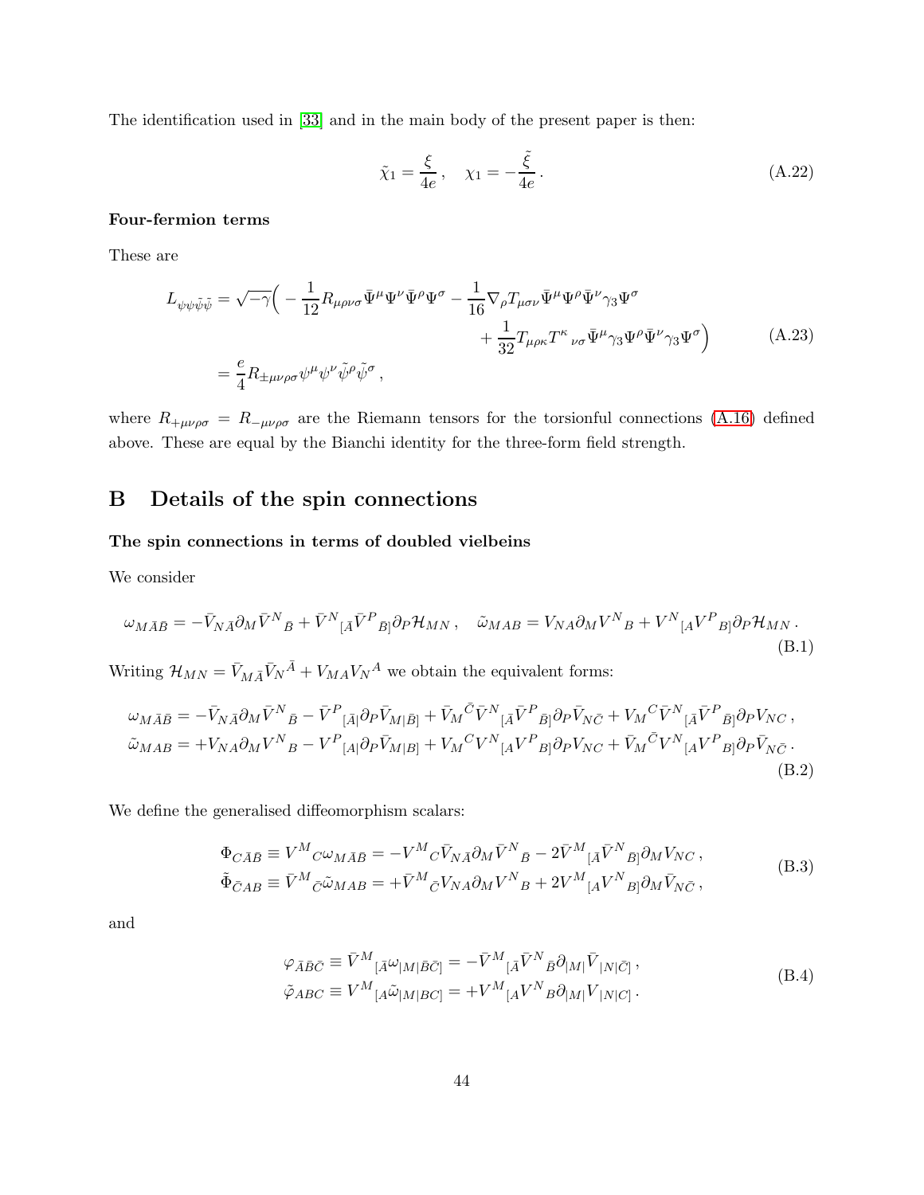The identification used in [33] and in the main body of the present paper is then:

$$\tilde{\chi}_1 = \frac{\xi}{4e}\,, \quad \chi_1 = -\frac{\tilde{\xi}}{4e}\,. \tag{A.22}$$

**Four-fermion terms**

These are

$$\begin{aligned} L_{\psi\psi\tilde{\psi}\tilde{\psi}} &= \sqrt{-\gamma}\Big( -\frac{1}{12} R_{\mu\rho\nu\sigma} \bar{\Psi}^\mu \Psi^\nu \bar{\Psi}^\rho \Psi^\sigma - \frac{1}{16} \nabla_\rho T_{\mu\sigma\nu} \bar{\Psi}^\mu \Psi^\rho \bar{\Psi}^\nu \gamma_3 \Psi^\sigma \\ &\qquad\qquad + \frac{1}{32} T_{\mu\rho\kappa} T^\kappa{}_{\nu\sigma} \bar{\Psi}^\mu \gamma_3 \Psi^\rho \bar{\Psi}^\nu \gamma_3 \Psi^\sigma \Big) \\ &= \frac{e}{4} R_{\pm\mu\nu\rho\sigma} \psi^\mu \psi^\nu \tilde{\psi}^\rho \tilde{\psi}^\sigma\,, \end{aligned} \tag{A.23}$$

where $R_{+\mu\nu\rho\sigma} = R_{-\mu\nu\rho\sigma}$ are the Riemann tensors for the torsionful connections (A.16) defined above. These are equal by the Bianchi identity for the three-form field strength.

# B Details of the spin connections

**The spin connections in terms of doubled vielbeins**

We consider

$$\omega_{M\bar{A}\bar{B}} = -\bar{V}_{N\bar{A}} \partial_M \bar{V}^N{}_{\bar{B}} + \bar{V}^N{}_{[\bar{A}} \bar{V}^P{}_{\bar{B}]} \partial_P \mathcal{H}_{MN}\,, \quad \tilde{\omega}_{MAB} = V_{NA} \partial_M V^N{}_B + V^N{}_{[A} V^P{}_{B]} \partial_P \mathcal{H}_{MN}\,. \tag{B.1}$$

Writing $\mathcal{H}_{MN} = \bar{V}_{M\bar{A}} \bar{V}_N{}^{\bar{A}} + V_{MA} V_N{}^A$ we obtain the equivalent forms:

$$\begin{aligned} \omega_{M\bar{A}\bar{B}} &= -\bar{V}_{N\bar{A}} \partial_M \bar{V}^N{}_{\bar{B}} - \bar{V}^P{}_{[\bar{A}|} \partial_P \bar{V}_{M|\bar{B}]} + \bar{V}_M{}^{\bar{C}} \bar{V}^N{}_{[\bar{A}} \bar{V}^P{}_{\bar{B}]} \partial_P \bar{V}_{N\bar{C}} + V_M{}^C \bar{V}^N{}_{[\bar{A}} \bar{V}^P{}_{\bar{B}]} \partial_P V_{NC}\,, \\ \tilde{\omega}_{MAB} &= +V_{NA} \partial_M V^N{}_B - V^P{}_{[A|} \partial_P \bar{V}_{M|B]} + V_M{}^C V^N{}_{[A} V^P{}_{B]} \partial_P V_{NC} + \bar{V}_M{}^{\bar{C}} V^N{}_{[A} V^P{}_{B]} \partial_P \bar{V}_{N\bar{C}}\,. \end{aligned} \tag{B.2}$$

We define the generalised diffeomorphism scalars:

$$\begin{aligned} \Phi_{C\bar{A}\bar{B}} &\equiv V^M{}_C \omega_{M\bar{A}\bar{B}} = -V^M{}_C \bar{V}_{N\bar{A}} \partial_M \bar{V}^N{}_{\bar{B}} - 2\bar{V}^M{}_{[\bar{A}} \bar{V}^N{}_{\bar{B}]} \partial_M V_{NC}\,, \\ \tilde{\Phi}_{\bar{C}AB} &\equiv \bar{V}^M{}_{\bar{C}} \tilde{\omega}_{MAB} = +\bar{V}^M{}_{\bar{C}} V_{NA} \partial_M V^N{}_B + 2V^M{}_{[A} V^N{}_{B]} \partial_M \bar{V}_{N\bar{C}}\,, \end{aligned} \tag{B.3}$$

and

$$\begin{aligned} \varphi_{\bar{A}\bar{B}\bar{C}} &\equiv \bar{V}^M{}_{[\bar{A}} \omega_{|M|\bar{B}\bar{C}]} = -\bar{V}^M{}_{[\bar{A}} \bar{V}^N{}_{\bar{B}} \partial_{|M|} \bar{V}_{|N|\bar{C}]}\,, \\ \tilde{\varphi}_{ABC} &\equiv V^M{}_{[A} \tilde{\omega}_{|M|BC]} = +V^M{}_{[A} V^N{}_B \partial_{|M|} V_{|N|C]}\,. \end{aligned} \tag{B.4}$$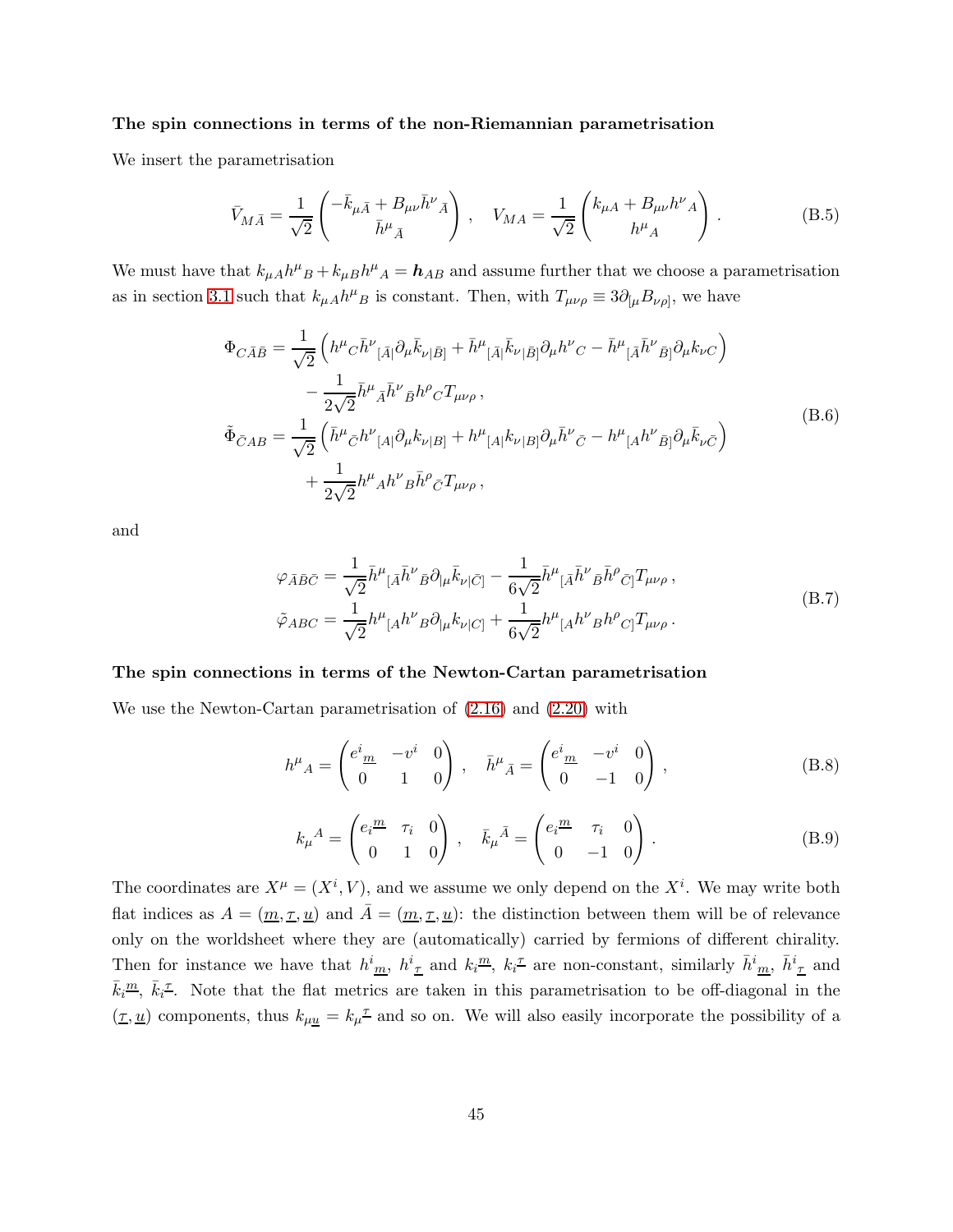**The spin connections in terms of the non-Riemannian parametrisation**

We insert the parametrisation

$$
\bar{V}_{M\bar{A}} = \frac{1}{\sqrt{2}} \begin{pmatrix} -\bar{k}_{\mu\bar{A}} + B_{\mu\nu}\bar{h}^{\nu}{}_{\bar{A}} \\ \bar{h}^{\mu}{}_{\bar{A}} \end{pmatrix} \,, \quad V_{MA} = \frac{1}{\sqrt{2}} \begin{pmatrix} k_{\mu A} + B_{\mu\nu} h^{\nu}{}_{A} \\ h^{\mu}{}_{A} \end{pmatrix} . \tag{B.5}
$$

We must have that $k_{\mu A}h^{\mu}{}_B + k_{\mu B}h^{\mu}{}_A = \boldsymbol{h}_{AB}$ and assume further that we choose a parametrisation as in section 3.1 such that $k_{\mu A}h^{\mu}{}_B$ is constant. Then, with $T_{\mu\nu\rho} \equiv 3\partial_{[\mu}B_{\nu\rho]}$, we have

$$
\begin{aligned}
\Phi_{C\bar{A}\bar{B}} &= \frac{1}{\sqrt{2}} \left( h^{\mu}{}_C \bar{h}^{\nu}{}_{[\bar{A}|}\partial_\mu \bar{k}_{\nu|\bar{B}]} + \bar{h}^{\mu}{}_{[\bar{A}|}\bar{k}_{\nu|\bar{B}]}\partial_\mu h^{\nu}{}_C - \bar{h}^{\mu}{}_{[\bar{A}}\bar{h}^{\nu}{}_{\bar{B}]}\partial_\mu k_{\nu C} \right) \\
&\qquad - \frac{1}{2\sqrt{2}} \bar{h}^{\mu}{}_{\bar{A}}\bar{h}^{\nu}{}_{\bar{B}} h^{\rho}{}_C T_{\mu\nu\rho} \,, \\
\tilde{\Phi}_{\bar{C}AB} &= \frac{1}{\sqrt{2}} \left( \bar{h}^{\mu}{}_{\bar{C}} h^{\nu}{}_{[A|}\partial_\mu k_{\nu|B]} + h^{\mu}{}_{[A|}k_{\nu|B]}\partial_\mu \bar{h}^{\nu}{}_{\bar{C}} - h^{\mu}{}_{[A}h^{\nu}{}_{\bar{B}]}\partial_\mu \bar{k}_{\nu\bar{C}} \right) \\
&\qquad + \frac{1}{2\sqrt{2}} h^{\mu}{}_A h^{\nu}{}_B \bar{h}^{\rho}{}_{\bar{C}} T_{\mu\nu\rho} \,,
\end{aligned} \tag{B.6}
$$

and

$$
\begin{aligned}
\varphi_{\bar{A}\bar{B}\bar{C}} &= \frac{1}{\sqrt{2}} \bar{h}^{\mu}{}_{[\bar{A}}\bar{h}^{\nu}{}_{\bar{B}}\partial_{|\mu}\bar{k}_{\nu|\bar{C}]} - \frac{1}{6\sqrt{2}} \bar{h}^{\mu}{}_{[\bar{A}}\bar{h}^{\nu}{}_{\bar{B}}\bar{h}^{\rho}{}_{\bar{C}]} T_{\mu\nu\rho} \,, \\
\tilde{\varphi}_{ABC} &= \frac{1}{\sqrt{2}} h^{\mu}{}_{[A}h^{\nu}{}_B \partial_{|\mu}k_{\nu|C]} + \frac{1}{6\sqrt{2}} h^{\mu}{}_{[A}h^{\nu}{}_B h^{\rho}{}_{C]} T_{\mu\nu\rho} \,.
\end{aligned} \tag{B.7}
$$

**The spin connections in terms of the Newton-Cartan parametrisation**

We use the Newton-Cartan parametrisation of (2.16) and (2.20) with

$$
h^{\mu}{}_A = \begin{pmatrix} e^i{}_{\underline{m}} & -v^i & 0 \\ 0 & 1 & 0 \end{pmatrix} \,, \quad \bar{h}^{\mu}{}_{\bar{A}} = \begin{pmatrix} e^i{}_{\underline{m}} & -v^i & 0 \\ 0 & -1 & 0 \end{pmatrix} \,, \tag{B.8}
$$

$$
k_\mu{}^A = \begin{pmatrix} e_i{}^{\underline{m}} & \tau_i & 0 \\ 0 & 1 & 0 \end{pmatrix} \,, \quad \bar{k}_\mu{}^{\bar{A}} = \begin{pmatrix} e_i{}^{\underline{m}} & \tau_i & 0 \\ 0 & -1 & 0 \end{pmatrix} . \tag{B.9}
$$

The coordinates are $X^\mu = (X^i, V)$, and we assume we only depend on the $X^i$. We may write both flat indices as $A = (\underline{m}, \underline{\tau}, \underline{u})$ and $\bar{A} = (\underline{m}, \underline{\tau}, \underline{u})$: the distinction between them will be of relevance only on the worldsheet where they are (automatically) carried by fermions of different chirality. Then for instance we have that $h^i{}_{\underline{m}}$, $h^i{}_{\underline{\tau}}$ and $k_i{}^{\underline{m}}$, $k_i{}^{\underline{\tau}}$ are non-constant, similarly $\bar{h}^i{}_{\underline{m}}$, $\bar{h}^i{}_{\underline{\tau}}$ and $\bar{k}_i{}^{\underline{m}}$, $\bar{k}_i{}^{\underline{\tau}}$. Note that the flat metrics are taken in this parametrisation to be off-diagonal in the $(\underline{\tau}, \underline{u})$ components, thus $k_{\mu\underline{u}} = k_\mu{}^{\underline{\tau}}$ and so on. We will also easily incorporate the possibility of a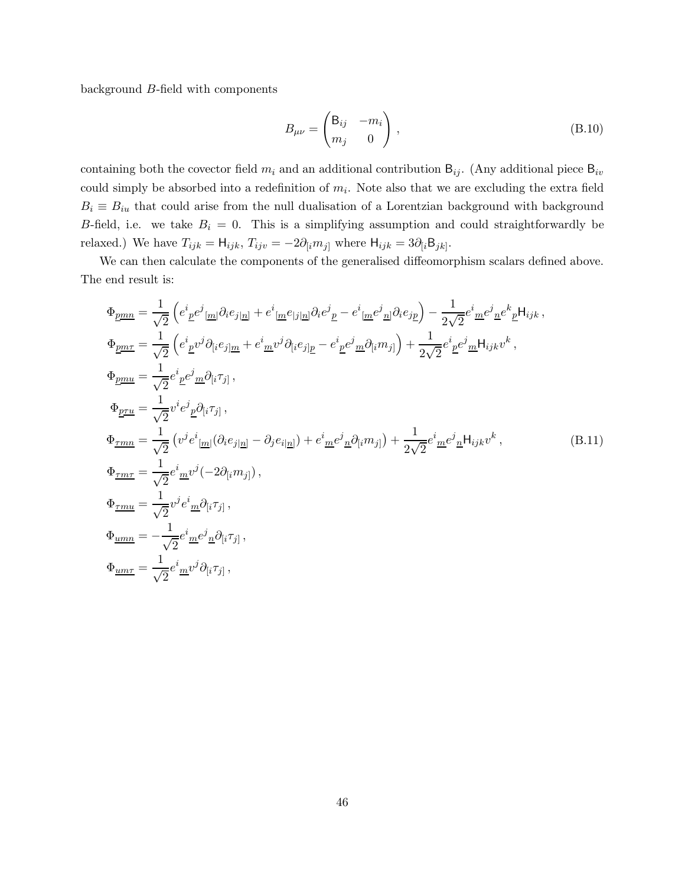background $B$-field with components

$$
B_{\mu\nu} = \begin{pmatrix} \mathsf{B}_{ij} & -m_i \\ m_j & 0 \end{pmatrix} \,, \tag{B.10}
$$

containing both the covector field $m_i$ and an additional contribution $\mathsf{B}_{ij}$. (Any additional piece $\mathsf{B}_{iv}$ could simply be absorbed into a redefinition of $m_i$. Note also that we are excluding the extra field $B_i \equiv B_{iu}$ that could arise from the null dualisation of a Lorentzian background with background $B$-field, i.e. we take $B_i = 0$. This is a simplifying assumption and could straightforwardly be relaxed.) We have $T_{ijk} = \mathsf{H}_{ijk}$, $T_{ijv} = -2\partial_{[i} m_{j]}$ where $\mathsf{H}_{ijk} = 3\partial_{[i}\mathsf{B}_{jk]}$.

We can then calculate the components of the generalised diffeomorphism scalars defined above. The end result is:

$$
\begin{aligned}
\Phi_{\underline{pmn}} &= \frac{1}{\sqrt{2}} \left( e^i{}_{\underline{p}} e^j{}_{[\underline{m}|} \partial_i e_{j|\underline{n}]} + e^i{}_{[\underline{m}} e_{|j|\underline{n}]} \partial_i e^j{}_{\underline{p}} - e^i{}_{[\underline{m}} e^j{}_{\underline{n}]} \partial_i e_{j\underline{p}} \right) - \frac{1}{2\sqrt{2}} e^i{}_{\underline{m}} e^j{}_{\underline{n}} e^k{}_{\underline{p}} \mathsf{H}_{ijk} \,, \\
\Phi_{\underline{pm\tau}} &= \frac{1}{\sqrt{2}} \left( e^i{}_{\underline{p}} v^j \partial_{[i} e_{j]\underline{m}} + e^i{}_{\underline{m}} v^j \partial_{[i} e_{j]\underline{p}} - e^i{}_{\underline{p}} e^j{}_{\underline{m}} \partial_{[i} m_{j]} \right) + \frac{1}{2\sqrt{2}} e^i{}_{\underline{p}} e^j{}_{\underline{m}} \mathsf{H}_{ijk} v^k \,, \\
\Phi_{\underline{pmu}} &= \frac{1}{\sqrt{2}} e^i{}_{\underline{p}} e^j{}_{\underline{m}} \partial_{[i} \tau_{j]} \,, \\
\Phi_{\underline{p\tau u}} &= \frac{1}{\sqrt{2}} v^i e^j{}_{\underline{p}} \partial_{[i} \tau_{j]} \,, \\
\Phi_{\underline{\tau mn}} &= \frac{1}{\sqrt{2}} \left( v^j e^i{}_{[\underline{m}|} (\partial_i e_{j|\underline{n}]} - \partial_j e_{i|\underline{n}]}) + e^i{}_{\underline{m}} e^j{}_{\underline{n}} \partial_{[i} m_{j]} \right) + \frac{1}{2\sqrt{2}} e^i{}_{\underline{m}} e^j{}_{\underline{n}} \mathsf{H}_{ijk} v^k \,, \\
\Phi_{\underline{\tau m\tau}} &= \frac{1}{\sqrt{2}} e^i{}_{\underline{m}} v^j (-2\partial_{[i} m_{j]}) \,, \\
\Phi_{\underline{\tau mu}} &= \frac{1}{\sqrt{2}} v^j e^i{}_{\underline{m}} \partial_{[i} \tau_{j]} \,, \\
\Phi_{\underline{umn}} &= -\frac{1}{\sqrt{2}} e^i{}_{\underline{m}} e^j{}_{\underline{n}} \partial_{[i} \tau_{j]} \,, \\
\Phi_{\underline{um\tau}} &= \frac{1}{\sqrt{2}} e^i{}_{\underline{m}} v^j \partial_{[i} \tau_{j]} \,,
\end{aligned} \tag{B.11}
$$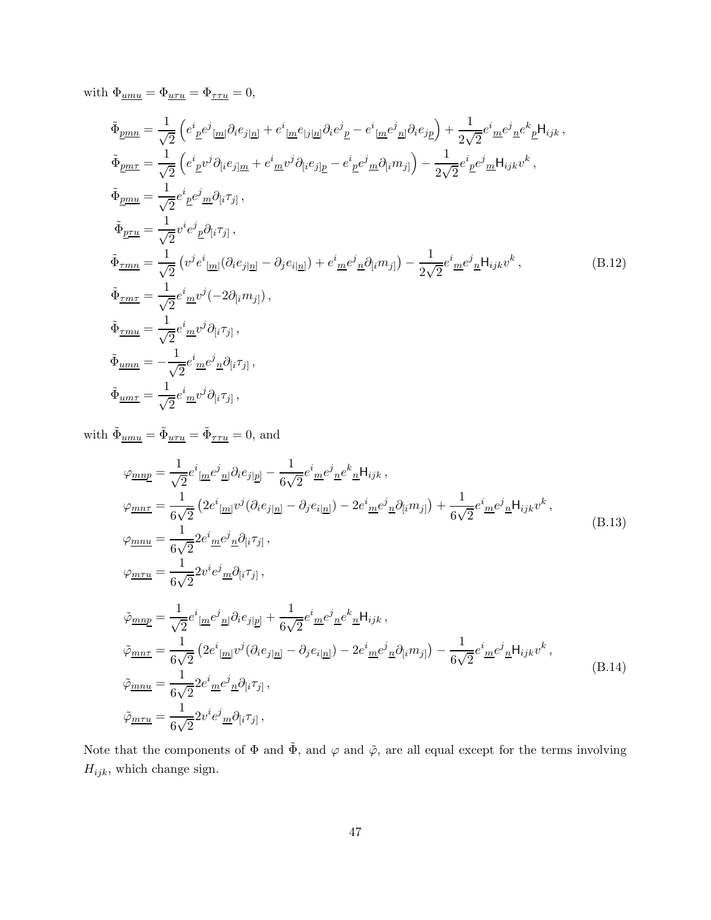with $\Phi_{\underline{umu}} = \Phi_{\underline{u\tau u}} = \Phi_{\underline{\tau\tau u}} = 0$,

$$
\begin{aligned}
\tilde{\Phi}_{\underline{pmn}} &= \frac{1}{\sqrt{2}}\left(e^i{}_{\underline{p}}e^j{}_{[\underline{m}|}\partial_i e_{j|\underline{n}]} + e^i{}_{[\underline{m}}e_{|j|\underline{n}]}\partial_i e^j{}_{\underline{p}} - e^i{}_{[\underline{m}}e^j{}_{\underline{n}]}\partial_i e_{j\underline{p}}\right) + \frac{1}{2\sqrt{2}}e^i{}_{\underline{m}}e^j{}_{\underline{n}}e^k{}_{\underline{p}}\mathsf{H}_{ijk}\,, \\
\tilde{\Phi}_{\underline{pm\tau}} &= \frac{1}{\sqrt{2}}\left(e^i{}_{\underline{p}}v^j\partial_{[i}e_{j]\underline{m}} + e^i{}_{\underline{m}}v^j\partial_{[i}e_{j]\underline{p}} - e^i{}_{\underline{p}}e^j{}_{\underline{m}}\partial_{[i}m_{j]}\right) - \frac{1}{2\sqrt{2}}e^i{}_{\underline{p}}e^j{}_{\underline{m}}\mathsf{H}_{ijk}v^k\,, \\
\tilde{\Phi}_{\underline{pmu}} &= \frac{1}{\sqrt{2}}e^i{}_{\underline{p}}e^j{}_{\underline{m}}\partial_{[i}\tau_{j]}\,, \\
\tilde{\Phi}_{\underline{p\tau u}} &= \frac{1}{\sqrt{2}}v^i e^j{}_{\underline{p}}\partial_{[i}\tau_{j]}\,, \\
\tilde{\Phi}_{\underline{\tau mn}} &= \frac{1}{\sqrt{2}}\left(v^j e^i{}_{[\underline{m}|}(\partial_i e_{j|\underline{n}]} - \partial_j e_{i|\underline{n}]}) + e^i{}_{\underline{m}}e^j{}_{\underline{n}}\partial_{[i}m_{j]}\right) - \frac{1}{2\sqrt{2}}e^i{}_{\underline{m}}e^j{}_{\underline{n}}\mathsf{H}_{ijk}v^k\,, \\
\tilde{\Phi}_{\underline{\tau m\tau}} &= \frac{1}{\sqrt{2}}e^i{}_{\underline{m}}v^j(-2\partial_{[i}m_{j]})\,, \\
\tilde{\Phi}_{\underline{\tau mu}} &= \frac{1}{\sqrt{2}}e^i{}_{\underline{m}}v^j\partial_{[i}\tau_{j]}\,, \\
\tilde{\Phi}_{\underline{umn}} &= -\frac{1}{\sqrt{2}}e^i{}_{\underline{m}}e^j{}_{\underline{n}}\partial_{[i}\tau_{j]}\,, \\
\tilde{\Phi}_{\underline{um\tau}} &= \frac{1}{\sqrt{2}}e^i{}_{\underline{m}}v^j\partial_{[i}\tau_{j]}\,,
\end{aligned}
\tag{B.12}
$$

with $\tilde{\Phi}_{\underline{umu}} = \tilde{\Phi}_{\underline{u\tau u}} = \tilde{\Phi}_{\underline{\tau\tau u}} = 0$, and

$$
\begin{aligned}
\varphi_{\underline{mnp}} &= \frac{1}{\sqrt{2}}e^i{}_{[\underline{m}}e^j{}_{\underline{n}|}\partial_i e_{j|\underline{p}]} - \frac{1}{6\sqrt{2}}e^i{}_{\underline{m}}e^j{}_{\underline{n}}e^k{}_{\underline{n}}\mathsf{H}_{ijk}\,, \\
\varphi_{\underline{mn\tau}} &= \frac{1}{6\sqrt{2}}\left(2e^i{}_{[\underline{m}|}v^j(\partial_i e_{j|\underline{n}]} - \partial_j e_{i|\underline{n}]}) - 2e^i{}_{\underline{m}}e^j{}_{\underline{n}}\partial_{[i}m_{j]}\right) + \frac{1}{6\sqrt{2}}e^i{}_{\underline{m}}e^j{}_{\underline{n}}\mathsf{H}_{ijk}v^k\,, \\
\varphi_{\underline{mnu}} &= \frac{1}{6\sqrt{2}}2e^i{}_{\underline{m}}e^j{}_{\underline{n}}\partial_{[i}\tau_{j]}\,, \\
\varphi_{\underline{m\tau u}} &= \frac{1}{6\sqrt{2}}2v^i e^j{}_{\underline{m}}\partial_{[i}\tau_{j]}\,,
\end{aligned}
\tag{B.13}
$$

$$
\begin{aligned}
\tilde{\varphi}_{\underline{mnp}} &= \frac{1}{\sqrt{2}}e^i{}_{[\underline{m}}e^j{}_{\underline{n}|}\partial_i e_{j|\underline{p}]} + \frac{1}{6\sqrt{2}}e^i{}_{\underline{m}}e^j{}_{\underline{n}}e^k{}_{\underline{n}}\mathsf{H}_{ijk}\,, \\
\tilde{\varphi}_{\underline{mn\tau}} &= \frac{1}{6\sqrt{2}}\left(2e^i{}_{[\underline{m}|}v^j(\partial_i e_{j|\underline{n}]} - \partial_j e_{i|\underline{n}]}) - 2e^i{}_{\underline{m}}e^j{}_{\underline{n}}\partial_{[i}m_{j]}\right) - \frac{1}{6\sqrt{2}}e^i{}_{\underline{m}}e^j{}_{\underline{n}}\mathsf{H}_{ijk}v^k\,, \\
\tilde{\varphi}_{\underline{mnu}} &= \frac{1}{6\sqrt{2}}2e^i{}_{\underline{m}}e^j{}_{\underline{n}}\partial_{[i}\tau_{j]}\,, \\
\tilde{\varphi}_{\underline{m\tau u}} &= \frac{1}{6\sqrt{2}}2v^i e^j{}_{\underline{m}}\partial_{[i}\tau_{j]}\,,
\end{aligned}
\tag{B.14}
$$

Note that the components of $\Phi$ and $\tilde{\Phi}$, and $\varphi$ and $\tilde{\varphi}$, are all equal except for the terms involving $H_{ijk}$, which change sign.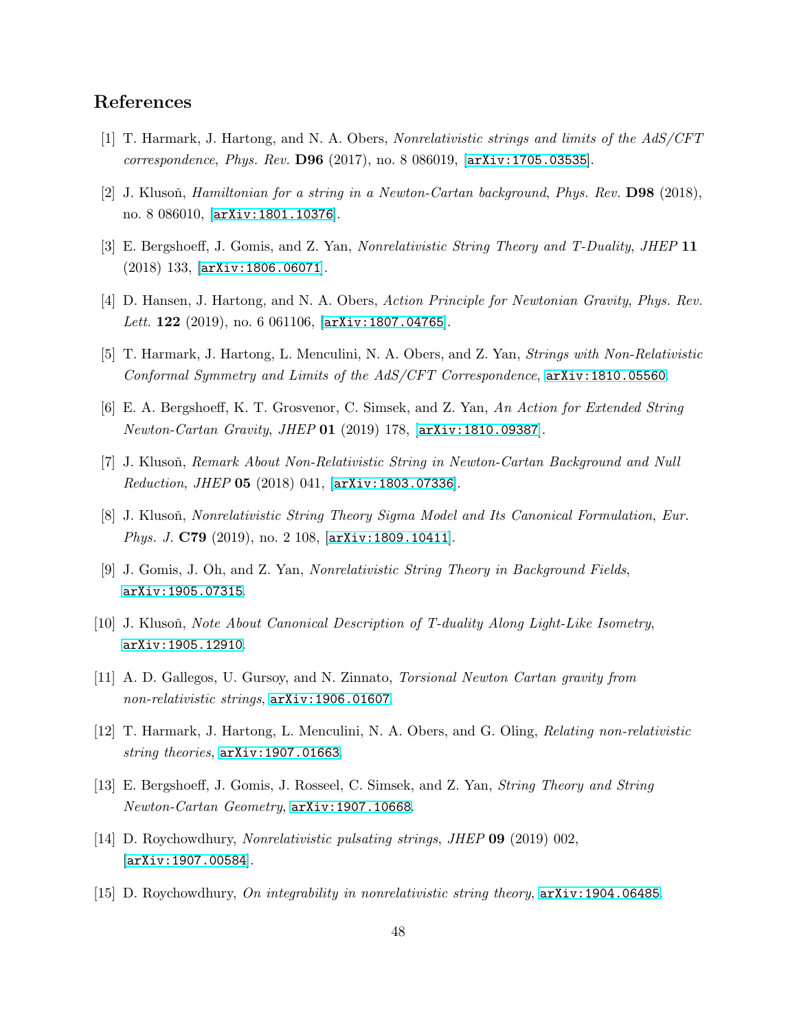# References

[1] T. Harmark, J. Hartong, and N. A. Obers, *Nonrelativistic strings and limits of the AdS/CFT correspondence*, *Phys. Rev.* **D96** (2017), no. 8 086019, [arXiv:1705.03535].

[2] J. Klusoň, *Hamiltonian for a string in a Newton-Cartan background*, *Phys. Rev.* **D98** (2018), no. 8 086010, [arXiv:1801.10376].

[3] E. Bergshoeff, J. Gomis, and Z. Yan, *Nonrelativistic String Theory and T-Duality*, *JHEP* **11** (2018) 133, [arXiv:1806.06071].

[4] D. Hansen, J. Hartong, and N. A. Obers, *Action Principle for Newtonian Gravity*, *Phys. Rev. Lett.* **122** (2019), no. 6 061106, [arXiv:1807.04765].

[5] T. Harmark, J. Hartong, L. Menculini, N. A. Obers, and Z. Yan, *Strings with Non-Relativistic Conformal Symmetry and Limits of the AdS/CFT Correspondence*, arXiv:1810.05560.

[6] E. A. Bergshoeff, K. T. Grosvenor, C. Simsek, and Z. Yan, *An Action for Extended String Newton-Cartan Gravity*, *JHEP* **01** (2019) 178, [arXiv:1810.09387].

[7] J. Klusoň, *Remark About Non-Relativistic String in Newton-Cartan Background and Null Reduction*, *JHEP* **05** (2018) 041, [arXiv:1803.07336].

[8] J. Klusoň, *Nonrelativistic String Theory Sigma Model and Its Canonical Formulation*, *Eur. Phys. J.* **C79** (2019), no. 2 108, [arXiv:1809.10411].

[9] J. Gomis, J. Oh, and Z. Yan, *Nonrelativistic String Theory in Background Fields*, arXiv:1905.07315.

[10] J. Klusoň, *Note About Canonical Description of T-duality Along Light-Like Isometry*, arXiv:1905.12910.

[11] A. D. Gallegos, U. Gursoy, and N. Zinnato, *Torsional Newton Cartan gravity from non-relativistic strings*, arXiv:1906.01607.

[12] T. Harmark, J. Hartong, L. Menculini, N. A. Obers, and G. Oling, *Relating non-relativistic string theories*, arXiv:1907.01663.

[13] E. Bergshoeff, J. Gomis, J. Rosseel, C. Simsek, and Z. Yan, *String Theory and String Newton-Cartan Geometry*, arXiv:1907.10668.

[14] D. Roychowdhury, *Nonrelativistic pulsating strings*, *JHEP* **09** (2019) 002, [arXiv:1907.00584].

[15] D. Roychowdhury, *On integrability in nonrelativistic string theory*, arXiv:1904.06485.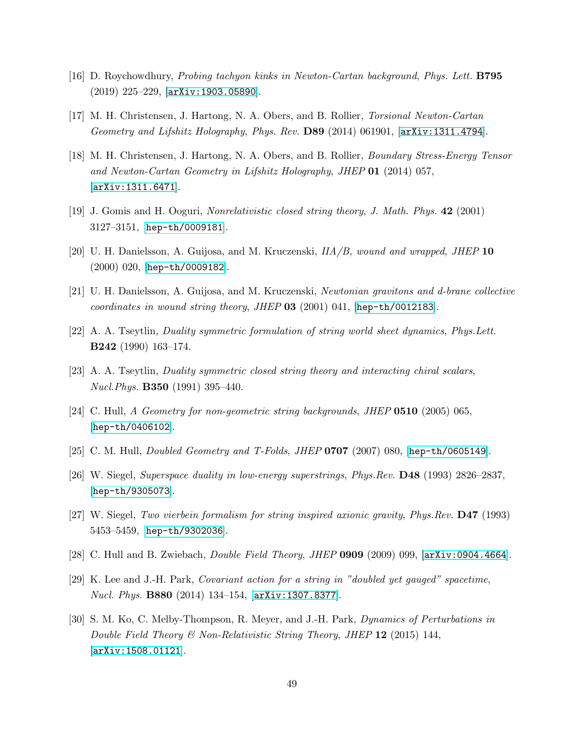[16] D. Roychowdhury, *Probing tachyon kinks in Newton-Cartan background*, *Phys. Lett.* **B795** (2019) 225–229, [arXiv:1903.05890].

[17] M. H. Christensen, J. Hartong, N. A. Obers, and B. Rollier, *Torsional Newton-Cartan Geometry and Lifshitz Holography*, *Phys. Rev.* **D89** (2014) 061901, [arXiv:1311.4794].

[18] M. H. Christensen, J. Hartong, N. A. Obers, and B. Rollier, *Boundary Stress-Energy Tensor and Newton-Cartan Geometry in Lifshitz Holography*, *JHEP* **01** (2014) 057, [arXiv:1311.6471].

[19] J. Gomis and H. Ooguri, *Nonrelativistic closed string theory*, *J. Math. Phys.* **42** (2001) 3127–3151, [hep-th/0009181].

[20] U. H. Danielsson, A. Guijosa, and M. Kruczenski, *IIA/B, wound and wrapped*, *JHEP* **10** (2000) 020, [hep-th/0009182].

[21] U. H. Danielsson, A. Guijosa, and M. Kruczenski, *Newtonian gravitons and d-brane collective coordinates in wound string theory*, *JHEP* **03** (2001) 041, [hep-th/0012183].

[22] A. A. Tseytlin, *Duality symmetric formulation of string world sheet dynamics*, *Phys.Lett.* **B242** (1990) 163–174.

[23] A. A. Tseytlin, *Duality symmetric closed string theory and interacting chiral scalars*, *Nucl.Phys.* **B350** (1991) 395–440.

[24] C. Hull, *A Geometry for non-geometric string backgrounds*, *JHEP* **0510** (2005) 065, [hep-th/0406102].

[25] C. M. Hull, *Doubled Geometry and T-Folds*, *JHEP* **0707** (2007) 080, [hep-th/0605149].

[26] W. Siegel, *Superspace duality in low-energy superstrings*, *Phys.Rev.* **D48** (1993) 2826–2837, [hep-th/9305073].

[27] W. Siegel, *Two vierbein formalism for string inspired axionic gravity*, *Phys.Rev.* **D47** (1993) 5453–5459, [hep-th/9302036].

[28] C. Hull and B. Zwiebach, *Double Field Theory*, *JHEP* **0909** (2009) 099, [arXiv:0904.4664].

[29] K. Lee and J.-H. Park, *Covariant action for a string in "doubled yet gauged" spacetime*, *Nucl. Phys.* **B880** (2014) 134–154, [arXiv:1307.8377].

[30] S. M. Ko, C. Melby-Thompson, R. Meyer, and J.-H. Park, *Dynamics of Perturbations in Double Field Theory & Non-Relativistic String Theory*, *JHEP* **12** (2015) 144, [arXiv:1508.01121].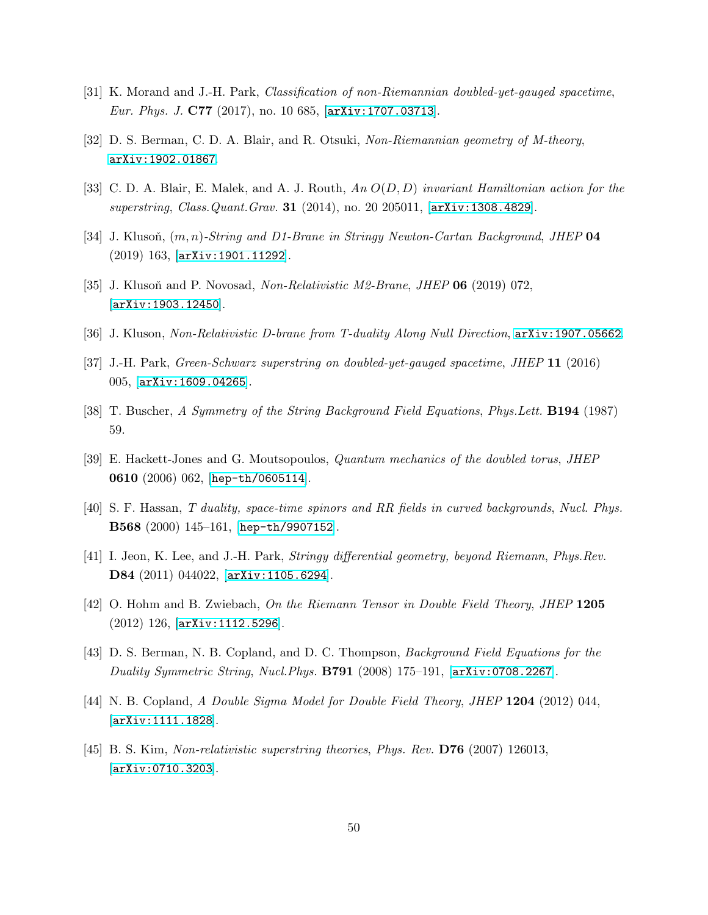[31] K. Morand and J.-H. Park, *Classification of non-Riemannian doubled-yet-gauged spacetime*, *Eur. Phys. J.* **C77** (2017), no. 10 685, [arXiv:1707.03713].

[32] D. S. Berman, C. D. A. Blair, and R. Otsuki, *Non-Riemannian geometry of M-theory*, arXiv:1902.01867.

[33] C. D. A. Blair, E. Malek, and A. J. Routh, *An $O(D, D)$ invariant Hamiltonian action for the superstring*, *Class.Quant.Grav.* **31** (2014), no. 20 205011, [arXiv:1308.4829].

[34] J. Klusoň, *$(m, n)$-String and D1-Brane in Stringy Newton-Cartan Background*, *JHEP* **04** (2019) 163, [arXiv:1901.11292].

[35] J. Klusoň and P. Novosad, *Non-Relativistic M2-Brane*, *JHEP* **06** (2019) 072, [arXiv:1903.12450].

[36] J. Kluson, *Non-Relativistic D-brane from T-duality Along Null Direction*, arXiv:1907.05662.

[37] J.-H. Park, *Green-Schwarz superstring on doubled-yet-gauged spacetime*, *JHEP* **11** (2016) 005, [arXiv:1609.04265].

[38] T. Buscher, *A Symmetry of the String Background Field Equations*, *Phys.Lett.* **B194** (1987) 59.

[39] E. Hackett-Jones and G. Moutsopoulos, *Quantum mechanics of the doubled torus*, *JHEP* **0610** (2006) 062, [hep-th/0605114].

[40] S. F. Hassan, *T duality, space-time spinors and RR fields in curved backgrounds*, *Nucl. Phys.* **B568** (2000) 145–161, [hep-th/9907152].

[41] I. Jeon, K. Lee, and J.-H. Park, *Stringy differential geometry, beyond Riemann*, *Phys.Rev.* **D84** (2011) 044022, [arXiv:1105.6294].

[42] O. Hohm and B. Zwiebach, *On the Riemann Tensor in Double Field Theory*, *JHEP* **1205** (2012) 126, [arXiv:1112.5296].

[43] D. S. Berman, N. B. Copland, and D. C. Thompson, *Background Field Equations for the Duality Symmetric String*, *Nucl.Phys.* **B791** (2008) 175–191, [arXiv:0708.2267].

[44] N. B. Copland, *A Double Sigma Model for Double Field Theory*, *JHEP* **1204** (2012) 044, [arXiv:1111.1828].

[45] B. S. Kim, *Non-relativistic superstring theories*, *Phys. Rev.* **D76** (2007) 126013, [arXiv:0710.3203].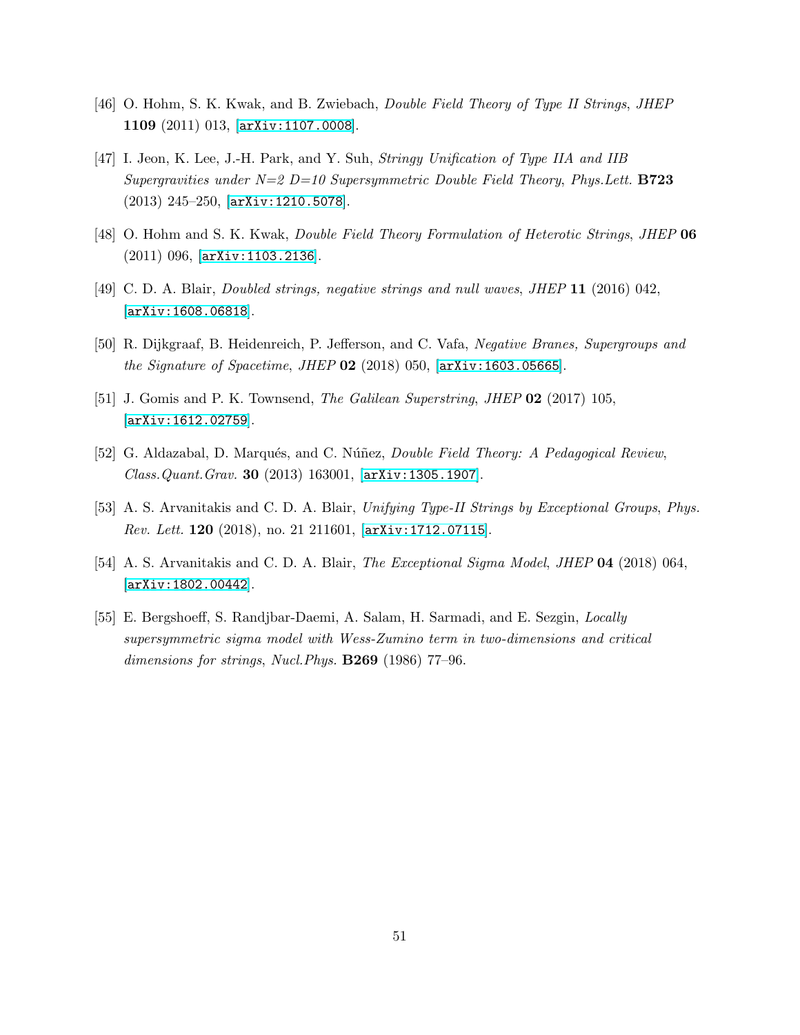[46] O. Hohm, S. K. Kwak, and B. Zwiebach, *Double Field Theory of Type II Strings*, *JHEP* **1109** (2011) 013, [arXiv:1107.0008].

[47] I. Jeon, K. Lee, J.-H. Park, and Y. Suh, *Stringy Unification of Type IIA and IIB Supergravities under N=2 D=10 Supersymmetric Double Field Theory*, *Phys.Lett.* **B723** (2013) 245–250, [arXiv:1210.5078].

[48] O. Hohm and S. K. Kwak, *Double Field Theory Formulation of Heterotic Strings*, *JHEP* **06** (2011) 096, [arXiv:1103.2136].

[49] C. D. A. Blair, *Doubled strings, negative strings and null waves*, *JHEP* **11** (2016) 042, [arXiv:1608.06818].

[50] R. Dijkgraaf, B. Heidenreich, P. Jefferson, and C. Vafa, *Negative Branes, Supergroups and the Signature of Spacetime*, *JHEP* **02** (2018) 050, [arXiv:1603.05665].

[51] J. Gomis and P. K. Townsend, *The Galilean Superstring*, *JHEP* **02** (2017) 105, [arXiv:1612.02759].

[52] G. Aldazabal, D. Marqués, and C. Núñez, *Double Field Theory: A Pedagogical Review*, *Class.Quant.Grav.* **30** (2013) 163001, [arXiv:1305.1907].

[53] A. S. Arvanitakis and C. D. A. Blair, *Unifying Type-II Strings by Exceptional Groups*, *Phys. Rev. Lett.* **120** (2018), no. 21 211601, [arXiv:1712.07115].

[54] A. S. Arvanitakis and C. D. A. Blair, *The Exceptional Sigma Model*, *JHEP* **04** (2018) 064, [arXiv:1802.00442].

[55] E. Bergshoeff, S. Randjbar-Daemi, A. Salam, H. Sarmadi, and E. Sezgin, *Locally supersymmetric sigma model with Wess-Zumino term in two-dimensions and critical dimensions for strings*, *Nucl.Phys.* **B269** (1986) 77–96.